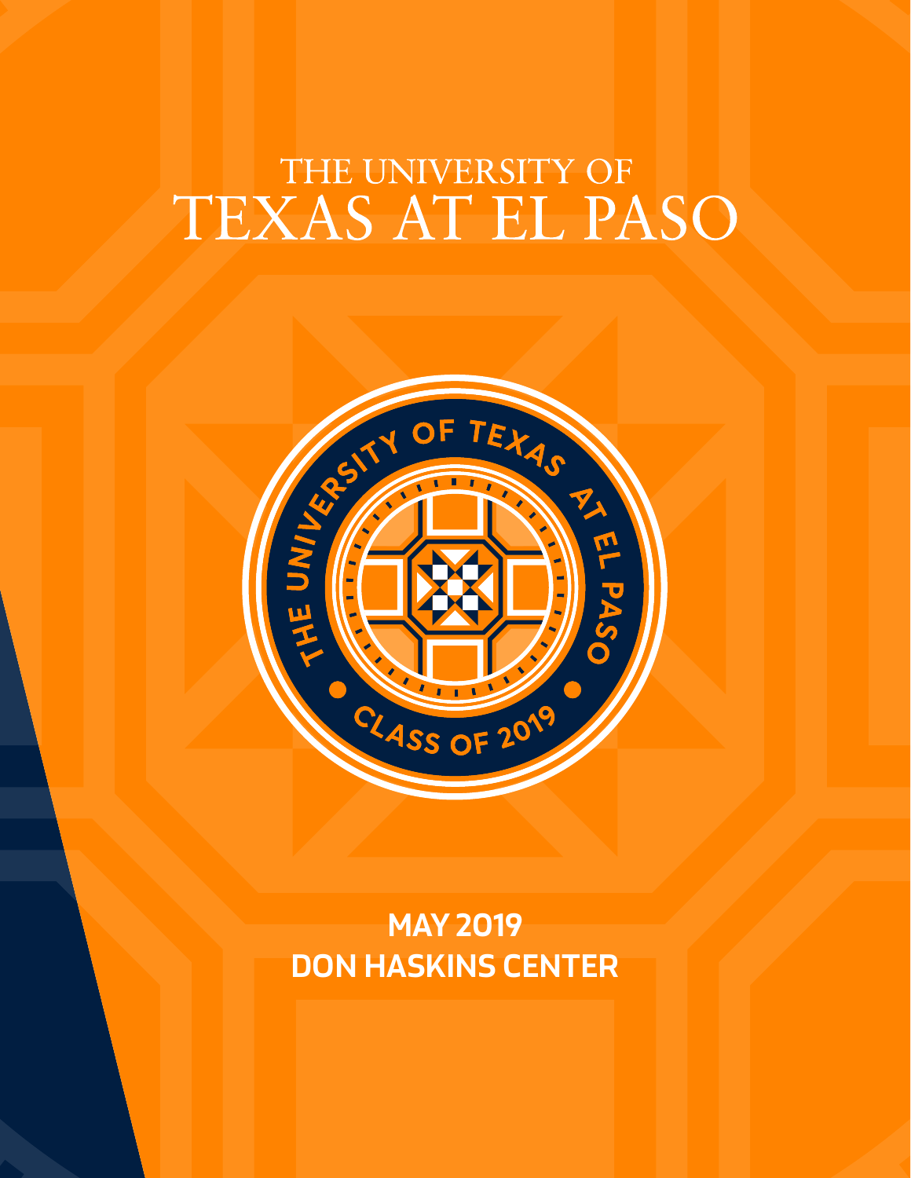# THE UNIVERSITY OF TEXAS AT EL PASO

THE UNIVERSITY OF TEXAS AT EL PASO

CLASS OF 2019

**MAY 2019**
**DON HASKINS CENTER**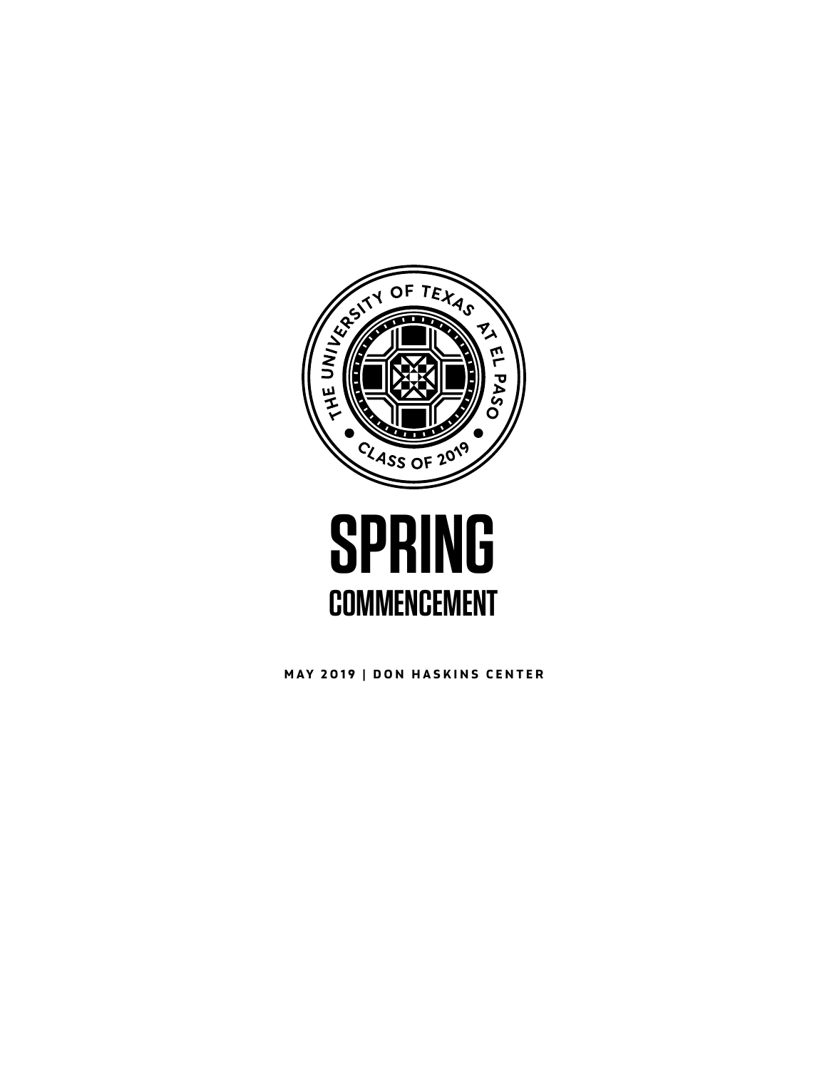THE UNIVERSITY OF TEXAS AT EL PASO

CLASS OF 2019

# SPRING

## COMMENCEMENT

**MAY 2019 | DON HASKINS CENTER**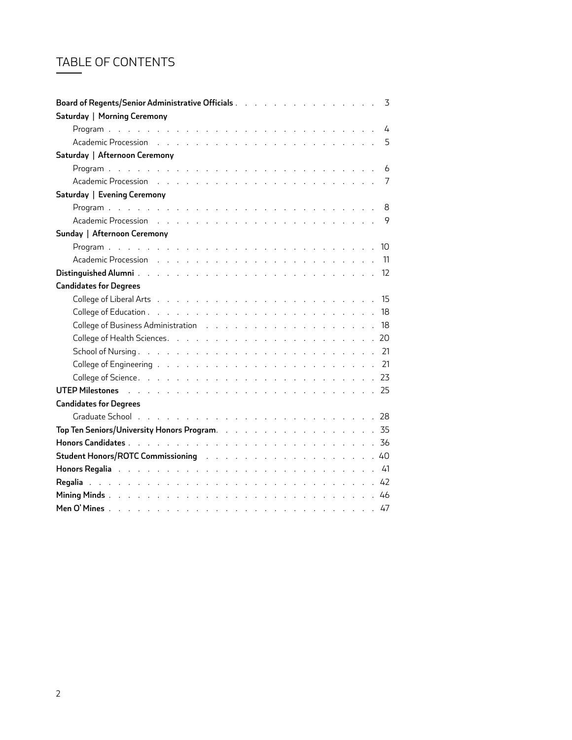# TABLE OF CONTENTS

**Board of Regents/Senior Administrative Officials** . . . . . . . . . . . . . . . 3

**Saturday | Morning Ceremony**

- Program . . . . . . . . . . . . . . . . . . . . . . . . . . . 4
- Academic Procession . . . . . . . . . . . . . . . . . . . . . . . 5

**Saturday | Afternoon Ceremony**

- Program . . . . . . . . . . . . . . . . . . . . . . . . . . . 6
- Academic Procession . . . . . . . . . . . . . . . . . . . . . . . 7

**Saturday | Evening Ceremony**

- Program . . . . . . . . . . . . . . . . . . . . . . . . . . . 8
- Academic Procession . . . . . . . . . . . . . . . . . . . . . . . 9

**Sunday | Afternoon Ceremony**

- Program . . . . . . . . . . . . . . . . . . . . . . . . . . . 10
- Academic Procession . . . . . . . . . . . . . . . . . . . . . . . 11

**Distinguished Alumni** . . . . . . . . . . . . . . . . . . . . . . . . 12

**Candidates for Degrees**

- College of Liberal Arts . . . . . . . . . . . . . . . . . . . . . . 15
- College of Education . . . . . . . . . . . . . . . . . . . . . . . 18
- College of Business Administration . . . . . . . . . . . . . . . . . . 18
- College of Health Sciences . . . . . . . . . . . . . . . . . . . . . 20
- School of Nursing . . . . . . . . . . . . . . . . . . . . . . . . 21
- College of Engineering . . . . . . . . . . . . . . . . . . . . . . 21
- College of Science . . . . . . . . . . . . . . . . . . . . . . . . 23

**UTEP Milestones** . . . . . . . . . . . . . . . . . . . . . . . . . 25

**Candidates for Degrees**

- Graduate School . . . . . . . . . . . . . . . . . . . . . . . . . 28

**Top Ten Seniors/University Honors Program** . . . . . . . . . . . . . . . 35

**Honors Candidates** . . . . . . . . . . . . . . . . . . . . . . . . 36

**Student Honors/ROTC Commissioning** . . . . . . . . . . . . . . . . . 40

**Honors Regalia** . . . . . . . . . . . . . . . . . . . . . . . . . . 41

**Regalia** . . . . . . . . . . . . . . . . . . . . . . . . . . . . . 42

**Mining Minds** . . . . . . . . . . . . . . . . . . . . . . . . . . 46

**Men O' Mines** . . . . . . . . . . . . . . . . . . . . . . . . . . 47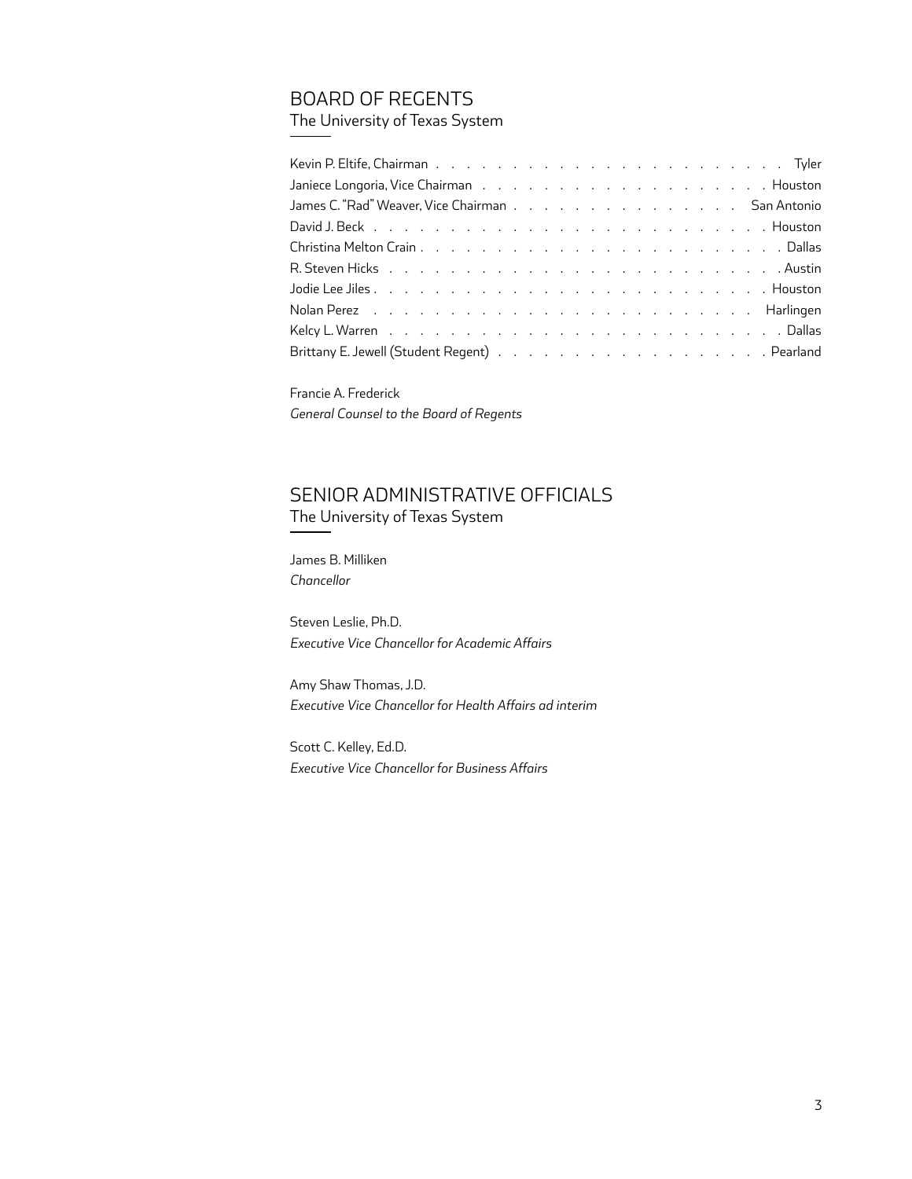## BOARD OF REGENTS

The University of Texas System

| | |
|---|---|
| Kevin P. Eltife, Chairman | Tyler |
| Janiece Longoria, Vice Chairman | Houston |
| James C. "Rad" Weaver, Vice Chairman | San Antonio |
| David J. Beck | Houston |
| Christina Melton Crain | Dallas |
| R. Steven Hicks | Austin |
| Jodie Lee Jiles | Houston |
| Nolan Perez | Harlingen |
| Kelcy L. Warren | Dallas |
| Brittany E. Jewell (Student Regent) | Pearland |

Francie A. Frederick
*General Counsel to the Board of Regents*

## SENIOR ADMINISTRATIVE OFFICIALS

The University of Texas System

James B. Milliken
*Chancellor*

Steven Leslie, Ph.D.
*Executive Vice Chancellor for Academic Affairs*

Amy Shaw Thomas, J.D.
*Executive Vice Chancellor for Health Affairs ad interim*

Scott C. Kelley, Ed.D.
*Executive Vice Chancellor for Business Affairs*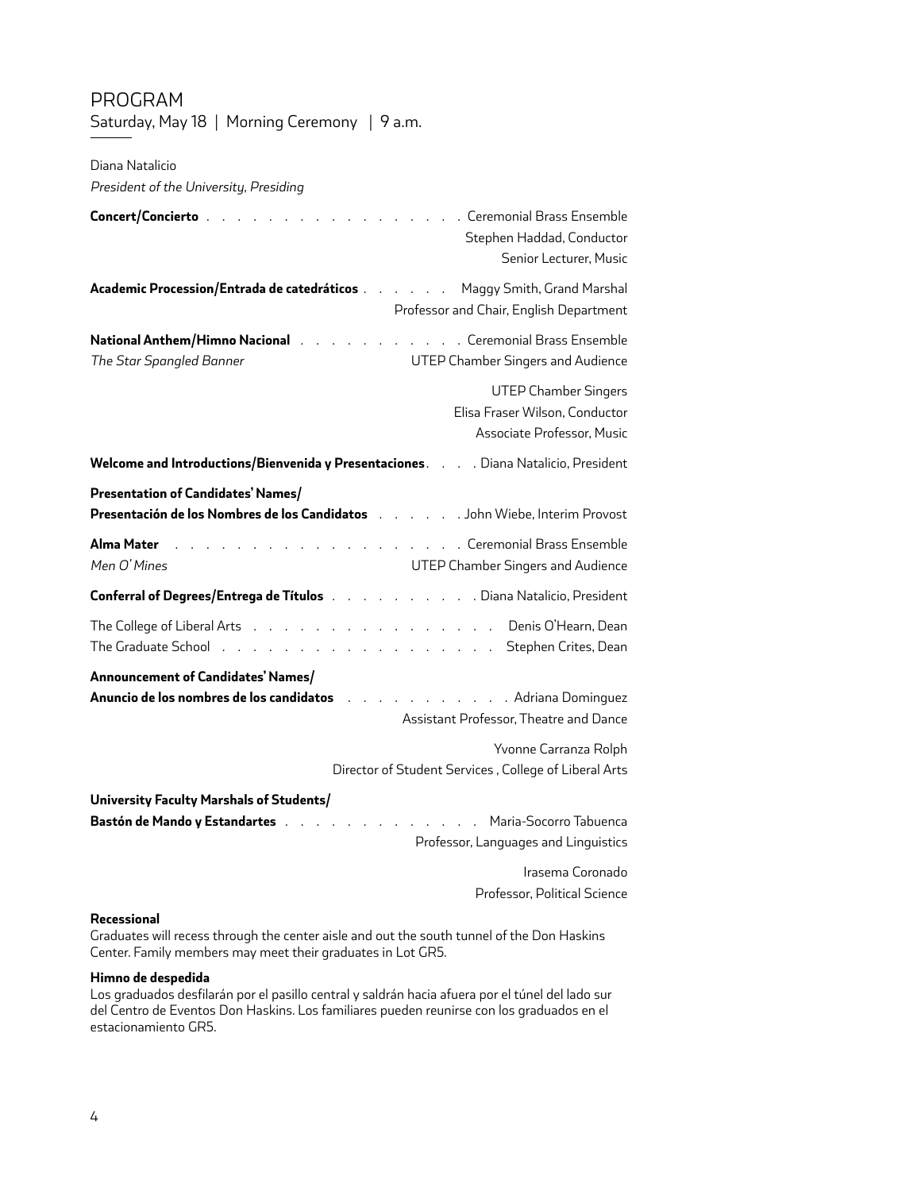# PROGRAM

Saturday, May 18 | Morning Ceremony | 9 a.m.

Diana Natalicio
*President of the University, Presiding*

**Concert/Concierto** . . . . . . . . . . . . . . . . . . Ceremonial Brass Ensemble
Stephen Haddad, Conductor
Senior Lecturer, Music

**Academic Procession/Entrada de catedráticos** . . . . . . Maggy Smith, Grand Marshal
Professor and Chair, English Department

**National Anthem/Himno Nacional** . . . . . . . . . . . Ceremonial Brass Ensemble
*The Star Spangled Banner* — UTEP Chamber Singers and Audience

UTEP Chamber Singers
Elisa Fraser Wilson, Conductor
Associate Professor, Music

**Welcome and Introductions/Bienvenida y Presentaciones**. . . . Diana Natalicio, President

**Presentation of Candidates' Names/**
**Presentación de los Nombres de los Candidatos** . . . . . . John Wiebe, Interim Provost

**Alma Mater** . . . . . . . . . . . . . . . . . . . Ceremonial Brass Ensemble
*Men O' Mines* — UTEP Chamber Singers and Audience

**Conferral of Degrees/Entrega de Títulos** . . . . . . . . . . Diana Natalicio, President

The College of Liberal Arts . . . . . . . . . . . . . . . . . Denis O'Hearn, Dean
The Graduate School . . . . . . . . . . . . . . . . . . Stephen Crites, Dean

**Announcement of Candidates' Names/**
**Anuncio de los nombres de los candidatos** . . . . . . . . . . . Adriana Dominguez
Assistant Professor, Theatre and Dance

Yvonne Carranza Rolph
Director of Student Services , College of Liberal Arts

**University Faculty Marshals of Students/**
**Bastón de Mando y Estandartes** . . . . . . . . . . . . . . Maria-Socorro Tabuenca
Professor, Languages and Linguistics

Irasema Coronado
Professor, Political Science

**Recessional**
Graduates will recess through the center aisle and out the south tunnel of the Don Haskins Center. Family members may meet their graduates in Lot GR5.

**Himno de despedida**
Los graduados desfilarán por el pasillo central y saldrán hacia afuera por el túnel del lado sur del Centro de Eventos Don Haskins. Los familiares pueden reunirse con los graduados en el estacionamiento GR5.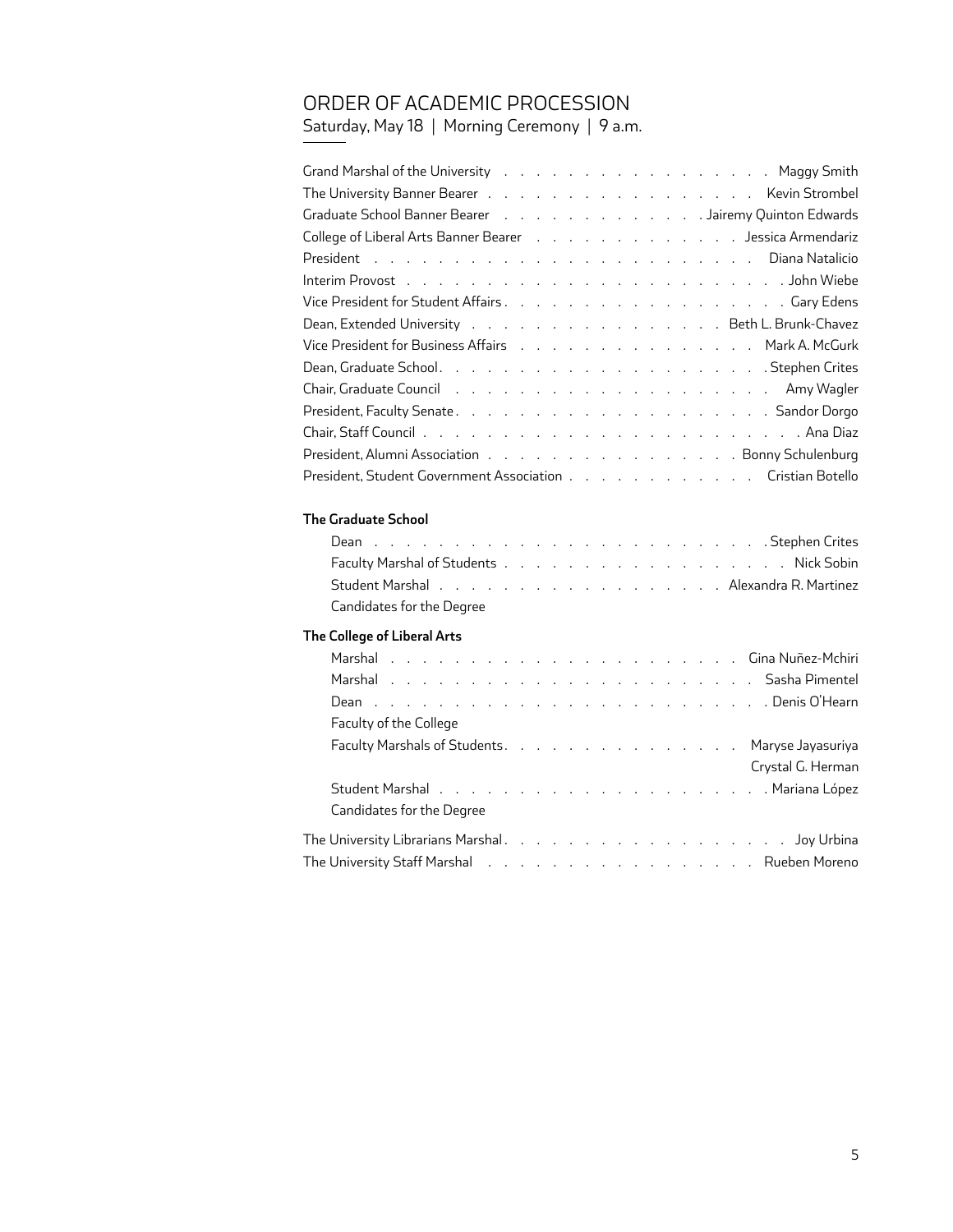## ORDER OF ACADEMIC PROCESSION

Saturday, May 18 | Morning Ceremony | 9 a.m.

| | |
|---|---|
| Grand Marshal of the University | Maggy Smith |
| The University Banner Bearer | Kevin Strombel |
| Graduate School Banner Bearer | Jairemy Quinton Edwards |
| College of Liberal Arts Banner Bearer | Jessica Armendariz |
| President | Diana Natalicio |
| Interim Provost | John Wiebe |
| Vice President for Student Affairs | Gary Edens |
| Dean, Extended University | Beth L. Brunk-Chavez |
| Vice President for Business Affairs | Mark A. McGurk |
| Dean, Graduate School | Stephen Crites |
| Chair, Graduate Council | Amy Wagler |
| President, Faculty Senate | Sandor Dorgo |
| Chair, Staff Council | Ana Diaz |
| President, Alumni Association | Bonny Schulenburg |
| President, Student Government Association | Cristian Botello |

**The Graduate School**

| | |
|---|---|
| Dean | Stephen Crites |
| Faculty Marshal of Students | Nick Sobin |
| Student Marshal | Alexandra R. Martinez |
| Candidates for the Degree | |

**The College of Liberal Arts**

| | |
|---|---|
| Marshal | Gina Nuñez-Mchiri |
| Marshal | Sasha Pimentel |
| Dean | Denis O'Hearn |
| Faculty of the College | |
| Faculty Marshals of Students | Maryse Jayasuriya |
| | Crystal G. Herman |
| Student Marshal | Mariana López |
| Candidates for the Degree | |

| | |
|---|---|
| The University Librarians Marshal | Joy Urbina |
| The University Staff Marshal | Rueben Moreno |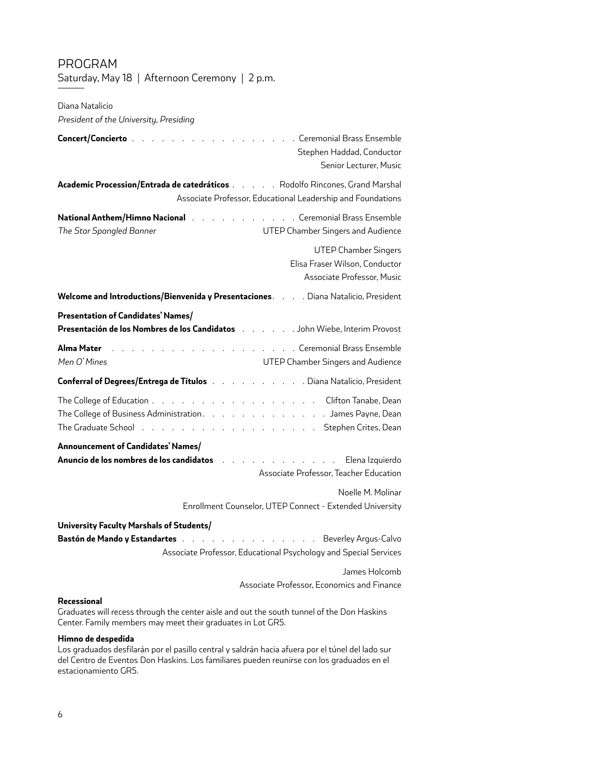# PROGRAM

Saturday, May 18 | Afternoon Ceremony | 2 p.m.

Diana Natalicio
*President of the University, Presiding*

**Concert/Concierto** . . . . . . . . . . . . . . . . . Ceremonial Brass Ensemble
Stephen Haddad, Conductor
Senior Lecturer, Music

**Academic Procession/Entrada de catedráticos** . . . . . Rodolfo Rincones, Grand Marshal
Associate Professor, Educational Leadership and Foundations

**National Anthem/Himno Nacional** . . . . . . . . . . . Ceremonial Brass Ensemble
*The Star Spangled Banner* UTEP Chamber Singers and Audience

UTEP Chamber Singers
Elisa Fraser Wilson, Conductor
Associate Professor, Music

**Welcome and Introductions/Bienvenida y Presentaciones**. . . . Diana Natalicio, President

**Presentation of Candidates' Names/**
**Presentación de los Nombres de los Candidatos** . . . . . . John Wiebe, Interim Provost

**Alma Mater** . . . . . . . . . . . . . . . . . . . Ceremonial Brass Ensemble
*Men O' Mines* UTEP Chamber Singers and Audience

**Conferral of Degrees/Entrega de Títulos** . . . . . . . . . . Diana Natalicio, President

The College of Education . . . . . . . . . . . . . . . . . . Clifton Tanabe, Dean
The College of Business Administration. . . . . . . . . . . . . James Payne, Dean
The Graduate School . . . . . . . . . . . . . . . . . . Stephen Crites, Dean

**Announcement of Candidates' Names/**
**Anuncio de los nombres de los candidatos** . . . . . . . . . . . . Elena Izquierdo
Associate Professor, Teacher Education

Noelle M. Molinar
Enrollment Counselor, UTEP Connect - Extended University

**University Faculty Marshals of Students/**
**Bastón de Mando y Estandartes** . . . . . . . . . . . . . . Beverley Argus-Calvo
Associate Professor, Educational Psychology and Special Services

James Holcomb
Associate Professor, Economics and Finance

**Recessional**
Graduates will recess through the center aisle and out the south tunnel of the Don Haskins Center. Family members may meet their graduates in Lot GR5.

**Himno de despedida**
Los graduados desfilarán por el pasillo central y saldrán hacia afuera por el túnel del lado sur del Centro de Eventos Don Haskins. Los familiares pueden reunirse con los graduados en el estacionamiento GR5.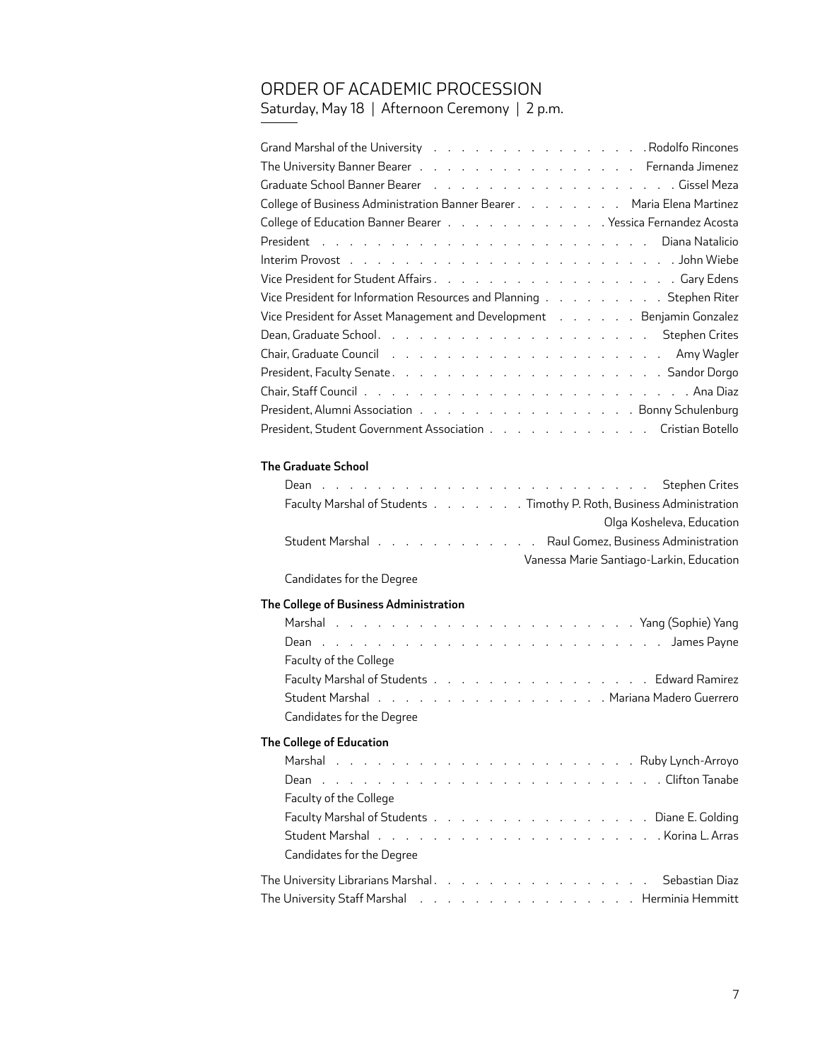# ORDER OF ACADEMIC PROCESSION

Saturday, May 18 | Afternoon Ceremony | 2 p.m.

Grand Marshal of the University . . . . . . . . . . . . . . . . . Rodolfo Rincones
The University Banner Bearer . . . . . . . . . . . . . . . . . Fernanda Jimenez
Graduate School Banner Bearer . . . . . . . . . . . . . . . . . . Gissel Meza
College of Business Administration Banner Bearer . . . . . . . . . Maria Elena Martinez
College of Education Banner Bearer . . . . . . . . . . . . . Yessica Fernandez Acosta
President . . . . . . . . . . . . . . . . . . . . . . . . . Diana Natalicio
Interim Provost . . . . . . . . . . . . . . . . . . . . . . . . John Wiebe
Vice President for Student Affairs . . . . . . . . . . . . . . . . . . Gary Edens
Vice President for Information Resources and Planning . . . . . . . . . . Stephen Riter
Vice President for Asset Management and Development . . . . . . . Benjamin Gonzalez
Dean, Graduate School . . . . . . . . . . . . . . . . . . . . . Stephen Crites
Chair, Graduate Council . . . . . . . . . . . . . . . . . . . . . Amy Wagler
President, Faculty Senate . . . . . . . . . . . . . . . . . . . . . Sandor Dorgo
Chair, Staff Council . . . . . . . . . . . . . . . . . . . . . . . . . Ana Diaz
President, Alumni Association . . . . . . . . . . . . . . . . . Bonny Schulenburg
President, Student Government Association . . . . . . . . . . . . . Cristian Botello

**The Graduate School**

Dean . . . . . . . . . . . . . . . . . . . . . . . . . . Stephen Crites
Faculty Marshal of Students . . . . . . . . Timothy P. Roth, Business Administration
Olga Kosheleva, Education
Student Marshal . . . . . . . . . . . . . Raul Gomez, Business Administration
Vanessa Marie Santiago-Larkin, Education
Candidates for the Degree

**The College of Business Administration**

Marshal . . . . . . . . . . . . . . . . . . . . . . . . Yang (Sophie) Yang
Dean . . . . . . . . . . . . . . . . . . . . . . . . . . . James Payne
Faculty of the College
Faculty Marshal of Students . . . . . . . . . . . . . . . . . Edward Ramirez
Student Marshal . . . . . . . . . . . . . . . . . . . Mariana Madero Guerrero
Candidates for the Degree

**The College of Education**

Marshal . . . . . . . . . . . . . . . . . . . . . . . . Ruby Lynch-Arroyo
Dean . . . . . . . . . . . . . . . . . . . . . . . . . . . Clifton Tanabe
Faculty of the College
Faculty Marshal of Students . . . . . . . . . . . . . . . . . Diane E. Golding
Student Marshal . . . . . . . . . . . . . . . . . . . . . . . Korina L. Arras
Candidates for the Degree

The University Librarians Marshal . . . . . . . . . . . . . . . . . Sebastian Diaz
The University Staff Marshal . . . . . . . . . . . . . . . . . Herminia Hemmitt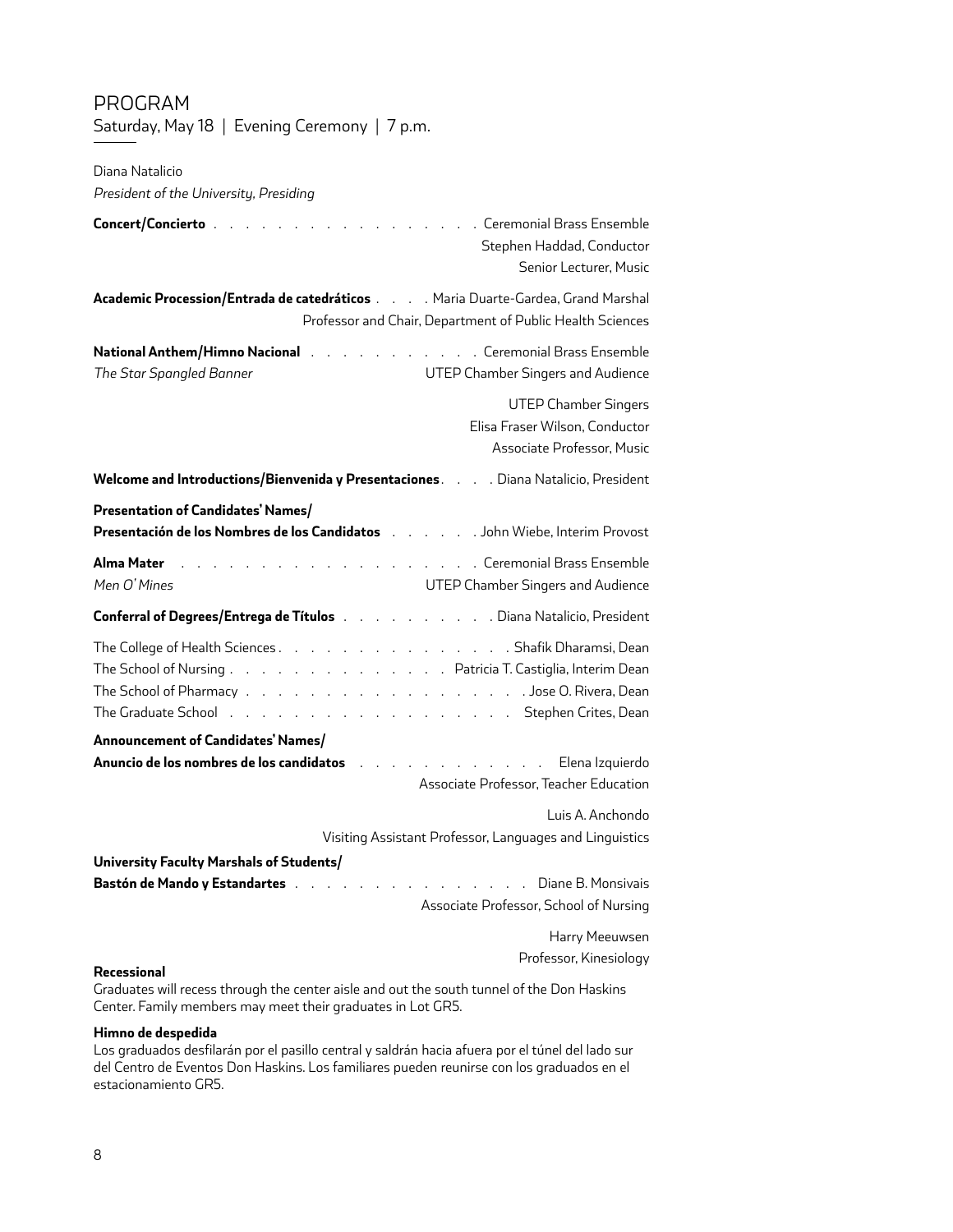## PROGRAM

Saturday, May 18 | Evening Ceremony | 7 p.m.

Diana Natalicio
*President of the University, Presiding*

**Concert/Concierto** . . . . . . . . . . . . . . . . . . Ceremonial Brass Ensemble
Stephen Haddad, Conductor
Senior Lecturer, Music

**Academic Procession/Entrada de catedráticos** . . . . Maria Duarte-Gardea, Grand Marshal
Professor and Chair, Department of Public Health Sciences

**National Anthem/Himno Nacional** . . . . . . . . . . . Ceremonial Brass Ensemble
*The Star Spangled Banner* UTEP Chamber Singers and Audience

UTEP Chamber Singers
Elisa Fraser Wilson, Conductor
Associate Professor, Music

**Welcome and Introductions/Bienvenida y Presentaciones** . . . . Diana Natalicio, President

**Presentation of Candidates' Names/**
**Presentación de los Nombres de los Candidatos** . . . . . . John Wiebe, Interim Provost

**Alma Mater** . . . . . . . . . . . . . . . . . . . Ceremonial Brass Ensemble
*Men O' Mines* UTEP Chamber Singers and Audience

**Conferral of Degrees/Entrega de Títulos** . . . . . . . . . . Diana Natalicio, President

The College of Health Sciences . . . . . . . . . . . . . . . Shafik Dharamsi, Dean
The School of Nursing . . . . . . . . . . . . . . Patricia T. Castiglia, Interim Dean
The School of Pharmacy . . . . . . . . . . . . . . . . . . Jose O. Rivera, Dean
The Graduate School . . . . . . . . . . . . . . . . . . Stephen Crites, Dean

**Announcement of Candidates' Names/**
**Anuncio de los nombres de los candidatos** . . . . . . . . . . . . Elena Izquierdo
Associate Professor, Teacher Education

Luis A. Anchondo
Visiting Assistant Professor, Languages and Linguistics

**University Faculty Marshals of Students/**
**Bastón de Mando y Estandartes** . . . . . . . . . . . . . . . Diane B. Monsivais
Associate Professor, School of Nursing

Harry Meeuwsen
Professor, Kinesiology

**Recessional**
Graduates will recess through the center aisle and out the south tunnel of the Don Haskins Center. Family members may meet their graduates in Lot GR5.

**Himno de despedida**
Los graduados desfilarán por el pasillo central y saldrán hacia afuera por el túnel del lado sur del Centro de Eventos Don Haskins. Los familiares pueden reunirse con los graduados en el estacionamiento GR5.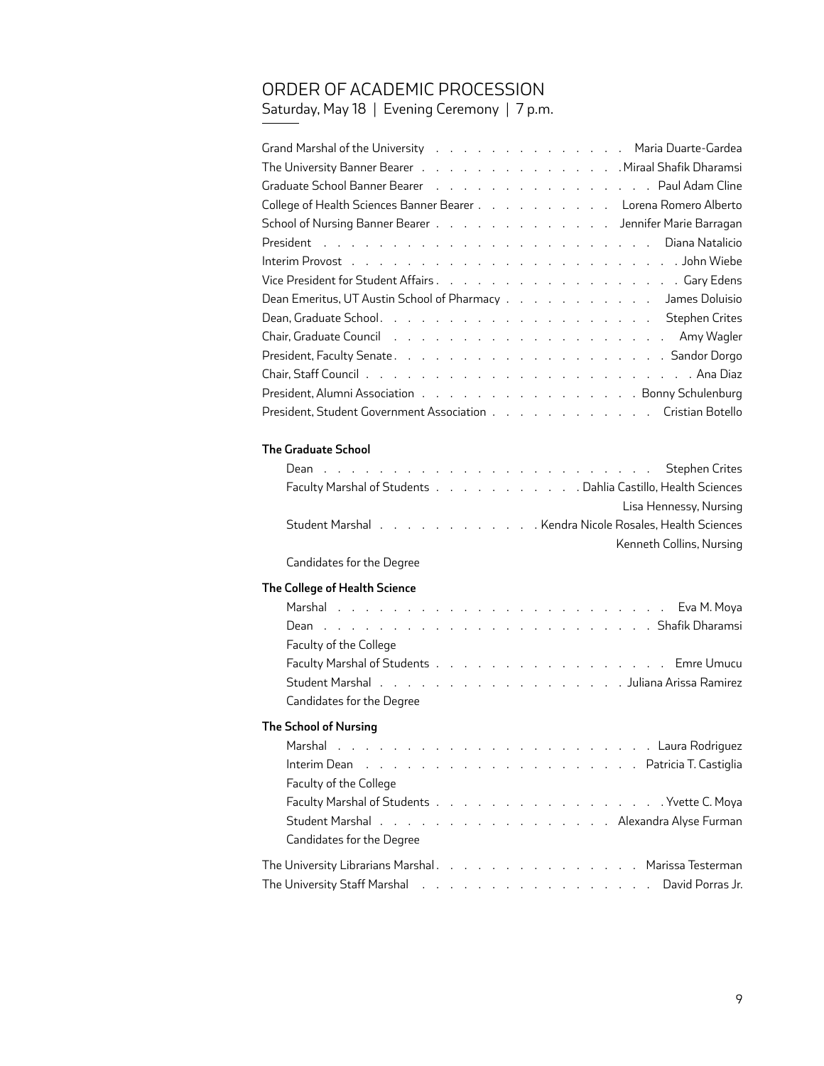## ORDER OF ACADEMIC PROCESSION

Saturday, May 18 | Evening Ceremony | 7 p.m.

Grand Marshal of the University . . . . . . . . . . . . . . Maria Duarte-Gardea
The University Banner Bearer . . . . . . . . . . . . . . . Miraal Shafik Dharamsi
Graduate School Banner Bearer . . . . . . . . . . . . . . . . Paul Adam Cline
College of Health Sciences Banner Bearer . . . . . . . . . . Lorena Romero Alberto
School of Nursing Banner Bearer . . . . . . . . . . . . . Jennifer Marie Barragan
President . . . . . . . . . . . . . . . . . . . . . . . . Diana Natalicio
Interim Provost . . . . . . . . . . . . . . . . . . . . . . . . John Wiebe
Vice President for Student Affairs . . . . . . . . . . . . . . . . . . Gary Edens
Dean Emeritus, UT Austin School of Pharmacy . . . . . . . . . . . James Doluisio
Dean, Graduate School . . . . . . . . . . . . . . . . . . . . Stephen Crites
Chair, Graduate Council . . . . . . . . . . . . . . . . . . . . Amy Wagler
President, Faculty Senate . . . . . . . . . . . . . . . . . . . Sandor Dorgo
Chair, Staff Council . . . . . . . . . . . . . . . . . . . . . . . . Ana Diaz
President, Alumni Association . . . . . . . . . . . . . . . . Bonny Schulenburg
President, Student Government Association . . . . . . . . . . . . Cristian Botello

### The Graduate School

Dean . . . . . . . . . . . . . . . . . . . . . . . . Stephen Crites
Faculty Marshal of Students . . . . . . . . . . . Dahlia Castillo, Health Sciences
Lisa Hennessy, Nursing
Student Marshal . . . . . . . . . . . . Kendra Nicole Rosales, Health Sciences
Kenneth Collins, Nursing
Candidates for the Degree

### The College of Health Science

Marshal . . . . . . . . . . . . . . . . . . . . . . . . Eva M. Moya
Dean . . . . . . . . . . . . . . . . . . . . . . . . Shafik Dharamsi
Faculty of the College
Faculty Marshal of Students . . . . . . . . . . . . . . . . . Emre Umucu
Student Marshal . . . . . . . . . . . . . . . . . . . Juliana Arissa Ramirez
Candidates for the Degree

### The School of Nursing

Marshal . . . . . . . . . . . . . . . . . . . . . . . . Laura Rodriguez
Interim Dean . . . . . . . . . . . . . . . . . . . . Patricia T. Castiglia
Faculty of the College
Faculty Marshal of Students . . . . . . . . . . . . . . . . . Yvette C. Moya
Student Marshal . . . . . . . . . . . . . . . . . . Alexandra Alyse Furman
Candidates for the Degree

The University Librarians Marshal . . . . . . . . . . . . . . . Marissa Testerman
The University Staff Marshal . . . . . . . . . . . . . . . . . David Porras Jr.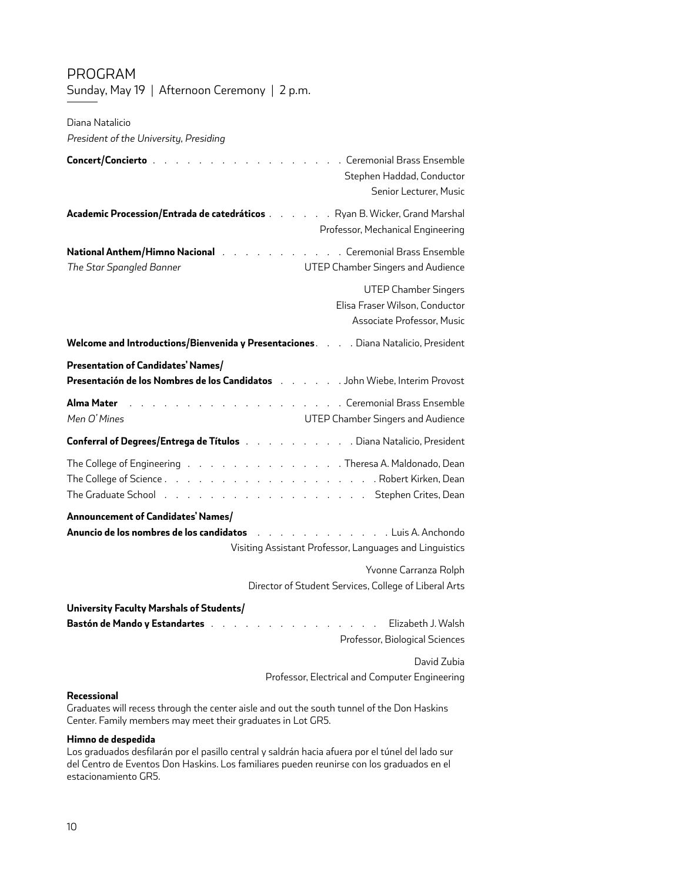## PROGRAM

Sunday, May 19 | Afternoon Ceremony | 2 p.m.

Diana Natalicio
*President of the University, Presiding*

**Concert/Concierto** . . . . . . . . . . . . . . . . . . . Ceremonial Brass Ensemble
Stephen Haddad, Conductor
Senior Lecturer, Music

**Academic Procession/Entrada de catedráticos** . . . . . . Ryan B. Wicker, Grand Marshal
Professor, Mechanical Engineering

**National Anthem/Himno Nacional** . . . . . . . . . . . . Ceremonial Brass Ensemble
*The Star Spangled Banner* UTEP Chamber Singers and Audience

UTEP Chamber Singers
Elisa Fraser Wilson, Conductor
Associate Professor, Music

**Welcome and Introductions/Bienvenida y Presentaciones**. . . . Diana Natalicio, President

**Presentation of Candidates' Names/**
**Presentación de los Nombres de los Candidatos** . . . . . . John Wiebe, Interim Provost

**Alma Mater** . . . . . . . . . . . . . . . . . . . . Ceremonial Brass Ensemble
*Men O' Mines* UTEP Chamber Singers and Audience

**Conferral of Degrees/Entrega de Títulos** . . . . . . . . . . Diana Natalicio, President

The College of Engineering . . . . . . . . . . . . . . . Theresa A. Maldonado, Dean
The College of Science . . . . . . . . . . . . . . . . . . . Robert Kirken, Dean
The Graduate School . . . . . . . . . . . . . . . . . . Stephen Crites, Dean

**Announcement of Candidates' Names/**
**Anuncio de los nombres de los candidatos** . . . . . . . . . . . . Luis A. Anchondo
Visiting Assistant Professor, Languages and Linguistics

Yvonne Carranza Rolph
Director of Student Services, College of Liberal Arts

**University Faculty Marshals of Students/**
**Bastón de Mando y Estandartes** . . . . . . . . . . . . . . . Elizabeth J. Walsh
Professor, Biological Sciences

David Zubia
Professor, Electrical and Computer Engineering

**Recessional**
Graduates will recess through the center aisle and out the south tunnel of the Don Haskins Center. Family members may meet their graduates in Lot GR5.

**Himno de despedida**
Los graduados desfilarán por el pasillo central y saldrán hacia afuera por el túnel del lado sur del Centro de Eventos Don Haskins. Los familiares pueden reunirse con los graduados en el estacionamiento GR5.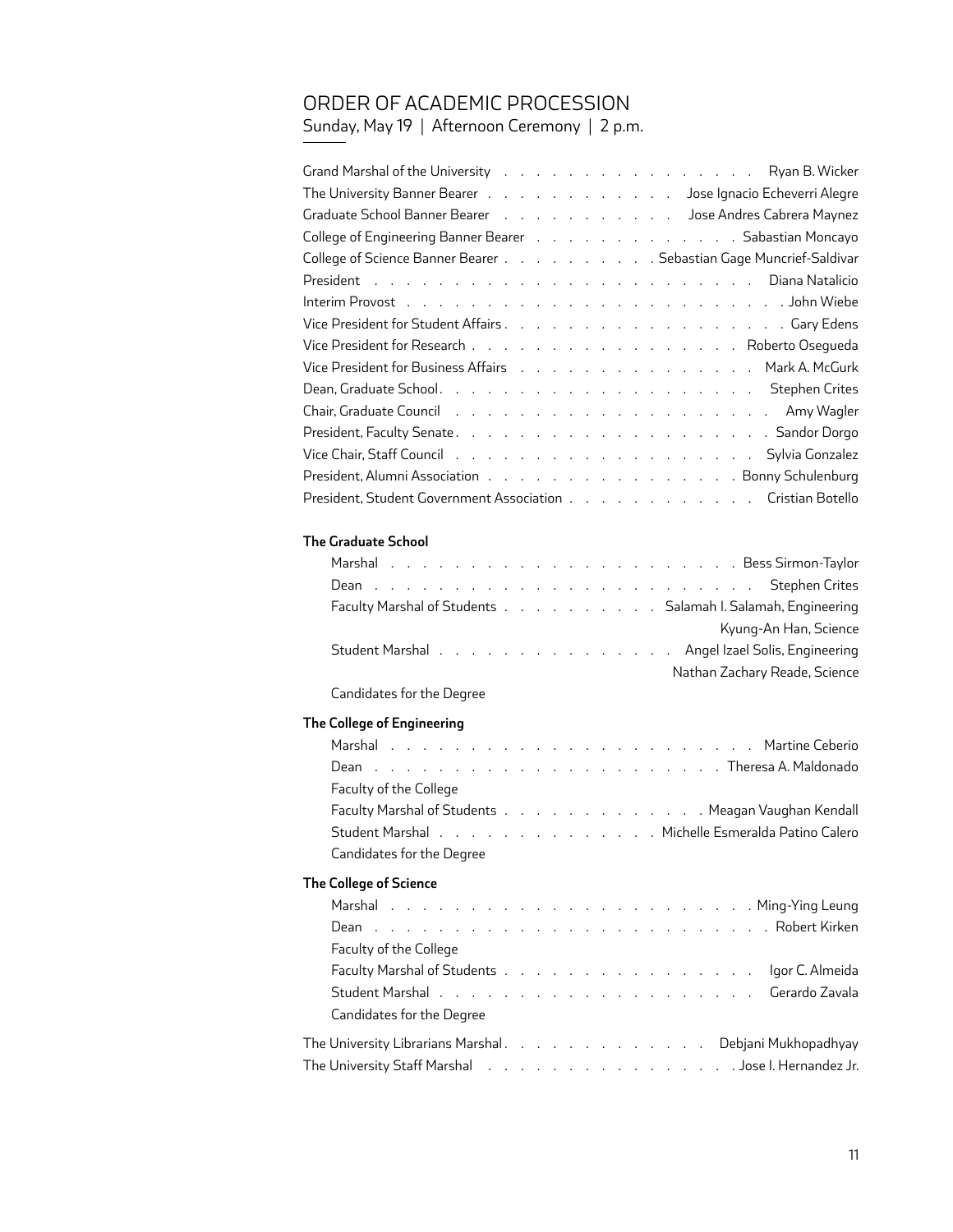# ORDER OF ACADEMIC PROCESSION

Sunday, May 19 | Afternoon Ceremony | 2 p.m.

Grand Marshal of the University . . . . . . . . . . . . . . . . . Ryan B. Wicker
The University Banner Bearer . . . . . . . . . . . . Jose Ignacio Echeverri Alegre
Graduate School Banner Bearer . . . . . . . . . . . Jose Andres Cabrera Maynez
College of Engineering Banner Bearer . . . . . . . . . . . . . . Sabastian Moncayo
College of Science Banner Bearer . . . . . . . . . . . Sebastian Gage Muncrief-Saldivar
President . . . . . . . . . . . . . . . . . . . . . . . . . Diana Natalicio
Interim Provost . . . . . . . . . . . . . . . . . . . . . . . John Wiebe
Vice President for Student Affairs . . . . . . . . . . . . . . . . . . . . Gary Edens
Vice President for Research . . . . . . . . . . . . . . . . . Roberto Osegueda
Vice President for Business Affairs . . . . . . . . . . . . . . . . . Mark A. McGurk
Dean, Graduate School . . . . . . . . . . . . . . . . . . . . Stephen Crites
Chair, Graduate Council . . . . . . . . . . . . . . . . . . . . . Amy Wagler
President, Faculty Senate . . . . . . . . . . . . . . . . . . . . . Sandor Dorgo
Vice Chair, Staff Council . . . . . . . . . . . . . . . . . . . . Sylvia Gonzalez
President, Alumni Association . . . . . . . . . . . . . . . . Bonny Schulenburg
President, Student Government Association . . . . . . . . . . . . Cristian Botello

**The Graduate School**

- Marshal . . . . . . . . . . . . . . . . . . . . . . . Bess Sirmon-Taylor
- Dean . . . . . . . . . . . . . . . . . . . . . . . . Stephen Crites
- Faculty Marshal of Students . . . . . . . . . . Salamah I. Salamah, Engineering
  Kyung-An Han, Science
- Student Marshal . . . . . . . . . . . . . . . Angel Izael Solis, Engineering
  Nathan Zachary Reade, Science
- Candidates for the Degree

**The College of Engineering**

- Marshal . . . . . . . . . . . . . . . . . . . . . . . Martine Ceberio
- Dean . . . . . . . . . . . . . . . . . . . . . . . Theresa A. Maldonado
- Faculty of the College
- Faculty Marshal of Students . . . . . . . . . . . . . . Meagan Vaughan Kendall
- Student Marshal . . . . . . . . . . . . . . Michelle Esmeralda Patino Calero
- Candidates for the Degree

**The College of Science**

- Marshal . . . . . . . . . . . . . . . . . . . . . . . . Ming-Ying Leung
- Dean . . . . . . . . . . . . . . . . . . . . . . . . . Robert Kirken
- Faculty of the College
- Faculty Marshal of Students . . . . . . . . . . . . . . . . Igor C. Almeida
- Student Marshal . . . . . . . . . . . . . . . . . . . . Gerardo Zavala
- Candidates for the Degree

The University Librarians Marshal . . . . . . . . . . . . . . Debjani Mukhopadhyay
The University Staff Marshal . . . . . . . . . . . . . . . . . Jose I. Hernandez Jr.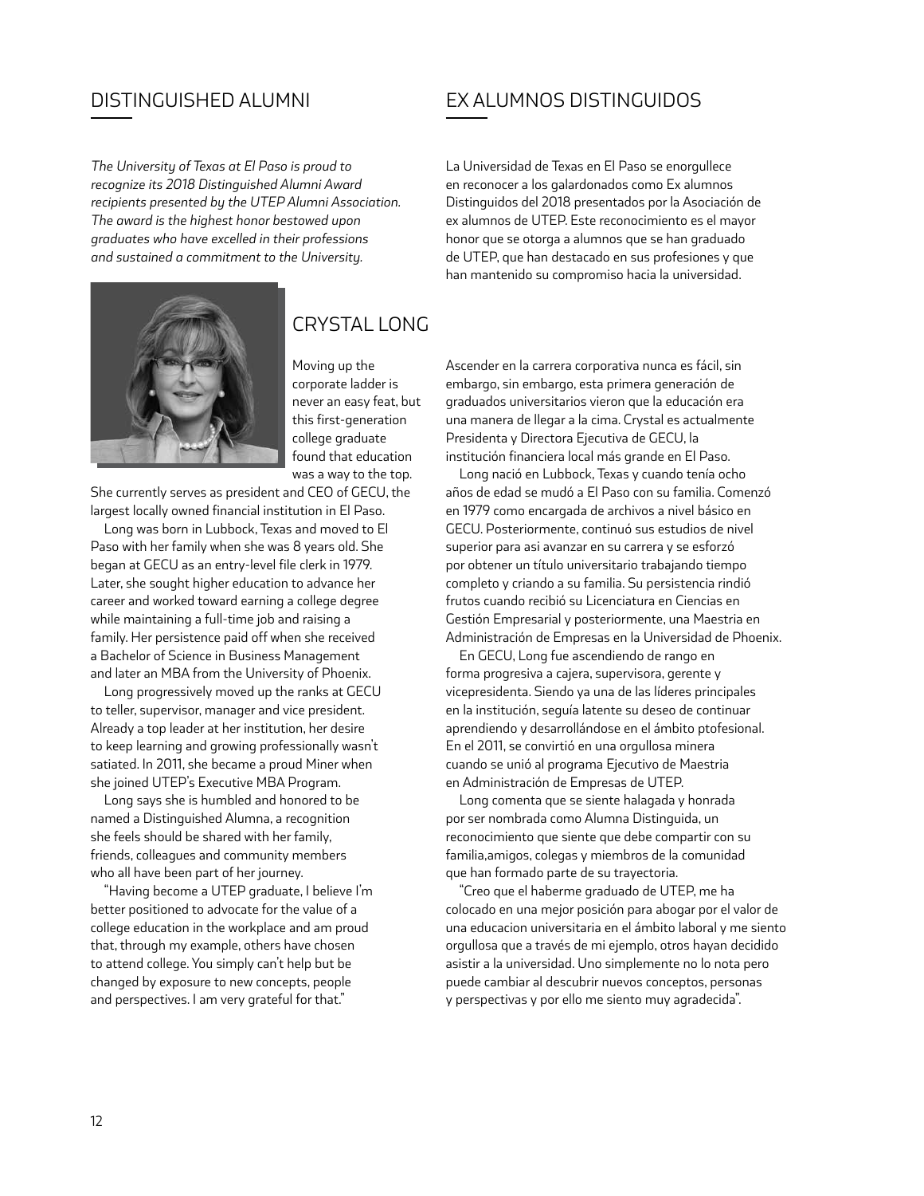## DISTINGUISHED ALUMNI

*The University of Texas at El Paso is proud to recognize its 2018 Distinguished Alumni Award recipients presented by the UTEP Alumni Association. The award is the highest honor bestowed upon graduates who have excelled in their professions and sustained a commitment to the University.*

### CRYSTAL LONG

Moving up the corporate ladder is never an easy feat, but this first-generation college graduate found that education was a way to the top. She currently serves as president and CEO of GECU, the largest locally owned financial institution in El Paso.

Long was born in Lubbock, Texas and moved to El Paso with her family when she was 8 years old. She began at GECU as an entry-level file clerk in 1979. Later, she sought higher education to advance her career and worked toward earning a college degree while maintaining a full-time job and raising a family. Her persistence paid off when she received a Bachelor of Science in Business Management and later an MBA from the University of Phoenix.

Long progressively moved up the ranks at GECU to teller, supervisor, manager and vice president. Already a top leader at her institution, her desire to keep learning and growing professionally wasn't satiated. In 2011, she became a proud Miner when she joined UTEP's Executive MBA Program.

Long says she is humbled and honored to be named a Distinguished Alumna, a recognition she feels should be shared with her family, friends, colleagues and community members who all have been part of her journey.

"Having become a UTEP graduate, I believe I'm better positioned to advocate for the value of a college education in the workplace and am proud that, through my example, others have chosen to attend college. You simply can't help but be changed by exposure to new concepts, people and perspectives. I am very grateful for that."

## EX ALUMNOS DISTINGUIDOS

La Universidad de Texas en El Paso se enorgullece en reconocer a los galardonados como Ex alumnos Distinguidos del 2018 presentados por la Asociación de ex alumnos de UTEP. Este reconocimiento es el mayor honor que se otorga a alumnos que se han graduado de UTEP, que han destacado en sus profesiones y que han mantenido su compromiso hacia la universidad.

Ascender en la carrera corporativa nunca es fácil, sin embargo, sin embargo, esta primera generación de graduados universitarios vieron que la educación era una manera de llegar a la cima. Crystal es actualmente Presidenta y Directora Ejecutiva de GECU, la institución financiera local más grande en El Paso.

Long nació en Lubbock, Texas y cuando tenía ocho años de edad se mudó a El Paso con su familia. Comenzó en 1979 como encargada de archivos a nivel básico en GECU. Posteriormente, continuó sus estudios de nivel superior para asi avanzar en su carrera y se esforzó por obtener un título universitario trabajando tiempo completo y criando a su familia. Su persistencia rindió frutos cuando recibió su Licenciatura en Ciencias en Gestión Empresarial y posteriormente, una Maestria en Administración de Empresas en la Universidad de Phoenix.

En GECU, Long fue ascendiendo de rango en forma progresiva a cajera, supervisora, gerente y vicepresidenta. Siendo ya una de las líderes principales en la institución, seguía latente su deseo de continuar aprendiendo y desarrollándose en el ámbito ptofesional. En el 2011, se convirtió en una orgullosa minera cuando se unió al programa Ejecutivo de Maestria en Administración de Empresas de UTEP.

Long comenta que se siente halagada y honrada por ser nombrada como Alumna Distinguida, un reconocimiento que siente que debe compartir con su familia,amigos, colegas y miembros de la comunidad que han formado parte de su trayectoria.

"Creo que el haberme graduado de UTEP, me ha colocado en una mejor posición para abogar por el valor de una educacion universitaria en el ámbito laboral y me siento orgullosa que a través de mi ejemplo, otros hayan decidido asistir a la universidad. Uno simplemente no lo nota pero puede cambiar al descubrir nuevos conceptos, personas y perspectivas y por ello me siento muy agradecida".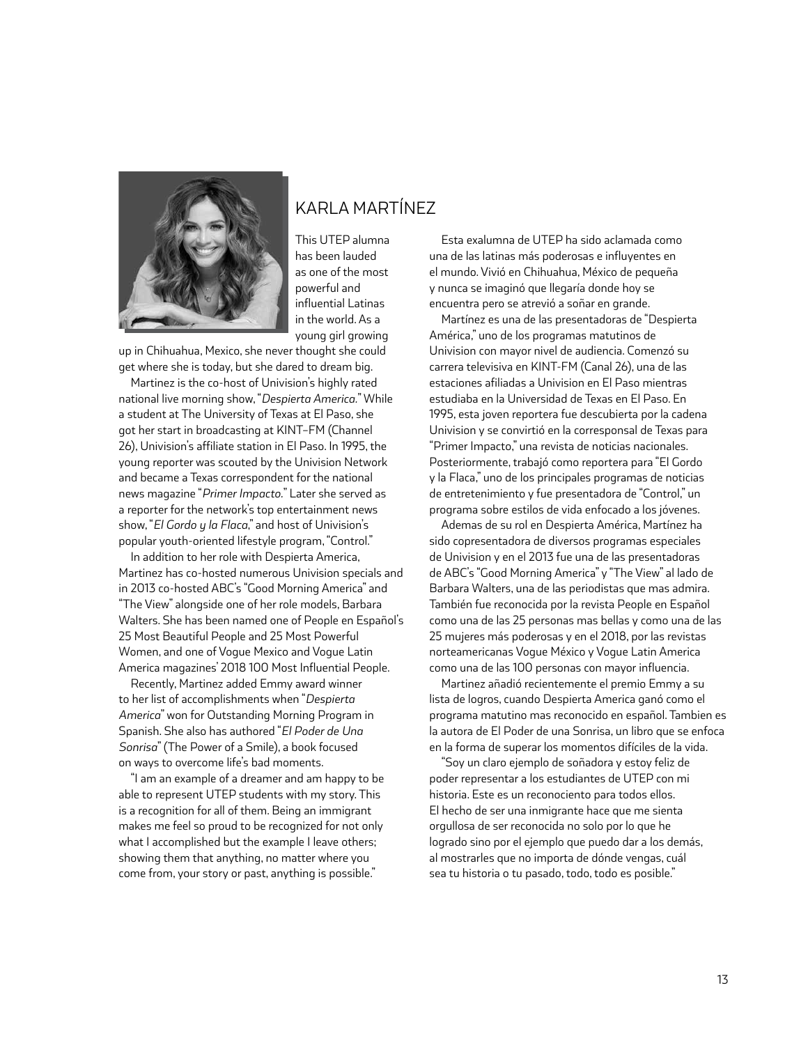## KARLA MARTÍNEZ

This UTEP alumna has been lauded as one of the most powerful and influential Latinas in the world. As a young girl growing up in Chihuahua, Mexico, she never thought she could get where she is today, but she dared to dream big.

Martinez is the co-host of Univision's highly rated national live morning show, "*Despierta America.*" While a student at The University of Texas at El Paso, she got her start in broadcasting at KINT–FM (Channel 26), Univision's affiliate station in El Paso. In 1995, the young reporter was scouted by the Univision Network and became a Texas correspondent for the national news magazine "*Primer Impacto.*" Later she served as a reporter for the network's top entertainment news show, "*El Gordo y la Flaca*," and host of Univision's popular youth-oriented lifestyle program, "Control."

In addition to her role with Despierta America, Martinez has co-hosted numerous Univision specials and in 2013 co-hosted ABC's "Good Morning America" and "The View" alongside one of her role models, Barbara Walters. She has been named one of People en Español's 25 Most Beautiful People and 25 Most Powerful Women, and one of Vogue Mexico and Vogue Latin America magazines' 2018 100 Most Influential People.

Recently, Martinez added Emmy award winner to her list of accomplishments when "*Despierta America*" won for Outstanding Morning Program in Spanish. She also has authored "*El Poder de Una Sonrisa*" (The Power of a Smile), a book focused on ways to overcome life's bad moments.

"I am an example of a dreamer and am happy to be able to represent UTEP students with my story. This is a recognition for all of them. Being an immigrant makes me feel so proud to be recognized for not only what I accomplished but the example I leave others; showing them that anything, no matter where you come from, your story or past, anything is possible."

Esta exalumna de UTEP ha sido aclamada como una de las latinas más poderosas e influyentes en el mundo. Vivió en Chihuahua, México de pequeña y nunca se imaginó que llegaría donde hoy se encuentra pero se atrevió a soñar en grande.

Martínez es una de las presentadoras de "Despierta América," uno de los programas matutinos de Univision con mayor nivel de audiencia. Comenzó su carrera televisiva en KINT-FM (Canal 26), una de las estaciones afiliadas a Univision en El Paso mientras estudiaba en la Universidad de Texas en El Paso. En 1995, esta joven reportera fue descubierta por la cadena Univision y se convirtió en la corresponsal de Texas para "Primer Impacto," una revista de noticias nacionales. Posteriormente, trabajó como reportera para "El Gordo y la Flaca," uno de los principales programas de noticias de entretenimiento y fue presentadora de "Control," un programa sobre estilos de vida enfocado a los jóvenes.

Ademas de su rol en Despierta América, Martínez ha sido copresentadora de diversos programas especiales de Univision y en el 2013 fue una de las presentadoras de ABC's "Good Morning America" y "The View" al lado de Barbara Walters, una de las periodistas que mas admira. También fue reconocida por la revista People en Español como una de las 25 personas mas bellas y como una de las 25 mujeres más poderosas y en el 2018, por las revistas norteamericanas Vogue México y Vogue Latin America como una de las 100 personas con mayor influencia.

Martinez añadió recientemente el premio Emmy a su lista de logros, cuando Despierta America ganó como el programa matutino mas reconocido en español. Tambien es la autora de El Poder de una Sonrisa, un libro que se enfoca en la forma de superar los momentos difíciles de la vida.

"Soy un claro ejemplo de soñadora y estoy feliz de poder representar a los estudiantes de UTEP con mi historia. Este es un reconociento para todos ellos. El hecho de ser una inmigrante hace que me sienta orgullosa de ser reconocida no solo por lo que he logrado sino por el ejemplo que puedo dar a los demás, al mostrarles que no importa de dónde vengas, cuál sea tu historia o tu pasado, todo, todo es posible."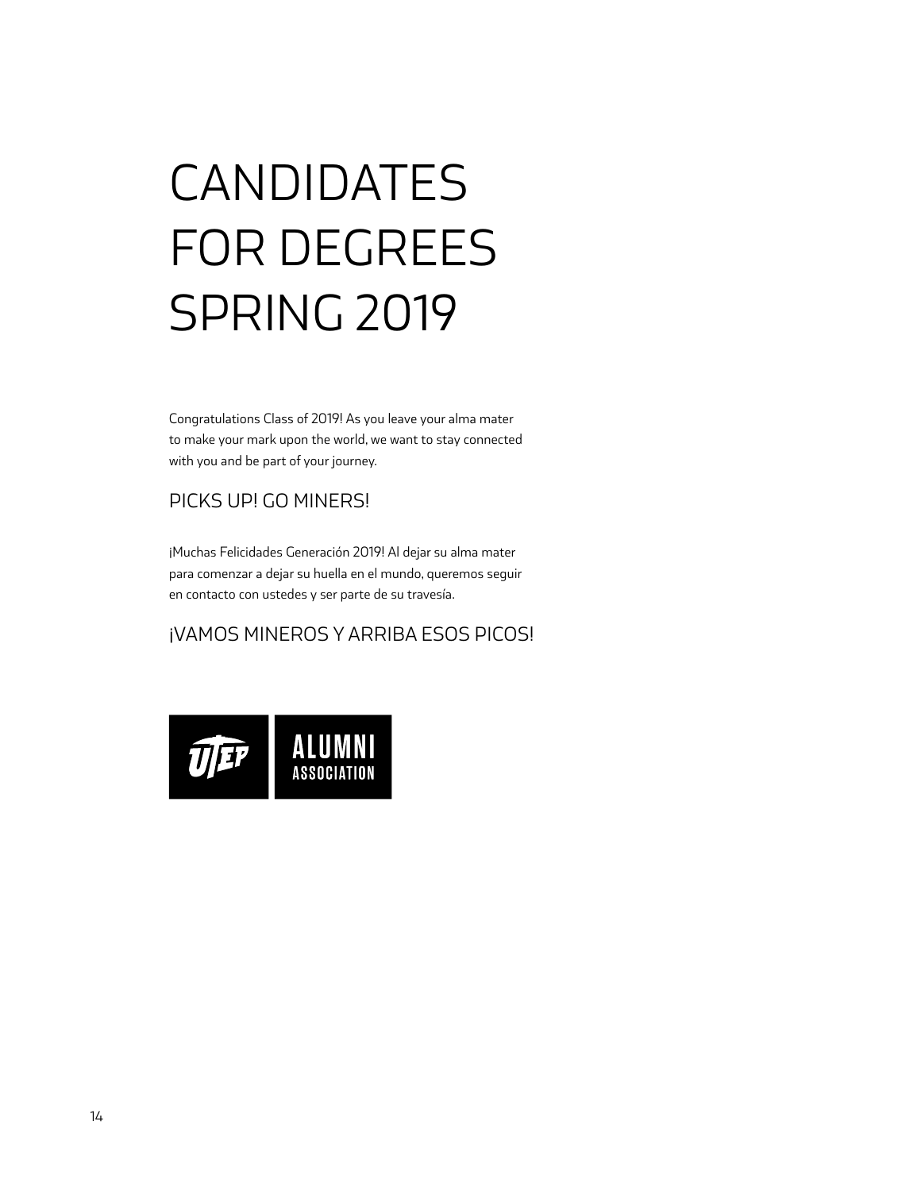# CANDIDATES FOR DEGREES SPRING 2019

Congratulations Class of 2019! As you leave your alma mater to make your mark upon the world, we want to stay connected with you and be part of your journey.

PICKS UP! GO MINERS!

¡Muchas Felicidades Generación 2019! Al dejar su alma mater para comenzar a dejar su huella en el mundo, queremos seguir en contacto con ustedes y ser parte de su travesía.

¡VAMOS MINEROS Y ARRIBA ESOS PICOS!

UTEP ALUMNI ASSOCIATION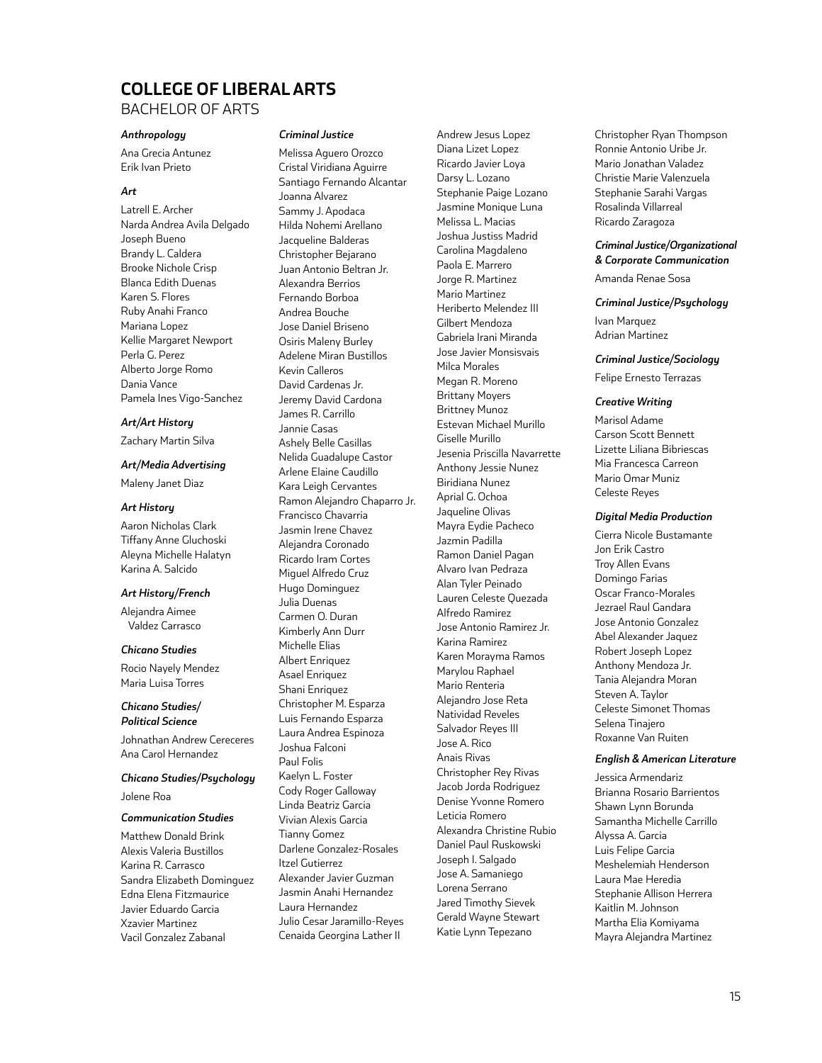## COLLEGE OF LIBERAL ARTS

BACHELOR OF ARTS

### *Anthropology*

Ana Grecia Antunez
Erik Ivan Prieto

### *Art*

Latrell E. Archer
Narda Andrea Avila Delgado
Joseph Bueno
Brandy L. Caldera
Brooke Nichole Crisp
Blanca Edith Duenas
Karen S. Flores
Ruby Anahi Franco
Mariana Lopez
Kellie Margaret Newport
Perla G. Perez
Alberto Jorge Romo
Dania Vance
Pamela Ines Vigo-Sanchez

### *Art/Art History*

Zachary Martin Silva

### *Art/Media Advertising*

Maleny Janet Diaz

### *Art History*

Aaron Nicholas Clark
Tiffany Anne Gluchoski
Aleyna Michelle Halatyn
Karina A. Salcido

### *Art History/French*

Alejandra Aimee Valdez Carrasco

### *Chicano Studies*

Rocio Nayely Mendez
Maria Luisa Torres

### *Chicano Studies/Political Science*

Johnathan Andrew Cereceres
Ana Carol Hernandez

### *Chicano Studies/Psychology*

Jolene Roa

### *Communication Studies*

Matthew Donald Brink
Alexis Valeria Bustillos
Karina R. Carrasco
Sandra Elizabeth Dominguez
Edna Elena Fitzmaurice
Javier Eduardo Garcia
Xzavier Martinez
Vacil Gonzalez Zabanal

### *Criminal Justice*

Melissa Aguero Orozco
Cristal Viridiana Aguirre
Santiago Fernando Alcantar
Joanna Alvarez
Sammy J. Apodaca
Hilda Nohemi Arellano
Jacqueline Balderas
Christopher Bejarano
Juan Antonio Beltran Jr.
Alexandra Berrios
Fernando Borboa
Andrea Bouche
Jose Daniel Briseno
Osiris Maleny Burley
Adelene Miran Bustillos
Kevin Calleros
David Cardenas Jr.
Jeremy David Cardona
James R. Carrillo
Jannie Casas
Ashely Belle Casillas
Nelida Guadalupe Castor
Arlene Elaine Caudillo
Kara Leigh Cervantes
Ramon Alejandro Chaparro Jr.
Francisco Chavarria
Jasmin Irene Chavez
Alejandra Coronado
Ricardo Iram Cortes
Miguel Alfredo Cruz
Hugo Dominguez
Julia Duenas
Carmen O. Duran
Kimberly Ann Durr
Michelle Elias
Albert Enriquez
Asael Enriquez
Shani Enriquez
Christopher M. Esparza
Luis Fernando Esparza
Laura Andrea Espinoza
Joshua Falconi
Paul Folis
Kaelyn L. Foster
Cody Roger Galloway
Linda Beatriz Garcia
Vivian Alexis Garcia
Tianny Gomez
Darlene Gonzalez-Rosales
Itzel Gutierrez
Alexander Javier Guzman
Jasmin Anahi Hernandez
Laura Hernandez
Julio Cesar Jaramillo-Reyes
Cenaida Georgina Lather II
Andrew Jesus Lopez
Diana Lizet Lopez
Ricardo Javier Loya
Darsy L. Lozano
Stephanie Paige Lozano
Jasmine Monique Luna
Melissa L. Macias
Joshua Justiss Madrid
Carolina Magdaleno
Paola E. Marrero
Jorge R. Martinez
Mario Martinez
Heriberto Melendez III
Gilbert Mendoza
Gabriela Irani Miranda
Jose Javier Monsisvais
Milca Morales
Megan R. Moreno
Brittany Moyers
Brittney Munoz
Estevan Michael Murillo
Giselle Murillo
Jesenia Priscilla Navarrette
Anthony Jessie Nunez
Biridiana Nunez
Aprial G. Ochoa
Jaqueline Olivas
Mayra Eydie Pacheco
Jazmin Padilla
Ramon Daniel Pagan
Alvaro Ivan Pedraza
Alan Tyler Peinado
Lauren Celeste Quezada
Alfredo Ramirez
Jose Antonio Ramirez Jr.
Karina Ramirez
Karen Morayma Ramos
Marylou Raphael
Mario Renteria
Alejandro Jose Reta
Natividad Reveles
Salvador Reyes III
Jose A. Rico
Anais Rivas
Christopher Rey Rivas
Jacob Jorda Rodriguez
Denise Yvonne Romero
Leticia Romero
Alexandra Christine Rubio
Daniel Paul Ruskowski
Joseph I. Salgado
Jose A. Samaniego
Lorena Serrano
Jared Timothy Sievek
Gerald Wayne Stewart
Katie Lynn Tepezano
Christopher Ryan Thompson
Ronnie Antonio Uribe Jr.
Mario Jonathan Valadez
Christie Marie Valenzuela
Stephanie Sarahi Vargas
Rosalinda Villarreal
Ricardo Zaragoza

### *Criminal Justice/Organizational & Corporate Communication*

Amanda Renae Sosa

### *Criminal Justice/Psychology*

Ivan Marquez
Adrian Martinez

### *Criminal Justice/Sociology*

Felipe Ernesto Terrazas

### *Creative Writing*

Marisol Adame
Carson Scott Bennett
Lizette Liliana Bibriescas
Mia Francesca Carreon
Mario Omar Muniz
Celeste Reyes

### *Digital Media Production*

Cierra Nicole Bustamante
Jon Erik Castro
Troy Allen Evans
Domingo Farias
Oscar Franco-Morales
Jezrael Raul Gandara
Jose Antonio Gonzalez
Abel Alexander Jaquez
Robert Joseph Lopez
Anthony Mendoza Jr.
Tania Alejandra Moran
Steven A. Taylor
Celeste Simonet Thomas
Selena Tinajero
Roxanne Van Ruiten

### *English & American Literature*

Jessica Armendariz
Brianna Rosario Barrientos
Shawn Lynn Borunda
Samantha Michelle Carrillo
Alyssa A. Garcia
Luis Felipe Garcia
Meshelemiah Henderson
Laura Mae Heredia
Stephanie Allison Herrera
Kaitlin M. Johnson
Martha Elia Komiyama
Mayra Alejandra Martinez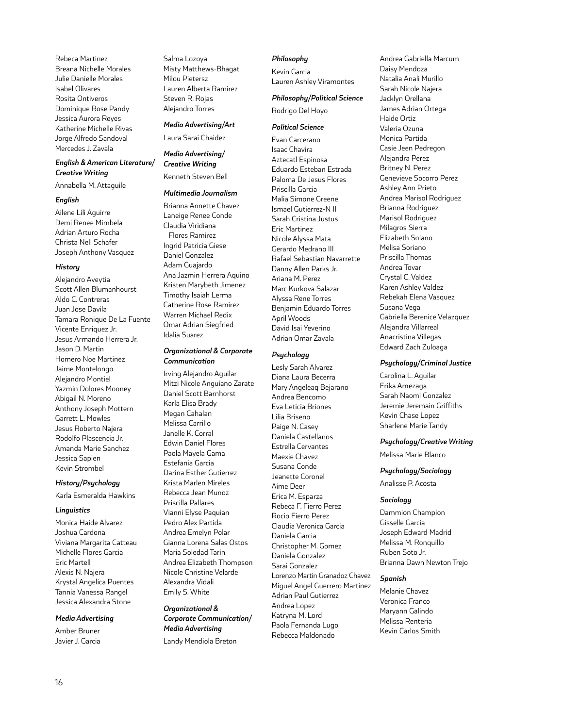Rebeca Martinez
Breana Nichelle Morales
Julie Danielle Morales
Isabel Olivares
Rosita Ontiveros
Dominique Rose Pandy
Jessica Aurora Reyes
Katherine Michelle Rivas
Jorge Alfredo Sandoval
Mercedes J. Zavala

### *English & American Literature/ Creative Writing*

Annabella M. Attaguile

### *English*

Ailene Lili Aguirre
Demi Renee Mimbela
Adrian Arturo Rocha
Christa Nell Schafer
Joseph Anthony Vasquez

### *History*

Alejandro Aveytia
Scott Allen Blumanhourst
Aldo C. Contreras
Juan Jose Davila
Tamara Ronique De La Fuente
Vicente Enriquez Jr.
Jesus Armando Herrera Jr.
Jason D. Martin
Homero Noe Martinez
Jaime Montelongo
Alejandro Montiel
Yazmin Dolores Mooney
Abigail N. Moreno
Anthony Joseph Mottern
Garrett L. Mowles
Jesus Roberto Najera
Rodolfo Plascencia Jr.
Amanda Marie Sanchez
Jessica Sapien
Kevin Strombel

### *History/Psychology*

Karla Esmeralda Hawkins

### *Linguistics*

Monica Haide Alvarez
Joshua Cardona
Viviana Margarita Catteau
Michelle Flores Garcia
Eric Martell
Alexis N. Najera
Krystal Angelica Puentes
Tannia Vanessa Rangel
Jessica Alexandra Stone

### *Media Advertising*

Amber Bruner
Javier J. Garcia
Salma Lozoya
Misty Matthews-Bhagat
Milou Pietersz
Lauren Alberta Ramirez
Steven R. Rojas
Alejandro Torres

### *Media Advertising/Art*

Laura Sarai Chaidez

### *Media Advertising/ Creative Writing*

Kenneth Steven Bell

### *Multimedia Journalism*

Brianna Annette Chavez
Laneige Renee Conde
Claudia Viridiana Flores Ramirez
Ingrid Patricia Giese
Daniel Gonzalez
Adam Guajardo
Ana Jazmin Herrera Aquino
Kristen Marybeth Jimenez
Timothy Isaiah Lerma
Catherine Rose Ramirez
Warren Michael Redix
Omar Adrian Siegfried
Idalia Suarez

### *Organizational & Corporate Communication*

Irving Alejandro Aguilar
Mitzi Nicole Anguiano Zarate
Daniel Scott Barnhorst
Karla Elisa Brady
Megan Cahalan
Melissa Carrillo
Janelle K. Corral
Edwin Daniel Flores
Paola Mayela Gama
Estefania Garcia
Darina Esther Gutierrez
Krista Marlen Mireles
Rebecca Jean Munoz
Priscilla Pallares
Vianni Elyse Paquian
Pedro Alex Partida
Andrea Emelyn Polar
Gianna Lorena Salas Ostos
Maria Soledad Tarin
Andrea Elizabeth Thompson
Nicole Christine Velarde
Alexandra Vidali
Emily S. White

### *Organizational & Corporate Communication/ Media Advertising*

Landy Mendiola Breton

### *Philosophy*

Kevin Garcia
Lauren Ashley Viramontes

### *Philosophy/Political Science*

Rodrigo Del Hoyo

### *Political Science*

Evan Carcerano
Isaac Chavira
Aztecatl Espinosa
Eduardo Esteban Estrada
Paloma De Jesus Flores
Priscilla Garcia
Malia Simone Greene
Ismael Gutierrez-N II
Sarah Cristina Justus
Eric Martinez
Nicole Alyssa Mata
Gerardo Medrano III
Rafael Sebastian Navarrette
Danny Allen Parks Jr.
Ariana M. Perez
Marc Kurkova Salazar
Alyssa Rene Torres
Benjamin Eduardo Torres
April Woods
David Isai Yeverino
Adrian Omar Zavala

### *Psychology*

Lesly Sarah Alvarez
Diana Laura Becerra
Mary Angeleaq Bejarano
Andrea Bencomo
Eva Leticia Briones
Lilia Briseno
Paige N. Casey
Daniela Castellanos
Estrella Cervantes
Maexie Chavez
Susana Conde
Jeanette Coronel
Aime Deer
Erica M. Esparza
Rebeca F. Fierro Perez
Rocio Fierro Perez
Claudia Veronica Garcia
Daniela Garcia
Christopher M. Gomez
Daniela Gonzalez
Sarai Gonzalez
Lorenzo Martin Granadoz Chavez
Miguel Angel Guerrero Martinez
Adrian Paul Gutierrez
Andrea Lopez
Katryna M. Lord
Paola Fernanda Lugo
Rebecca Maldonado
Andrea Gabriella Marcum
Daisy Mendoza
Natalia Anali Murillo
Sarah Nicole Najera
Jacklyn Orellana
James Adrian Ortega
Haide Ortiz
Valeria Ozuna
Monica Partida
Casie Jeen Pedregon
Alejandra Perez
Britney N. Perez
Genevieve Socorro Perez
Ashley Ann Prieto
Andrea Marisol Rodriguez
Brianna Rodriguez
Marisol Rodriguez
Milagros Sierra
Elizabeth Solano
Melisa Soriano
Priscilla Thomas
Andrea Tovar
Crystal C. Valdez
Karen Ashley Valdez
Rebekah Elena Vasquez
Susana Vega
Gabriella Berenice Velazquez
Alejandra Villarreal
Anacristina Villegas
Edward Zach Zuloaga

### *Psychology/Criminal Justice*

Carolina L. Aguilar
Erika Amezaga
Sarah Naomi Gonzalez
Jeremie Jeremain Griffiths
Kevin Chase Lopez
Sharlene Marie Tandy

### *Psychology/Creative Writing*

Melissa Marie Blanco

### *Psychology/Sociology*

Analisse P. Acosta

### *Sociology*

Dammion Champion
Gisselle Garcia
Joseph Edward Madrid
Melissa M. Ronquillo
Ruben Soto Jr.
Brianna Dawn Newton Trejo

### *Spanish*

Melanie Chavez
Veronica Franco
Maryann Galindo
Melissa Renteria
Kevin Carlos Smith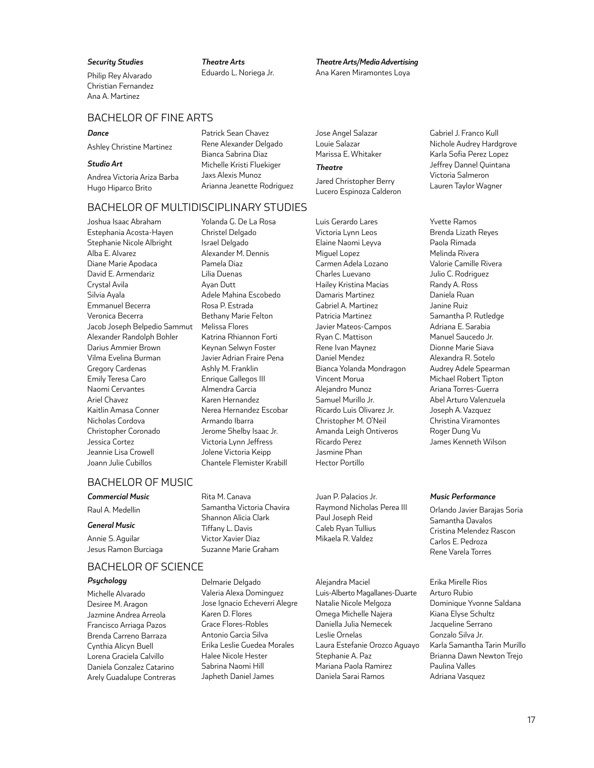*Security Studies*

Philip Rey Alvarado
Christian Fernandez
Ana A. Martinez

*Theatre Arts*

Eduardo L. Noriega Jr.

*Theatre Arts/Media Advertising*

Ana Karen Miramontes Loya

## BACHELOR OF FINE ARTS

*Dance*

Ashley Christine Martinez

*Studio Art*

Andrea Victoria Ariza Barba
Hugo Hiparco Brito
Patrick Sean Chavez
Rene Alexander Delgado
Bianca Sabrina Diaz
Michelle Kristi Fluekiger
Jaxs Alexis Munoz
Arianna Jeanette Rodriguez
Jose Angel Salazar
Louie Salazar
Marissa E. Whitaker

*Theatre*

Jared Christopher Berry
Lucero Espinoza Calderon
Gabriel J. Franco Kull
Nichole Audrey Hardgrove
Karla Sofia Perez Lopez
Jeffrey Dannel Quintana
Victoria Salmeron
Lauren Taylor Wagner

## BACHELOR OF MULTIDISCIPLINARY STUDIES

Joshua Isaac Abraham
Estephania Acosta-Hayen
Stephanie Nicole Albright
Alba E. Alvarez
Diane Marie Apodaca
David E. Armendariz
Crystal Avila
Silvia Ayala
Emmanuel Becerra
Veronica Becerra
Jacob Joseph Belpedio Sammut
Alexander Randolph Bohler
Darius Ammier Brown
Vilma Evelina Burman
Gregory Cardenas
Emily Teresa Caro
Naomi Cervantes
Ariel Chavez
Kaitlin Amasa Conner
Nicholas Cordova
Christopher Coronado
Jessica Cortez
Jeannie Lisa Crowell
Joann Julie Cubillos
Yolanda G. De La Rosa
Christel Delgado
Israel Delgado
Alexander M. Dennis
Pamela Diaz
Lilia Duenas
Ayan Dutt
Adele Mahina Escobedo
Rosa P. Estrada
Bethany Marie Felton
Melissa Flores
Katrina Rhiannon Forti
Keynan Selwyn Foster
Javier Adrian Fraire Pena
Ashly M. Franklin
Enrique Gallegos III
Almendra Garcia
Karen Hernandez
Nerea Hernandez Escobar
Armando Ibarra
Jerome Shelby Isaac Jr.
Victoria Lynn Jeffress
Jolene Victoria Keipp
Chantele Flemister Krabill
Luis Gerardo Lares
Victoria Lynn Leos
Elaine Naomi Leyva
Miguel Lopez
Carmen Adela Lozano
Charles Luevano
Hailey Kristina Macias
Damaris Martinez
Gabriel A. Martinez
Patricia Martinez
Javier Mateos-Campos
Ryan C. Mattison
Rene Ivan Maynez
Daniel Mendez
Bianca Yolanda Mondragon
Vincent Morua
Alejandro Munoz
Samuel Murillo Jr.
Ricardo Luis Olivarez Jr.
Christopher M. O'Neil
Amanda Leigh Ontiveros
Ricardo Perez
Jasmine Phan
Hector Portillo
Yvette Ramos
Brenda Lizath Reyes
Paola Rimada
Melinda Rivera
Valorie Camille Rivera
Julio C. Rodriguez
Randy A. Ross
Daniela Ruan
Janine Ruiz
Samantha P. Rutledge
Adriana E. Sarabia
Manuel Saucedo Jr.
Dionne Marie Siava
Alexandra R. Sotelo
Audrey Adele Spearman
Michael Robert Tipton
Ariana Torres-Guerra
Abel Arturo Valenzuela
Joseph A. Vazquez
Christina Viramontes
Roger Dung Vu
James Kenneth Wilson

## BACHELOR OF MUSIC

*Commercial Music*

Raul A. Medellin

*General Music*

Annie S. Aguilar
Jesus Ramon Burciaga
Rita M. Canava
Samantha Victoria Chavira
Shannon Alicia Clark
Tiffany L. Davis
Victor Xavier Diaz
Suzanne Marie Graham
Juan P. Palacios Jr.
Raymond Nicholas Perea III
Paul Joseph Reid
Caleb Ryan Tullius
Mikaela R. Valdez

*Music Performance*

Orlando Javier Barajas Soria
Samantha Davalos
Cristina Melendez Rascon
Carlos E. Pedroza
Rene Varela Torres

## BACHELOR OF SCIENCE

*Psychology*

Michelle Alvarado
Desiree M. Aragon
Jazmine Andrea Arreola
Francisco Arriaga Pazos
Brenda Carreno Barraza
Cynthia Alicyn Buell
Lorena Graciela Calvillo
Daniela Gonzalez Catarino
Arely Guadalupe Contreras
Delmarie Delgado
Valeria Alexa Dominguez
Jose Ignacio Echeverri Alegre
Karen D. Flores
Grace Flores-Robles
Antonio Garcia Silva
Erika Leslie Guedea Morales
Halee Nicole Hester
Sabrina Naomi Hill
Japheth Daniel James
Alejandra Maciel
Luis-Alberto Magallanes-Duarte
Natalie Nicole Melgoza
Omega Michelle Najera
Daniella Julia Nemecek
Leslie Ornelas
Laura Estefanie Orozco Aguayo
Stephanie A. Paz
Mariana Paola Ramirez
Daniela Sarai Ramos
Erika Mirelle Rios
Arturo Rubio
Dominique Yvonne Saldana
Kiana Elyse Schultz
Jacqueline Serrano
Gonzalo Silva Jr.
Karla Samantha Tarin Murillo
Brianna Dawn Newton Trejo
Paulina Valles
Adriana Vasquez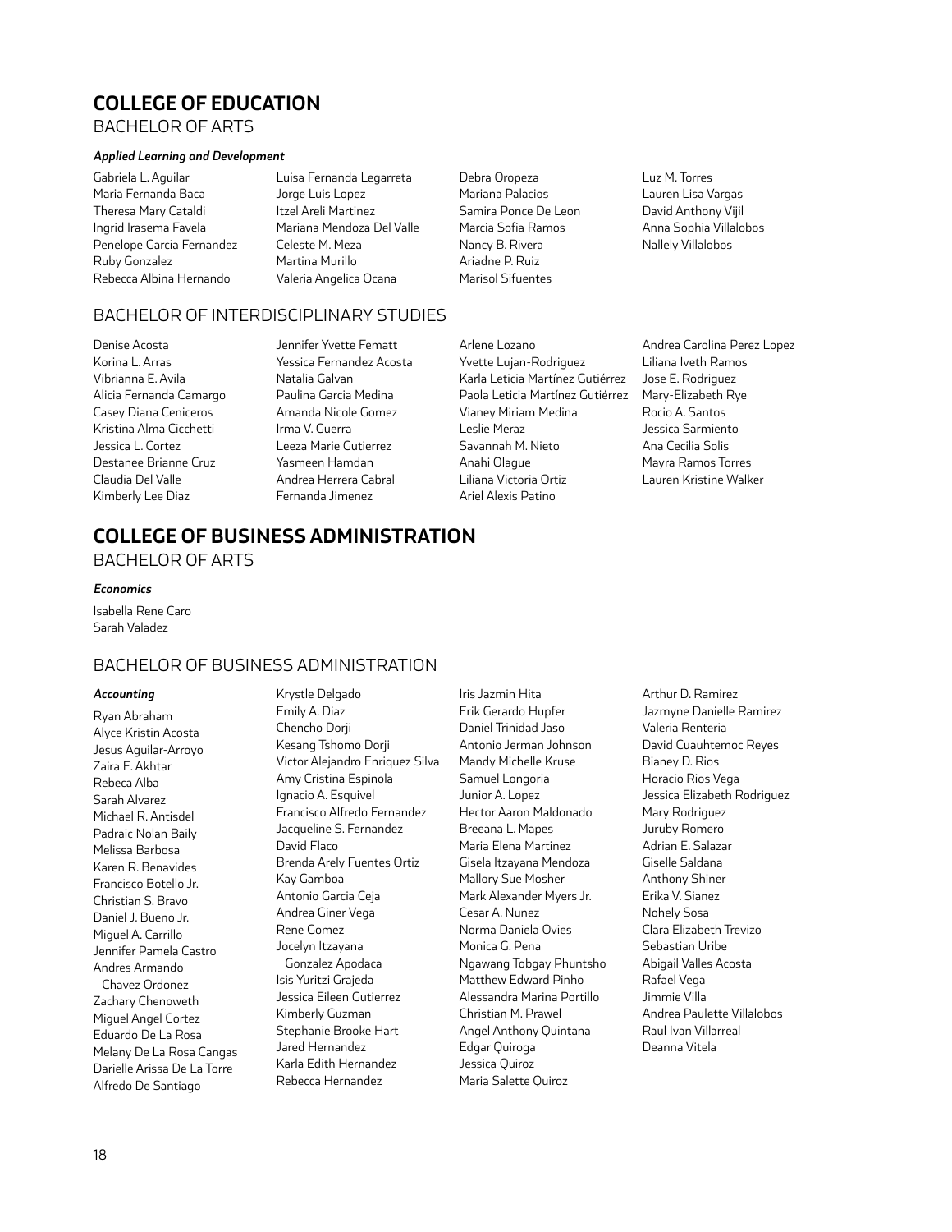## COLLEGE OF EDUCATION

### BACHELOR OF ARTS

***Applied Learning and Development***

Gabriela L. Aguilar
Maria Fernanda Baca
Theresa Mary Cataldi
Ingrid Irasema Favela
Penelope Garcia Fernandez
Ruby Gonzalez
Rebecca Albina Hernando
Luisa Fernanda Legarreta
Jorge Luis Lopez
Itzel Areli Martinez
Mariana Mendoza Del Valle
Celeste M. Meza
Martina Murillo
Valeria Angelica Ocana
Debra Oropeza
Mariana Palacios
Samira Ponce De Leon
Marcia Sofia Ramos
Nancy B. Rivera
Ariadne P. Ruiz
Marisol Sifuentes
Luz M. Torres
Lauren Lisa Vargas
David Anthony Vijil
Anna Sophia Villalobos
Nallely Villalobos

### BACHELOR OF INTERDISCIPLINARY STUDIES

Denise Acosta
Korina L. Arras
Vibrianna E. Avila
Alicia Fernanda Camargo
Casey Diana Ceniceros
Kristina Alma Cicchetti
Jessica L. Cortez
Destanee Brianne Cruz
Claudia Del Valle
Kimberly Lee Diaz
Jennifer Yvette Fematt
Yessica Fernandez Acosta
Natalia Galvan
Paulina Garcia Medina
Amanda Nicole Gomez
Irma V. Guerra
Leeza Marie Gutierrez
Yasmeen Hamdan
Andrea Herrera Cabral
Fernanda Jimenez
Arlene Lozano
Yvette Lujan-Rodriguez
Karla Leticia Martínez Gutiérrez
Paola Leticia Martínez Gutiérrez
Vianey Miriam Medina
Leslie Meraz
Savannah M. Nieto
Anahi Olague
Liliana Victoria Ortiz
Ariel Alexis Patino
Andrea Carolina Perez Lopez
Liliana Iveth Ramos
Jose E. Rodriguez
Mary-Elizabeth Rye
Rocio A. Santos
Jessica Sarmiento
Ana Cecilia Solis
Mayra Ramos Torres
Lauren Kristine Walker

## COLLEGE OF BUSINESS ADMINISTRATION

### BACHELOR OF ARTS

***Economics***

Isabella Rene Caro
Sarah Valadez

### BACHELOR OF BUSINESS ADMINISTRATION

***Accounting***

Ryan Abraham
Alyce Kristin Acosta
Jesus Aguilar-Arroyo
Zaira E. Akhtar
Rebeca Alba
Sarah Alvarez
Michael R. Antisdel
Padraic Nolan Baily
Melissa Barbosa
Karen R. Benavides
Francisco Botello Jr.
Christian S. Bravo
Daniel J. Bueno Jr.
Miguel A. Carrillo
Jennifer Pamela Castro
Andres Armando Chavez Ordonez
Zachary Chenoweth
Miguel Angel Cortez
Eduardo De La Rosa
Melany De La Rosa Cangas
Darielle Arissa De La Torre
Alfredo De Santiago
Krystle Delgado
Emily A. Diaz
Chencho Dorji
Kesang Tshomo Dorji
Victor Alejandro Enriquez Silva
Amy Cristina Espinola
Ignacio A. Esquivel
Francisco Alfredo Fernandez
Jacqueline S. Fernandez
David Flaco
Brenda Arely Fuentes Ortiz
Kay Gamboa
Antonio Garcia Ceja
Andrea Giner Vega
Rene Gomez
Jocelyn Itzayana Gonzalez Apodaca
Isis Yuritzi Grajeda
Jessica Eileen Gutierrez
Kimberly Guzman
Stephanie Brooke Hart
Jared Hernandez
Karla Edith Hernandez
Rebecca Hernandez
Iris Jazmin Hita
Erik Gerardo Hupfer
Daniel Trinidad Jaso
Antonio Jerman Johnson
Mandy Michelle Kruse
Samuel Longoria
Junior A. Lopez
Hector Aaron Maldonado
Breeana L. Mapes
Maria Elena Martinez
Gisela Itzayana Mendoza
Mallory Sue Mosher
Mark Alexander Myers Jr.
Cesar A. Nunez
Norma Daniela Ovies
Monica G. Pena
Ngawang Tobgay Phuntsho
Matthew Edward Pinho
Alessandra Marina Portillo
Christian M. Prawel
Angel Anthony Quintana
Edgar Quiroga
Jessica Quiroz
Maria Salette Quiroz
Arthur D. Ramirez
Jazmyne Danielle Ramirez
Valeria Renteria
David Cuauhtemoc Reyes
Bianey D. Rios
Horacio Rios Vega
Jessica Elizabeth Rodriguez
Mary Rodriguez
Juruby Romero
Adrian E. Salazar
Giselle Saldana
Anthony Shiner
Erika V. Sianez
Nohely Sosa
Clara Elizabeth Trevizo
Sebastian Uribe
Abigail Valles Acosta
Rafael Vega
Jimmie Villa
Andrea Paulette Villalobos
Raul Ivan Villarreal
Deanna Vitela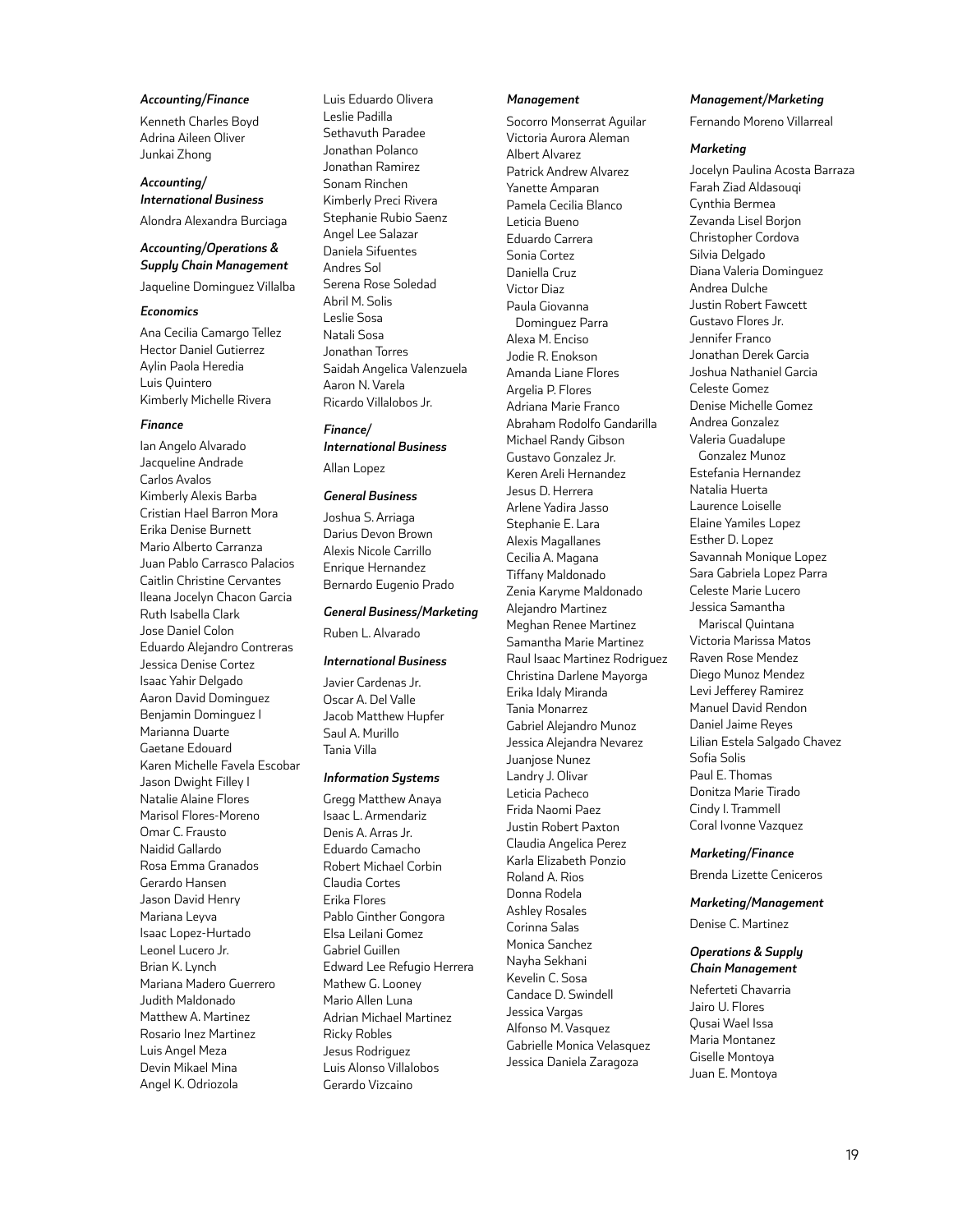### *Accounting/Finance*

Kenneth Charles Boyd
Adrina Aileen Oliver
Junkai Zhong

### *Accounting/International Business*

Alondra Alexandra Burciaga

### *Accounting/Operations & Supply Chain Management*

Jaqueline Dominguez Villalba

### *Economics*

Ana Cecilia Camargo Tellez
Hector Daniel Gutierrez
Aylin Paola Heredia
Luis Quintero
Kimberly Michelle Rivera

### *Finance*

Ian Angelo Alvarado
Jacqueline Andrade
Carlos Avalos
Kimberly Alexis Barba
Cristian Hael Barron Mora
Erika Denise Burnett
Mario Alberto Carranza
Juan Pablo Carrasco Palacios
Caitlin Christine Cervantes
Ileana Jocelyn Chacon Garcia
Ruth Isabella Clark
Jose Daniel Colon
Eduardo Alejandro Contreras
Jessica Denise Cortez
Isaac Yahir Delgado
Aaron David Dominguez
Benjamin Dominguez I
Marianna Duarte
Gaetane Edouard
Karen Michelle Favela Escobar
Jason Dwight Filley I
Natalie Alaine Flores
Marisol Flores-Moreno
Omar C. Frausto
Naidid Gallardo
Rosa Emma Granados
Gerardo Hansen
Jason David Henry
Mariana Leyva
Isaac Lopez-Hurtado
Leonel Lucero Jr.
Brian K. Lynch
Mariana Madero Guerrero
Judith Maldonado
Matthew A. Martinez
Rosario Inez Martinez
Luis Angel Meza
Devin Mikael Mina
Angel K. Odriozola
Luis Eduardo Olivera
Leslie Padilla
Sethavuth Paradee
Jonathan Polanco
Jonathan Ramirez
Sonam Rinchen
Kimberly Preci Rivera
Stephanie Rubio Saenz
Angel Lee Salazar
Daniela Sifuentes
Andres Sol
Serena Rose Soledad
Abril M. Solis
Leslie Sosa
Natali Sosa
Jonathan Torres
Saidah Angelica Valenzuela
Aaron N. Varela
Ricardo Villalobos Jr.

### *Finance/International Business*

Allan Lopez

### *General Business*

Joshua S. Arriaga
Darius Devon Brown
Alexis Nicole Carrillo
Enrique Hernandez
Bernardo Eugenio Prado

### *General Business/Marketing*

Ruben L. Alvarado

### *International Business*

Javier Cardenas Jr.
Oscar A. Del Valle
Jacob Matthew Hupfer
Saul A. Murillo
Tania Villa

### *Information Systems*

Gregg Matthew Anaya
Isaac L. Armendariz
Denis A. Arras Jr.
Eduardo Camacho
Robert Michael Corbin
Claudia Cortes
Erika Flores
Pablo Ginther Gongora
Elsa Leilani Gomez
Gabriel Guillen
Edward Lee Refugio Herrera
Mathew G. Looney
Mario Allen Luna
Adrian Michael Martinez
Ricky Robles
Jesus Rodriguez
Luis Alonso Villalobos
Gerardo Vizcaino

### *Management*

Socorro Monserrat Aguilar
Victoria Aurora Aleman
Albert Alvarez
Patrick Andrew Alvarez
Yanette Amparan
Pamela Cecilia Blanco
Leticia Bueno
Eduardo Carrera
Sonia Cortez
Daniella Cruz
Victor Diaz
Paula Giovanna Dominguez Parra
Alexa M. Enciso
Jodie R. Enokson
Amanda Liane Flores
Argelia P. Flores
Adriana Marie Franco
Abraham Rodolfo Gandarilla
Michael Randy Gibson
Gustavo Gonzalez Jr.
Keren Areli Hernandez
Jesus D. Herrera
Arlene Yadira Jasso
Stephanie E. Lara
Alexis Magallanes
Cecilia A. Magana
Tiffany Maldonado
Zenia Karyme Maldonado
Alejandro Martinez
Meghan Renee Martinez
Samantha Marie Martinez
Raul Isaac Martinez Rodriguez
Christina Darlene Mayorga
Erika Idaly Miranda
Tania Monarrez
Gabriel Alejandro Munoz
Jessica Alejandra Nevarez
Juanjose Nunez
Landry J. Olivar
Leticia Pacheco
Frida Naomi Paez
Justin Robert Paxton
Claudia Angelica Perez
Karla Elizabeth Ponzio
Roland A. Rios
Donna Rodela
Ashley Rosales
Corinna Salas
Monica Sanchez
Nayha Sekhani
Kevelin C. Sosa
Candace D. Swindell
Jessica Vargas
Alfonso M. Vasquez
Gabrielle Monica Velasquez
Jessica Daniela Zaragoza

### *Management/Marketing*

Fernando Moreno Villarreal

### *Marketing*

Jocelyn Paulina Acosta Barraza
Farah Ziad Aldasouqi
Cynthia Bermea
Zevanda Lisel Borjon
Christopher Cordova
Silvia Delgado
Diana Valeria Dominguez
Andrea Dulche
Justin Robert Fawcett
Gustavo Flores Jr.
Jennifer Franco
Jonathan Derek Garcia
Joshua Nathaniel Garcia
Celeste Gomez
Denise Michelle Gomez
Andrea Gonzalez
Valeria Guadalupe Gonzalez Munoz
Estefania Hernandez
Natalia Huerta
Laurence Loiselle
Elaine Yamiles Lopez
Esther D. Lopez
Savannah Monique Lopez
Sara Gabriela Lopez Parra
Celeste Marie Lucero
Jessica Samantha Mariscal Quintana
Victoria Marissa Matos
Raven Rose Mendez
Diego Munoz Mendez
Levi Jefferey Ramirez
Manuel David Rendon
Daniel Jaime Reyes
Lilian Estela Salgado Chavez
Sofia Solis
Paul E. Thomas
Donitza Marie Tirado
Cindy I. Trammell
Coral Ivonne Vazquez

### *Marketing/Finance*

Brenda Lizette Ceniceros

### *Marketing/Management*

Denise C. Martinez

### *Operations & Supply Chain Management*

Neferteti Chavarria
Jairo U. Flores
Qusai Wael Issa
Maria Montanez
Giselle Montoya
Juan E. Montoya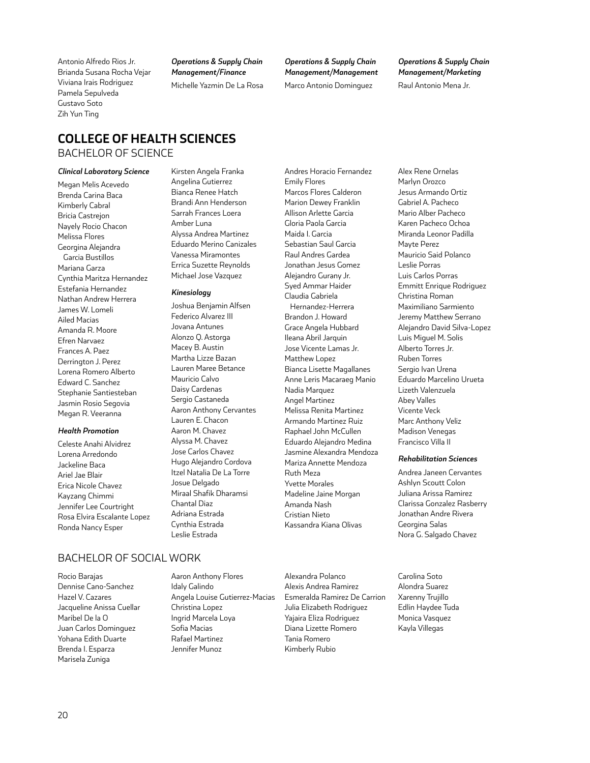Antonio Alfredo Rios Jr.
Brianda Susana Rocha Vejar
Viviana Irais Rodriguez
Pamela Sepulveda
Gustavo Soto
Zih Yun Ting

***Operations & Supply Chain Management/Finance***

Michelle Yazmin De La Rosa

***Operations & Supply Chain Management/Management***

Marco Antonio Dominguez

***Operations & Supply Chain Management/Marketing***

Raul Antonio Mena Jr.

## COLLEGE OF HEALTH SCIENCES

### BACHELOR OF SCIENCE

***Clinical Laboratory Science***

Megan Melis Acevedo
Brenda Carina Baca
Kimberly Cabral
Bricia Castrejon
Nayely Rocio Chacon
Melissa Flores
Georgina Alejandra Garcia Bustillos
Mariana Garza
Cynthia Maritza Hernandez
Estefania Hernandez
Nathan Andrew Herrera
James W. Lomeli
Ailed Macias
Amanda R. Moore
Efren Narvaez
Frances A. Paez
Derrington J. Perez
Lorena Romero Alberto
Edward C. Sanchez
Stephanie Santiesteban
Jasmin Rosio Segovia
Megan R. Veeranna

***Health Promotion***

Celeste Anahi Alvidrez
Lorena Arredondo
Jackeline Baca
Ariel Jae Blair
Erica Nicole Chavez
Kayzang Chimmi
Jennifer Lee Courtright
Rosa Elvira Escalante Lopez
Ronda Nancy Esper
Kirsten Angela Franka
Angelina Gutierrez
Bianca Renee Hatch
Brandi Ann Henderson
Sarrah Frances Loera
Amber Luna
Alyssa Andrea Martinez
Eduardo Merino Canizales
Vanessa Miramontes
Errica Suzette Reynolds
Michael Jose Vazquez

***Kinesiology***

Joshua Benjamin Alfsen
Federico Alvarez III
Jovana Antunes
Alonzo Q. Astorga
Macey B. Austin
Martha Lizze Bazan
Lauren Maree Betance
Mauricio Calvo
Daisy Cardenas
Sergio Castaneda
Aaron Anthony Cervantes
Lauren E. Chacon
Aaron M. Chavez
Alyssa M. Chavez
Jose Carlos Chavez
Hugo Alejandro Cordova
Itzel Natalia De La Torre
Josue Delgado
Miraal Shafik Dharamsi
Chantal Diaz
Adriana Estrada
Cynthia Estrada
Leslie Estrada
Andres Horacio Fernandez
Emily Flores
Marcos Flores Calderon
Marion Dewey Franklin
Allison Arlette Garcia
Gloria Paola Garcia
Maida I. Garcia
Sebastian Saul Garcia
Raul Andres Gardea
Jonathan Jesus Gomez
Alejandro Gurany Jr.
Syed Ammar Haider
Claudia Gabriela Hernandez-Herrera
Brandon J. Howard
Grace Angela Hubbard
Ileana Abril Jarquin
Jose Vicente Lamas Jr.
Matthew Lopez
Bianca Lisette Magallanes
Anne Leris Macaraeg Manio
Nadia Marquez
Angel Martinez
Melissa Renita Martinez
Armando Martinez Ruiz
Raphael John McCullen
Eduardo Alejandro Medina
Jasmine Alexandra Mendoza
Mariza Annette Mendoza
Ruth Meza
Yvette Morales
Madeline Jaine Morgan
Amanda Nash
Cristian Nieto
Kassandra Kiana Olivas
Alex Rene Ornelas
Marlyn Orozco
Jesus Armando Ortiz
Gabriel A. Pacheco
Mario Alber Pacheco
Karen Pacheco Ochoa
Miranda Leonor Padilla
Mayte Perez
Mauricio Said Polanco
Leslie Porras
Luis Carlos Porras
Emmitt Enrique Rodriguez
Christina Roman
Maximiliano Sarmiento
Jeremy Matthew Serrano
Alejandro David Silva-Lopez
Luis Miguel M. Solis
Alberto Torres Jr.
Ruben Torres
Sergio Ivan Urena
Eduardo Marcelino Urueta
Lizeth Valenzuela
Abey Valles
Vicente Veck
Marc Anthony Veliz
Madison Venegas
Francisco Villa II

***Rehabilitation Sciences***

Andrea Janeen Cervantes
Ashlyn Scoutt Colon
Juliana Arissa Ramirez
Clarissa Gonzalez Rasberry
Jonathan Andre Rivera
Georgina Salas
Nora G. Salgado Chavez

### BACHELOR OF SOCIAL WORK

Rocio Barajas
Dennise Cano-Sanchez
Hazel V. Cazares
Jacqueline Anissa Cuellar
Maribel De la O
Juan Carlos Dominguez
Yohana Edith Duarte
Brenda I. Esparza
Marisela Zuniga
Aaron Anthony Flores
Idaly Galindo
Angela Louise Gutierrez-Macias
Christina Lopez
Ingrid Marcela Loya
Sofia Macias
Rafael Martinez
Jennifer Munoz
Alexandra Polanco
Alexis Andrea Ramirez
Esmeralda Ramirez De Carrion
Julia Elizabeth Rodriguez
Yajaira Eliza Rodriguez
Diana Lizette Romero
Tania Romero
Kimberly Rubio
Carolina Soto
Alondra Suarez
Xarenny Trujillo
Edlin Haydee Tuda
Monica Vasquez
Kayla Villegas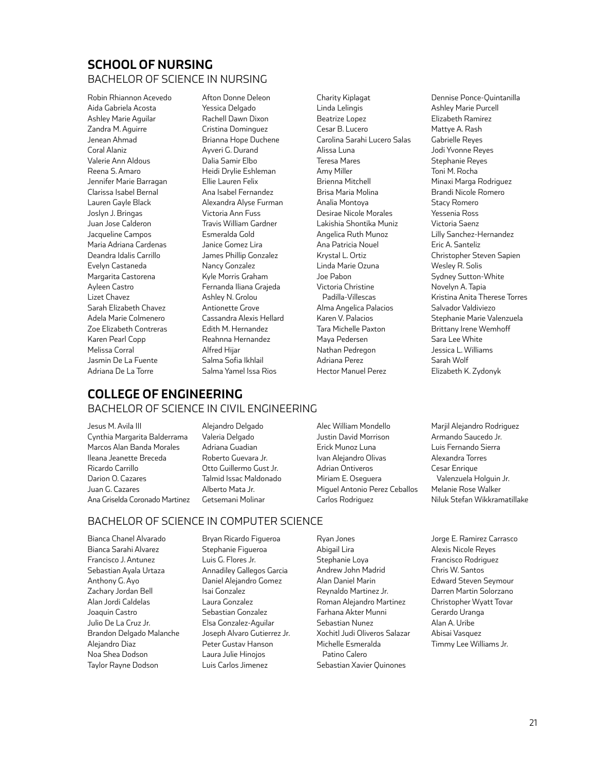## SCHOOL OF NURSING

### BACHELOR OF SCIENCE IN NURSING

Robin Rhiannon Acevedo
Aida Gabriela Acosta
Ashley Marie Aguilar
Zandra M. Aguirre
Jenean Ahmad
Coral Alaniz
Valerie Ann Aldous
Reena S. Amaro
Jennifer Marie Barragan
Clarissa Isabel Bernal
Lauren Gayle Black
Joslyn J. Bringas
Juan Jose Calderon
Jacqueline Campos
Maria Adriana Cardenas
Deandra Idalis Carrillo
Evelyn Castaneda
Margarita Castorena
Ayleen Castro
Lizet Chavez
Sarah Elizabeth Chavez
Adela Marie Colmenero
Zoe Elizabeth Contreras
Karen Pearl Copp
Melissa Corral
Jasmin De La Fuente
Adriana De La Torre
Afton Donne Deleon
Yessica Delgado
Rachell Dawn Dixon
Cristina Dominguez
Brianna Hope Duchene
Ayveri G. Durand
Dalia Samir Elbo
Heidi Drylie Eshleman
Ellie Lauren Felix
Ana Isabel Fernandez
Alexandra Alyse Furman
Victoria Ann Fuss
Travis William Gardner
Esmeralda Gold
Janice Gomez Lira
James Phillip Gonzalez
Nancy Gonzalez
Kyle Morris Graham
Fernanda Iliana Grajeda
Ashley N. Grolou
Antionette Grove
Cassandra Alexis Hellard
Edith M. Hernandez
Reahnna Hernandez
Alfred Hijar
Salma Sofia Ikhlail
Salma Yamel Issa Rios
Charity Kiplagat
Linda Lelingis
Beatrize Lopez
Cesar B. Lucero
Carolina Sarahi Lucero Salas
Alissa Luna
Teresa Mares
Amy Miller
Brienna Mitchell
Brisa Maria Molina
Analia Montoya
Desirae Nicole Morales
Lakishia Shontika Muniz
Angelica Ruth Munoz
Ana Patricia Nouel
Krystal L. Ortiz
Linda Marie Ozuna
Joe Pabon
Victoria Christine Padilla-Villescas
Alma Angelica Palacios
Karen V. Palacios
Tara Michelle Paxton
Maya Pedersen
Nathan Pedregon
Adriana Perez
Hector Manuel Perez
Dennise Ponce-Quintanilla
Ashley Marie Purcell
Elizabeth Ramirez
Mattye A. Rash
Gabrielle Reyes
Jodi Yvonne Reyes
Stephanie Reyes
Toni M. Rocha
Minaxi Marga Rodriguez
Brandi Nicole Romero
Stacy Romero
Yessenia Ross
Victoria Saenz
Lilly Sanchez-Hernandez
Eric A. Santeliz
Christopher Steven Sapien
Wesley R. Solis
Sydney Sutton-White
Novelyn A. Tapia
Kristina Anita Therese Torres
Salvador Valdiviezo
Stephanie Marie Valenzuela
Brittany Irene Wemhoff
Sara Lee White
Jessica L. Williams
Sarah Wolf
Elizabeth K. Zydonyk

## COLLEGE OF ENGINEERING

### BACHELOR OF SCIENCE IN CIVIL ENGINEERING

Jesus M. Avila III
Cynthia Margarita Balderrama
Marcos Alan Banda Morales
Ileana Jeanette Breceda
Ricardo Carrillo
Darion O. Cazares
Juan G. Cazares
Ana Griselda Coronado Martinez
Alejandro Delgado
Valeria Delgado
Adriana Guadian
Roberto Guevara Jr.
Otto Guillermo Gust Jr.
Talmid Issac Maldonado
Alberto Mata Jr.
Getsemani Molinar
Alec William Mondello
Justin David Morrison
Erick Munoz Luna
Ivan Alejandro Olivas
Adrian Ontiveros
Miriam E. Oseguera
Miguel Antonio Perez Ceballos
Carlos Rodriguez
Marjil Alejandro Rodriguez
Armando Saucedo Jr.
Luis Fernando Sierra
Alexandra Torres
Cesar Enrique Valenzuela Holguin Jr.
Melanie Rose Walker
Niluk Stefan Wikkramatillake

### BACHELOR OF SCIENCE IN COMPUTER SCIENCE

Bianca Chanel Alvarado
Bianca Sarahi Alvarez
Francisco J. Antunez
Sebastian Ayala Urtaza
Anthony G. Ayo
Zachary Jordan Bell
Alan Jordi Caldelas
Joaquin Castro
Julio De La Cruz Jr.
Brandon Delgado Malanche
Alejandro Diaz
Noa Shea Dodson
Taylor Rayne Dodson
Bryan Ricardo Figueroa
Stephanie Figueroa
Luis G. Flores Jr.
Annadiley Gallegos Garcia
Daniel Alejandro Gomez
Isai Gonzalez
Laura Gonzalez
Sebastian Gonzalez
Elsa Gonzalez-Aguilar
Joseph Alvaro Gutierrez Jr.
Peter Gustav Hanson
Laura Julie Hinojos
Luis Carlos Jimenez
Ryan Jones
Abigail Lira
Stephanie Loya
Andrew John Madrid
Alan Daniel Marin
Reynaldo Martinez Jr.
Roman Alejandro Martinez
Farhana Akter Munni
Sebastian Nunez
Xochitl Judi Oliveros Salazar
Michelle Esmeralda Patino Calero
Sebastian Xavier Quinones
Jorge E. Ramirez Carrasco
Alexis Nicole Reyes
Francisco Rodriguez
Chris W. Santos
Edward Steven Seymour
Darren Martin Solorzano
Christopher Wyatt Tovar
Gerardo Uranga
Alan A. Uribe
Abisai Vasquez
Timmy Lee Williams Jr.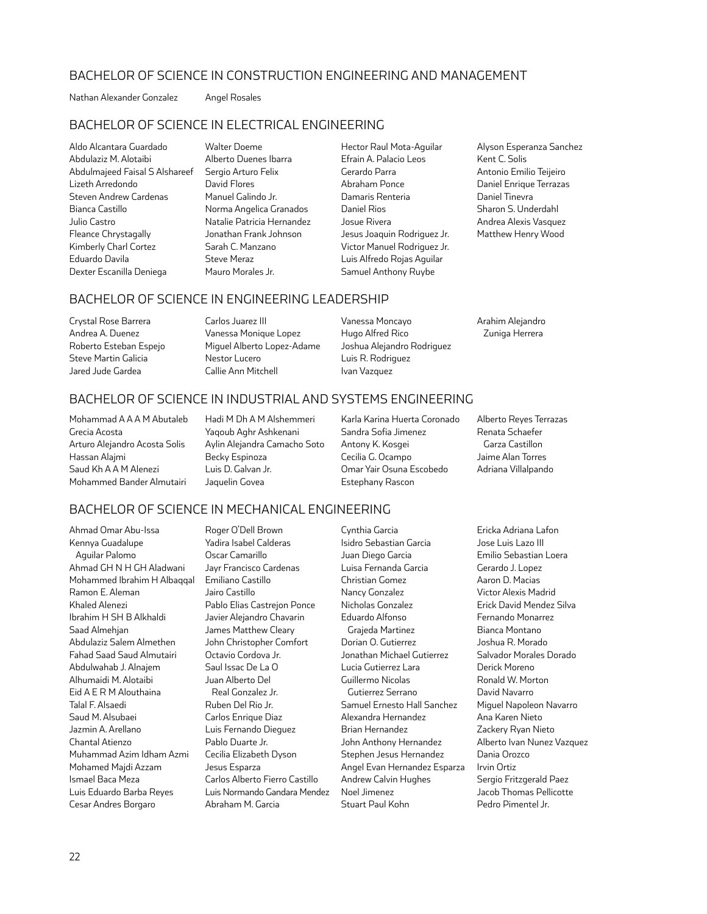## BACHELOR OF SCIENCE IN CONSTRUCTION ENGINEERING AND MANAGEMENT

Nathan Alexander Gonzalez
Angel Rosales

## BACHELOR OF SCIENCE IN ELECTRICAL ENGINEERING

Aldo Alcantara Guardado
Abdulaziz M. Alotaibi
Abdulmajeed Faisal S Alshareef
Lizeth Arredondo
Steven Andrew Cardenas
Bianca Castillo
Julio Castro
Fleance Chrystagally
Kimberly Charl Cortez
Eduardo Davila
Dexter Escanilla Deniega
Walter Doeme
Alberto Duenes Ibarra
Sergio Arturo Felix
David Flores
Manuel Galindo Jr.
Norma Angelica Granados
Natalie Patricia Hernandez
Jonathan Frank Johnson
Sarah C. Manzano
Steve Meraz
Mauro Morales Jr.
Hector Raul Mota-Aguilar
Efrain A. Palacio Leos
Gerardo Parra
Abraham Ponce
Damaris Renteria
Daniel Rios
Josue Rivera
Jesus Joaquin Rodriguez Jr.
Victor Manuel Rodriguez Jr.
Luis Alfredo Rojas Aguilar
Samuel Anthony Ruybe
Alyson Esperanza Sanchez
Kent C. Solis
Antonio Emilio Teijeiro
Daniel Enrique Terrazas
Daniel Tinevra
Sharon S. Underdahl
Andrea Alexis Vasquez
Matthew Henry Wood

## BACHELOR OF SCIENCE IN ENGINEERING LEADERSHIP

Crystal Rose Barrera
Andrea A. Duenez
Roberto Esteban Espejo
Steve Martin Galicia
Jared Jude Gardea
Carlos Juarez III
Vanessa Monique Lopez
Miguel Alberto Lopez-Adame
Nestor Lucero
Callie Ann Mitchell
Vanessa Moncayo
Hugo Alfred Rico
Joshua Alejandro Rodriguez
Luis R. Rodriguez
Ivan Vazquez
Arahim Alejandro Zuniga Herrera

## BACHELOR OF SCIENCE IN INDUSTRIAL AND SYSTEMS ENGINEERING

Mohammad A A A M Abutaleb
Grecia Acosta
Arturo Alejandro Acosta Solis
Hassan Alajmi
Saud Kh A A M Alenezi
Mohammed Bander Almutairi
Hadi M Dh A M Alshemmeri
Yaqoub Aghr Ashkenani
Aylin Alejandra Camacho Soto
Becky Espinoza
Luis D. Galvan Jr.
Jaquelin Govea
Karla Karina Huerta Coronado
Sandra Sofia Jimenez
Antony K. Kosgei
Cecilia G. Ocampo
Omar Yair Osuna Escobedo
Estephany Rascon
Alberto Reyes Terrazas
Renata Schaefer Garza Castillon
Jaime Alan Torres
Adriana Villalpando

## BACHELOR OF SCIENCE IN MECHANICAL ENGINEERING

Ahmad Omar Abu-Issa
Kennya Guadalupe Aguilar Palomo
Ahmad GH N H GH Aladwani
Mohammed Ibrahim H Albaqqal
Ramon E. Aleman
Khaled Alenezi
Ibrahim H SH B Alkhaldi
Saad Almehjan
Abdulaziz Salem Almethen
Fahad Saad Saud Almutairi
Abdulwahab J. Alnajem
Alhumaidi M. Alotaibi
Eid A E R M Alouthaina
Talal F. Alsaedi
Saud M. Alsubaei
Jazmin A. Arellano
Chantal Atienzo
Muhammad Azim Idham Azmi
Mohamed Majdi Azzam
Ismael Baca Meza
Luis Eduardo Barba Reyes
Cesar Andres Borgaro
Roger O'Dell Brown
Yadira Isabel Calderas
Oscar Camarillo
Jayr Francisco Cardenas
Emiliano Castillo
Jairo Castillo
Pablo Elias Castrejon Ponce
Javier Alejandro Chavarin
James Matthew Cleary
John Christopher Comfort
Octavio Cordova Jr.
Saul Issac De La O
Juan Alberto Del Real Gonzalez Jr.
Ruben Del Rio Jr.
Carlos Enrique Diaz
Luis Fernando Dieguez
Pablo Duarte Jr.
Cecilia Elizabeth Dyson
Jesus Esparza
Carlos Alberto Fierro Castillo
Luis Normando Gandara Mendez
Abraham M. Garcia
Cynthia Garcia
Isidro Sebastian Garcia
Juan Diego Garcia
Luisa Fernanda Garcia
Christian Gomez
Nancy Gonzalez
Nicholas Gonzalez
Eduardo Alfonso Grajeda Martinez
Dorian O. Gutierrez
Jonathan Michael Gutierrez
Lucia Gutierrez Lara
Guillermo Nicolas Gutierrez Serrano
Samuel Ernesto Hall Sanchez
Alexandra Hernandez
Brian Hernandez
John Anthony Hernandez
Stephen Jesus Hernandez
Angel Evan Hernandez Esparza
Andrew Calvin Hughes
Noel Jimenez
Stuart Paul Kohn
Ericka Adriana Lafon
Jose Luis Lazo III
Emilio Sebastian Loera
Gerardo J. Lopez
Aaron D. Macias
Victor Alexis Madrid
Erick David Mendez Silva
Fernando Monarrez
Bianca Montano
Joshua R. Morado
Salvador Morales Dorado
Derick Moreno
Ronald W. Morton
David Navarro
Miguel Napoleon Navarro
Ana Karen Nieto
Zackery Ryan Nieto
Alberto Ivan Nunez Vazquez
Dania Orozco
Irvin Ortiz
Sergio Fritzgerald Paez
Jacob Thomas Pellicotte
Pedro Pimentel Jr.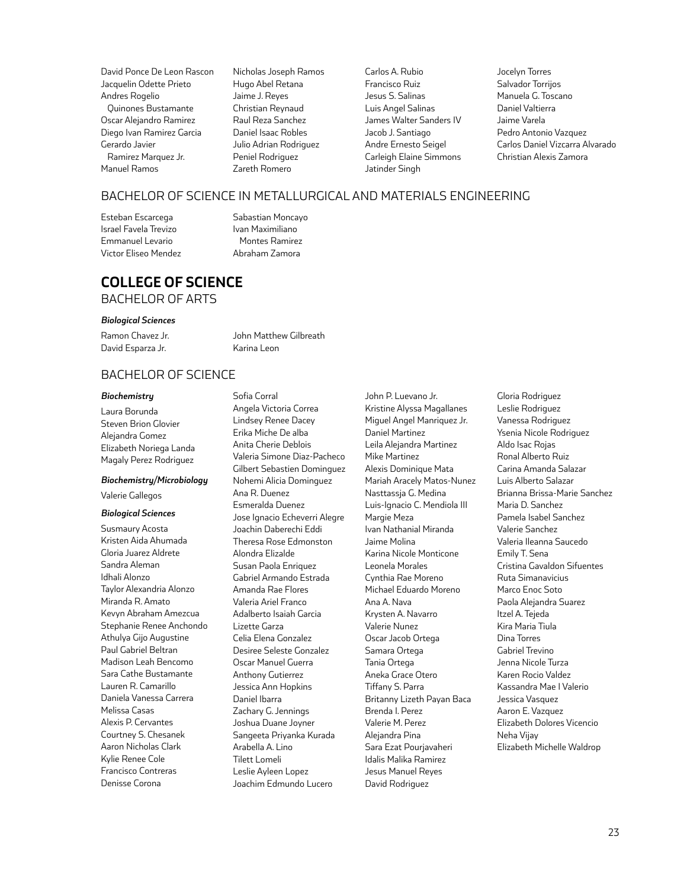David Ponce De Leon Rascon
Jacquelin Odette Prieto
Andres Rogelio Quinones Bustamante
Oscar Alejandro Ramirez
Diego Ivan Ramirez Garcia
Gerardo Javier Ramirez Marquez Jr.
Manuel Ramos
Nicholas Joseph Ramos
Hugo Abel Retana
Jaime J. Reyes
Christian Reynaud
Raul Reza Sanchez
Daniel Isaac Robles
Julio Adrian Rodriguez
Peniel Rodriguez
Zareth Romero
Carlos A. Rubio
Francisco Ruiz
Jesus S. Salinas
Luis Angel Salinas
James Walter Sanders IV
Jacob J. Santiago
Andre Ernesto Seigel
Carleigh Elaine Simmons
Jatinder Singh
Jocelyn Torres
Salvador Torrijos
Manuela G. Toscano
Daniel Valtierra
Jaime Varela
Pedro Antonio Vazquez
Carlos Daniel Vizcarra Alvarado
Christian Alexis Zamora

## BACHELOR OF SCIENCE IN METALLURGICAL AND MATERIALS ENGINEERING

Esteban Escarcega
Israel Favela Trevizo
Emmanuel Levario
Victor Eliseo Mendez
Sabastian Moncayo
Ivan Maximiliano Montes Ramirez
Abraham Zamora

# COLLEGE OF SCIENCE

## BACHELOR OF ARTS

***Biological Sciences***

Ramon Chavez Jr.
David Esparza Jr.
John Matthew Gilbreath
Karina Leon

## BACHELOR OF SCIENCE

***Biochemistry***

Laura Borunda
Steven Brion Glovier
Alejandra Gomez
Elizabeth Noriega Landa
Magaly Perez Rodriguez

***Biochemistry/Microbiology***

Valerie Gallegos

***Biological Sciences***

Susmaury Acosta
Kristen Aida Ahumada
Gloria Juarez Aldrete
Sandra Aleman
Idhali Alonzo
Taylor Alexandria Alonzo
Miranda R. Amato
Kevyn Abraham Amezcua
Stephanie Renee Anchondo
Athulya Gijo Augustine
Paul Gabriel Beltran
Madison Leah Bencomo
Sara Cathe Bustamante
Lauren R. Camarillo
Daniela Vanessa Carrera
Melissa Casas
Alexis P. Cervantes
Courtney S. Chesanek
Aaron Nicholas Clark
Kylie Renee Cole
Francisco Contreras
Denisse Corona
Sofia Corral
Angela Victoria Correa
Lindsey Renee Dacey
Erika Miche De alba
Anita Cherie Deblois
Valeria Simone Diaz-Pacheco
Gilbert Sebastien Dominguez
Nohemi Alicia Dominguez
Ana R. Duenez
Esmeralda Duenez
Jose Ignacio Echeverri Alegre
Joachin Daberechi Eddi
Theresa Rose Edmonston
Alondra Elizalde
Susan Paola Enriquez
Gabriel Armando Estrada
Amanda Rae Flores
Valeria Ariel Franco
Adalberto Isaiah Garcia
Lizette Garza
Celia Elena Gonzalez
Desiree Seleste Gonzalez
Oscar Manuel Guerra
Anthony Gutierrez
Jessica Ann Hopkins
Daniel Ibarra
Zachary G. Jennings
Joshua Duane Joyner
Sangeeta Priyanka Kurada
Arabella A. Lino
Tilett Lomeli
Leslie Ayleen Lopez
Joachim Edmundo Lucero
John P. Luevano Jr.
Kristine Alyssa Magallanes
Miguel Angel Manriquez Jr.
Daniel Martinez
Leila Alejandra Martinez
Mike Martinez
Alexis Dominique Mata
Mariah Aracely Matos-Nunez
Nasttassja G. Medina
Luis-Ignacio C. Mendiola III
Margie Meza
Ivan Nathanial Miranda
Jaime Molina
Karina Nicole Monticone
Leonela Morales
Cynthia Rae Moreno
Michael Eduardo Moreno
Ana A. Nava
Krysten A. Navarro
Valerie Nunez
Oscar Jacob Ortega
Samara Ortega
Tania Ortega
Aneka Grace Otero
Tiffany S. Parra
Britanny Lizeth Payan Baca
Brenda I. Perez
Valerie M. Perez
Alejandra Pina
Sara Ezat Pourjavaheri
Idalis Malika Ramirez
Jesus Manuel Reyes
David Rodriguez
Gloria Rodriguez
Leslie Rodriguez
Vanessa Rodriguez
Ysenia Nicole Rodriguez
Aldo Isac Rojas
Ronal Alberto Ruiz
Carina Amanda Salazar
Luis Alberto Salazar
Brianna Brissa-Marie Sanchez
Maria D. Sanchez
Pamela Isabel Sanchez
Valerie Sanchez
Valeria Ileanna Saucedo
Emily T. Sena
Cristina Gavaldon Sifuentes
Ruta Simanavicius
Marco Enoc Soto
Paola Alejandra Suarez
Itzel A. Tejeda
Kira Maria Tiula
Dina Torres
Gabriel Trevino
Jenna Nicole Turza
Karen Rocio Valdez
Kassandra Mae I Valerio
Jessica Vasquez
Aaron E. Vazquez
Elizabeth Dolores Vicencio
Neha Vijay
Elizabeth Michelle Waldrop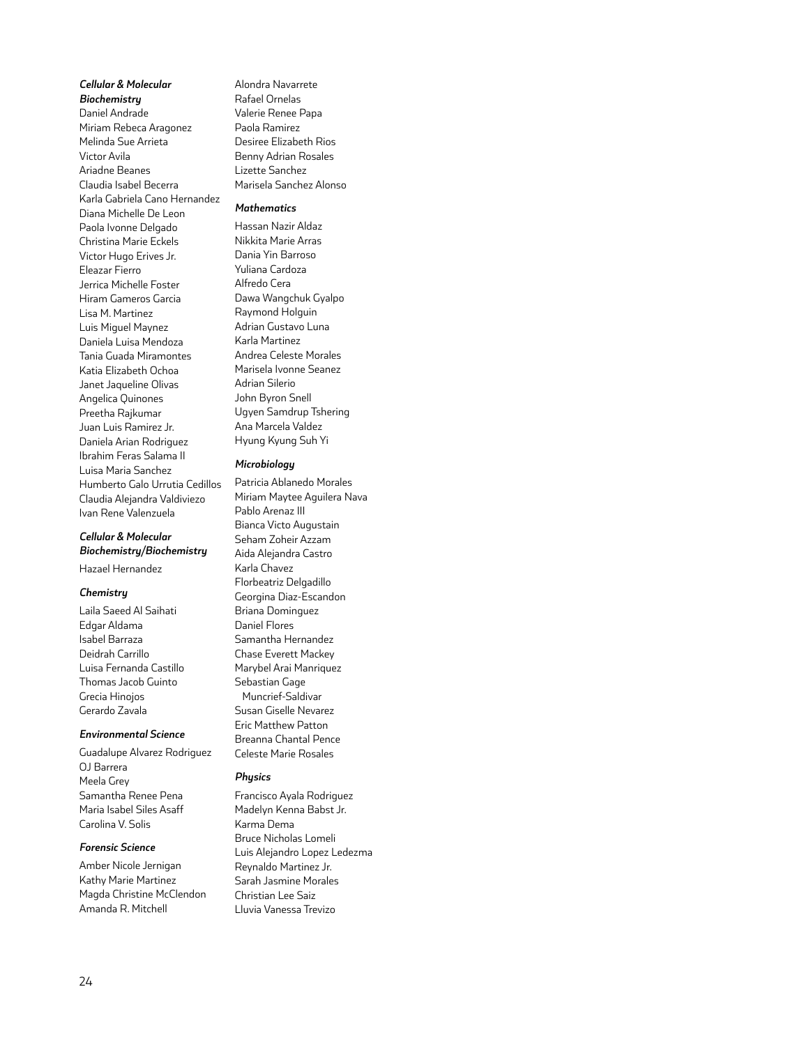### *Cellular & Molecular Biochemistry*

Daniel Andrade
Miriam Rebeca Aragonez
Melinda Sue Arrieta
Victor Avila
Ariadne Beanes
Claudia Isabel Becerra
Karla Gabriela Cano Hernandez
Diana Michelle De Leon
Paola Ivonne Delgado
Christina Marie Eckels
Victor Hugo Erives Jr.
Eleazar Fierro
Jerrica Michelle Foster
Hiram Gameros Garcia
Lisa M. Martinez
Luis Miguel Maynez
Daniela Luisa Mendoza
Tania Guada Miramontes
Katia Elizabeth Ochoa
Janet Jaqueline Olivas
Angelica Quinones
Preetha Rajkumar
Juan Luis Ramirez Jr.
Daniela Arian Rodriguez
Ibrahim Feras Salama II
Luisa Maria Sanchez
Humberto Galo Urrutia Cedillos
Claudia Alejandra Valdiviezo
Ivan Rene Valenzuela

### *Cellular & Molecular Biochemistry/Biochemistry*

Hazael Hernandez

### *Chemistry*

Laila Saeed Al Saihati
Edgar Aldama
Isabel Barraza
Deidrah Carrillo
Luisa Fernanda Castillo
Thomas Jacob Guinto
Grecia Hinojos
Gerardo Zavala

### *Environmental Science*

Guadalupe Alvarez Rodriguez
OJ Barrera
Meela Grey
Samantha Renee Pena
Maria Isabel Siles Asaff
Carolina V. Solis

### *Forensic Science*

Amber Nicole Jernigan
Kathy Marie Martinez
Magda Christine McClendon
Amanda R. Mitchell
Alondra Navarrete
Rafael Ornelas
Valerie Renee Papa
Paola Ramirez
Desiree Elizabeth Rios
Benny Adrian Rosales
Lizette Sanchez
Marisela Sanchez Alonso

### *Mathematics*

Hassan Nazir Aldaz
Nikkita Marie Arras
Dania Yin Barroso
Yuliana Cardoza
Alfredo Cera
Dawa Wangchuk Gyalpo
Raymond Holguin
Adrian Gustavo Luna
Karla Martinez
Andrea Celeste Morales
Marisela Ivonne Seanez
Adrian Silerio
John Byron Snell
Ugyen Samdrup Tshering
Ana Marcela Valdez
Hyung Kyung Suh Yi

### *Microbiology*

Patricia Ablanedo Morales
Miriam Maytee Aguilera Nava
Pablo Arenaz III
Bianca Victo Augustain
Seham Zoheir Azzam
Aida Alejandra Castro
Karla Chavez
Florbeatriz Delgadillo
Georgina Diaz-Escandon
Briana Dominguez
Daniel Flores
Samantha Hernandez
Chase Everett Mackey
Marybel Arai Manriquez
Sebastian Gage Muncrief-Saldivar
Susan Giselle Nevarez
Eric Matthew Patton
Breanna Chantal Pence
Celeste Marie Rosales

### *Physics*

Francisco Ayala Rodriguez
Madelyn Kenna Babst Jr.
Karma Dema
Bruce Nicholas Lomeli
Luis Alejandro Lopez Ledezma
Reynaldo Martinez Jr.
Sarah Jasmine Morales
Christian Lee Saiz
Lluvia Vanessa Trevizo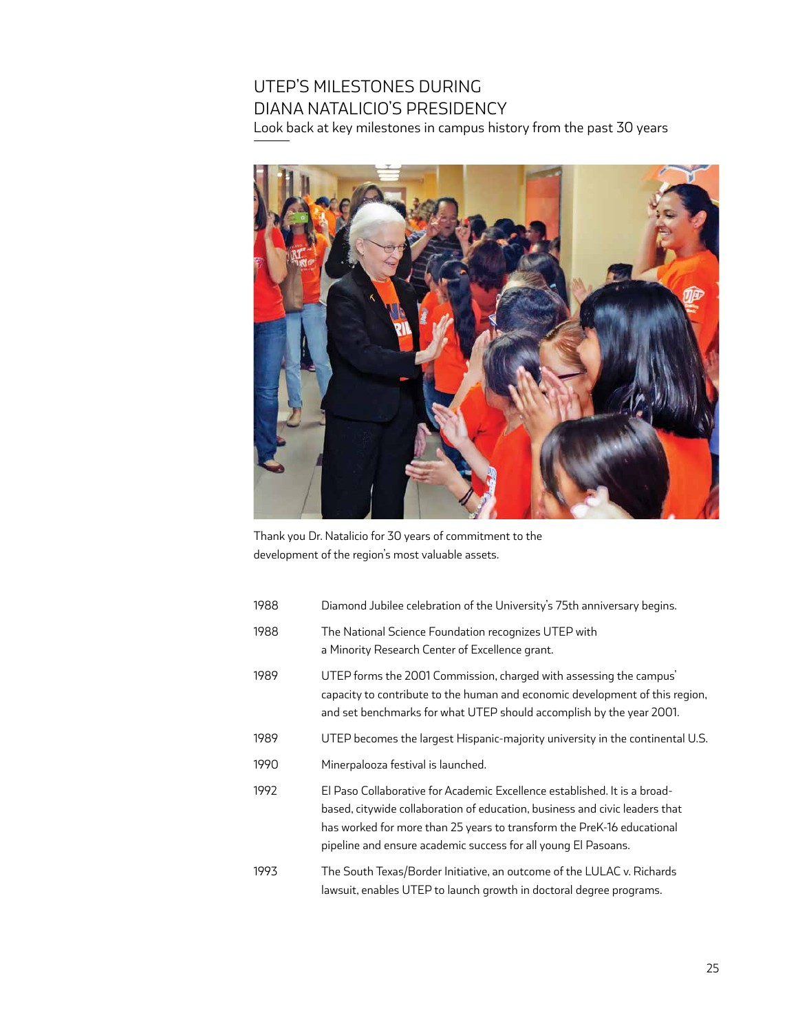# UTEP'S MILESTONES DURING DIANA NATALICIO'S PRESIDENCY

Look back at key milestones in campus history from the past 30 years

Thank you Dr. Natalicio for 30 years of commitment to the development of the region's most valuable assets.

| | |
|---|---|
| 1988 | Diamond Jubilee celebration of the University's 75th anniversary begins. |
| 1988 | The National Science Foundation recognizes UTEP with a Minority Research Center of Excellence grant. |
| 1989 | UTEP forms the 2001 Commission, charged with assessing the campus' capacity to contribute to the human and economic development of this region, and set benchmarks for what UTEP should accomplish by the year 2001. |
| 1989 | UTEP becomes the largest Hispanic-majority university in the continental U.S. |
| 1990 | Minerpalooza festival is launched. |
| 1992 | El Paso Collaborative for Academic Excellence established. It is a broad-based, citywide collaboration of education, business and civic leaders that has worked for more than 25 years to transform the PreK-16 educational pipeline and ensure academic success for all young El Pasoans. |
| 1993 | The South Texas/Border Initiative, an outcome of the LULAC v. Richards lawsuit, enables UTEP to launch growth in doctoral degree programs. |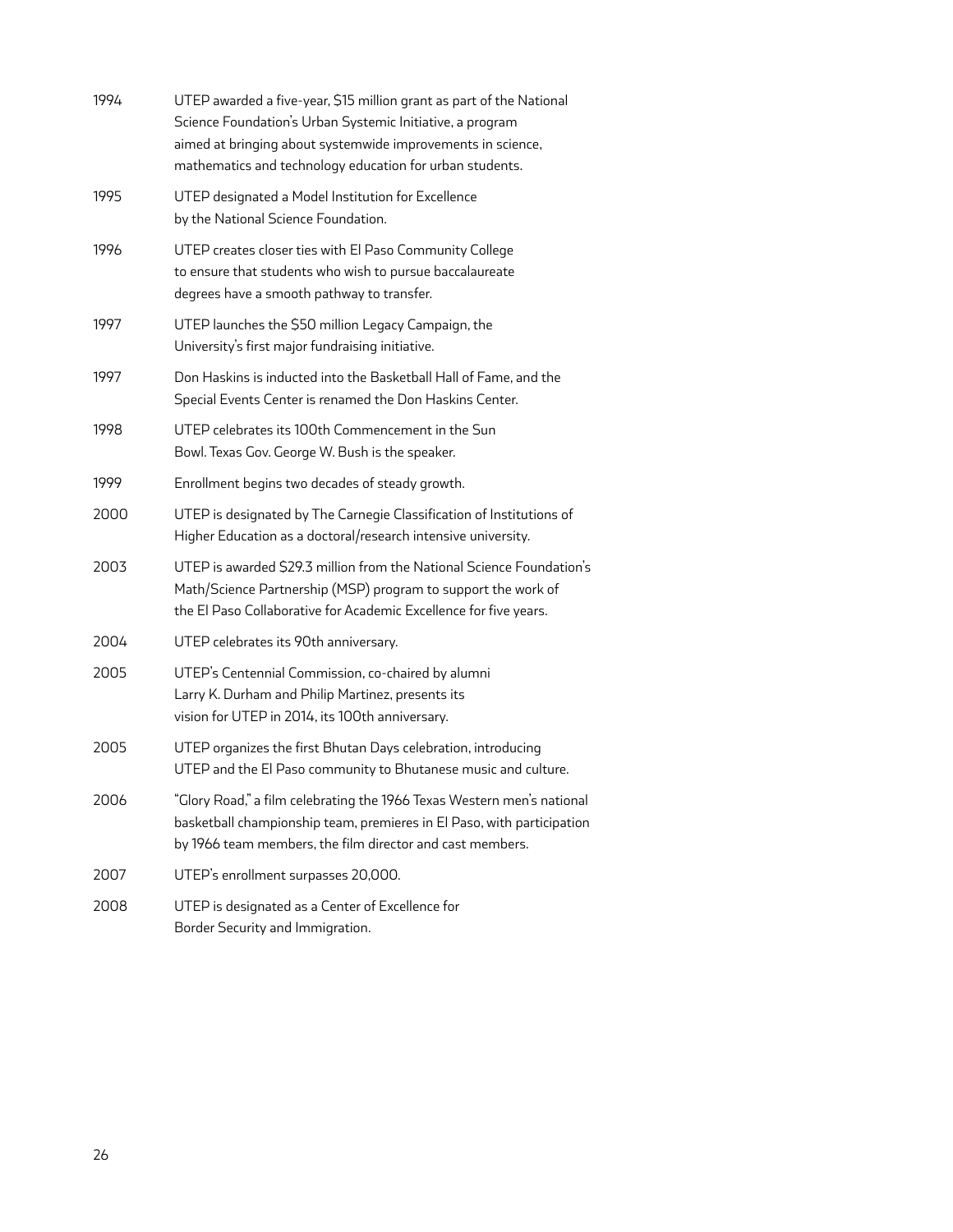| | |
|---|---|
| 1994 | UTEP awarded a five-year, $15 million grant as part of the National Science Foundation's Urban Systemic Initiative, a program aimed at bringing about systemwide improvements in science, mathematics and technology education for urban students. |
| 1995 | UTEP designated a Model Institution for Excellence by the National Science Foundation. |
| 1996 | UTEP creates closer ties with El Paso Community College to ensure that students who wish to pursue baccalaureate degrees have a smooth pathway to transfer. |
| 1997 | UTEP launches the $50 million Legacy Campaign, the University's first major fundraising initiative. |
| 1997 | Don Haskins is inducted into the Basketball Hall of Fame, and the Special Events Center is renamed the Don Haskins Center. |
| 1998 | UTEP celebrates its 100th Commencement in the Sun Bowl. Texas Gov. George W. Bush is the speaker. |
| 1999 | Enrollment begins two decades of steady growth. |
| 2000 | UTEP is designated by The Carnegie Classification of Institutions of Higher Education as a doctoral/research intensive university. |
| 2003 | UTEP is awarded $29.3 million from the National Science Foundation's Math/Science Partnership (MSP) program to support the work of the El Paso Collaborative for Academic Excellence for five years. |
| 2004 | UTEP celebrates its 90th anniversary. |
| 2005 | UTEP's Centennial Commission, co-chaired by alumni Larry K. Durham and Philip Martinez, presents its vision for UTEP in 2014, its 100th anniversary. |
| 2005 | UTEP organizes the first Bhutan Days celebration, introducing UTEP and the El Paso community to Bhutanese music and culture. |
| 2006 | "Glory Road," a film celebrating the 1966 Texas Western men's national basketball championship team, premieres in El Paso, with participation by 1966 team members, the film director and cast members. |
| 2007 | UTEP's enrollment surpasses 20,000. |
| 2008 | UTEP is designated as a Center of Excellence for Border Security and Immigration. |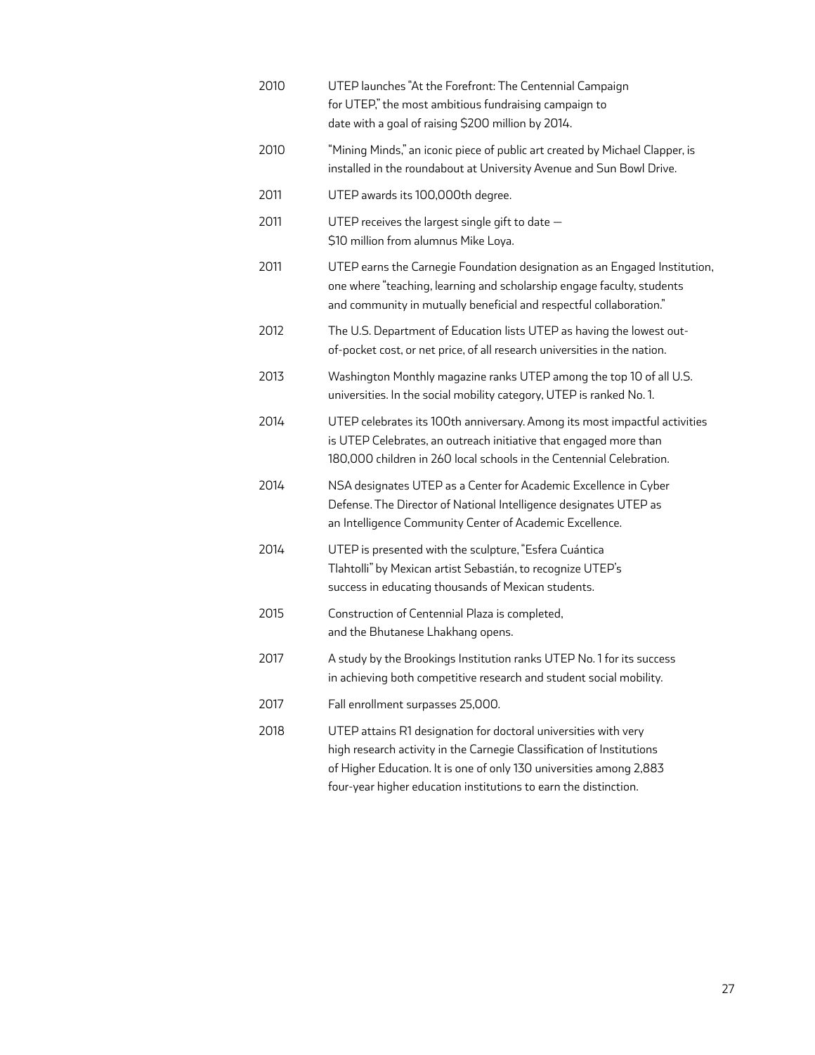| | |
|---|---|
| 2010 | UTEP launches "At the Forefront: The Centennial Campaign for UTEP," the most ambitious fundraising campaign to date with a goal of raising $200 million by 2014. |
| 2010 | "Mining Minds," an iconic piece of public art created by Michael Clapper, is installed in the roundabout at University Avenue and Sun Bowl Drive. |
| 2011 | UTEP awards its 100,000th degree. |
| 2011 | UTEP receives the largest single gift to date — $10 million from alumnus Mike Loya. |
| 2011 | UTEP earns the Carnegie Foundation designation as an Engaged Institution, one where "teaching, learning and scholarship engage faculty, students and community in mutually beneficial and respectful collaboration." |
| 2012 | The U.S. Department of Education lists UTEP as having the lowest out-of-pocket cost, or net price, of all research universities in the nation. |
| 2013 | Washington Monthly magazine ranks UTEP among the top 10 of all U.S. universities. In the social mobility category, UTEP is ranked No. 1. |
| 2014 | UTEP celebrates its 100th anniversary. Among its most impactful activities is UTEP Celebrates, an outreach initiative that engaged more than 180,000 children in 260 local schools in the Centennial Celebration. |
| 2014 | NSA designates UTEP as a Center for Academic Excellence in Cyber Defense. The Director of National Intelligence designates UTEP as an Intelligence Community Center of Academic Excellence. |
| 2014 | UTEP is presented with the sculpture, "Esfera Cuántica Tlahtolli" by Mexican artist Sebastián, to recognize UTEP's success in educating thousands of Mexican students. |
| 2015 | Construction of Centennial Plaza is completed, and the Bhutanese Lhakhang opens. |
| 2017 | A study by the Brookings Institution ranks UTEP No. 1 for its success in achieving both competitive research and student social mobility. |
| 2017 | Fall enrollment surpasses 25,000. |
| 2018 | UTEP attains R1 designation for doctoral universities with very high research activity in the Carnegie Classification of Institutions of Higher Education. It is one of only 130 universities among 2,883 four-year higher education institutions to earn the distinction. |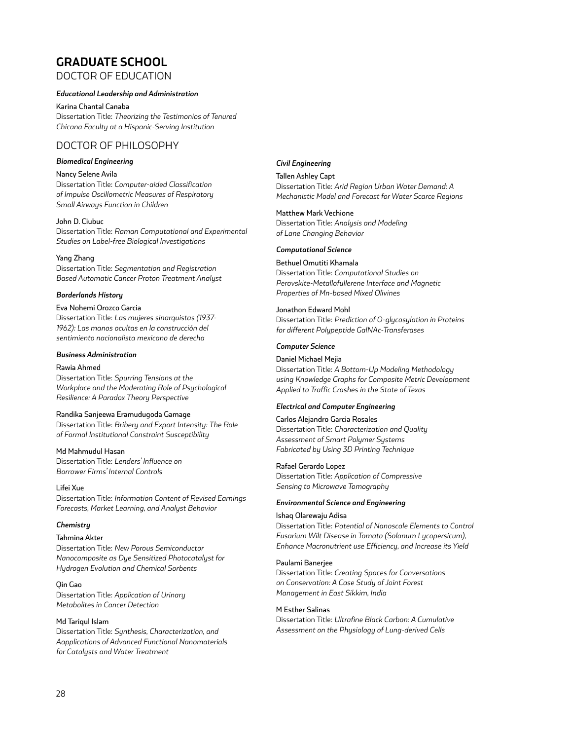# GRADUATE SCHOOL

## DOCTOR OF EDUCATION

***Educational Leadership and Administration***

Karina Chantal Canaba
Dissertation Title: *Theorizing the Testimonios of Tenured Chicana Faculty at a Hispanic-Serving Institution*

## DOCTOR OF PHILOSOPHY

***Biomedical Engineering***

Nancy Selene Avila
Dissertation Title: *Computer-aided Classification of Impulse Oscillometric Measures of Respiratory Small Airways Function in Children*

John D. Ciubuc
Dissertation Title: *Raman Computational and Experimental Studies on Label-free Biological Investigations*

Yang Zhang
Dissertation Title: *Segmentation and Registration Based Automatic Cancer Proton Treatment Analyst*

***Borderlands History***

Eva Nohemi Orozco Garcia
Dissertation Title: *Las mujeres sinarquistas (1937-1962): Las manos ocultas en la construcción del sentimiento nacionalista mexicano de derecha*

***Business Administration***

Rawia Ahmed
Dissertation Title: *Spurring Tensions at the Workplace and the Moderating Role of Psychological Resilience: A Paradox Theory Perspective*

Randika Sanjeewa Eramudugoda Gamage
Dissertation Title: *Bribery and Export Intensity: The Role of Formal Institutional Constraint Susceptibility*

Md Mahmudul Hasan
Dissertation Title: *Lenders' Influence on Borrower Firms' Internal Controls*

Lifei Xue
Dissertation Title: *Information Content of Revised Earnings Forecasts, Market Learning, and Analyst Behavior*

***Chemistry***

Tahmina Akter
Dissertation Title: *New Porous Semiconductor Nanocomposite as Dye Sensitized Photocatalyst for Hydrogen Evolution and Chemical Sorbents*

Qin Gao
Dissertation Title: *Application of Urinary Metabolites in Cancer Detection*

Md Tariqul Islam
Dissertation Title: *Synthesis, Characterization, and Aapplications of Advanced Functional Nanomaterials for Catalysts and Water Treatment*

***Civil Engineering***

Tallen Ashley Capt
Dissertation Title: *Arid Region Urban Water Demand: A Mechanistic Model and Forecast for Water Scarce Regions*

Matthew Mark Vechione
Dissertation Title: *Analysis and Modeling of Lane Changing Behavior*

***Computational Science***

Bethuel Omutiti Khamala
Dissertation Title: *Computational Studies on Perovskite-Metallofullerene Interface and Magnetic Properties of Mn-based Mixed Olivines*

Jonathon Edward Mohl
Dissertation Title: *Prediction of O-glycosylation in Proteins for different Polypeptide GalNAc-Transferases*

***Computer Science***

Daniel Michael Mejia
Dissertation Title: *A Bottom-Up Modeling Methodology using Knowledge Graphs for Composite Metric Development Applied to Traffic Crashes in the State of Texas*

***Electrical and Computer Engineering***

Carlos Alejandro Garcia Rosales
Dissertation Title: *Characterization and Quality Assessment of Smart Polymer Systems Fabricated by Using 3D Printing Technique*

Rafael Gerardo Lopez
Dissertation Title: *Application of Compressive Sensing to Microwave Tomography*

***Environmental Science and Engineering***

Ishaq Olarewaju Adisa
Dissertation Title: *Potential of Nanoscale Elements to Control Fusarium Wilt Disease in Tomato (Solanum Lycopersicum), Enhance Macronutrient use Efficiency, and Increase its Yield*

Paulami Banerjee
Dissertation Title: *Creating Spaces for Conversations on Conservation: A Case Study of Joint Forest Management in East Sikkim, India*

M Esther Salinas
Dissertation Title: *Ultrafine Black Carbon: A Cumulative Assessment on the Physiology of Lung-derived Cells*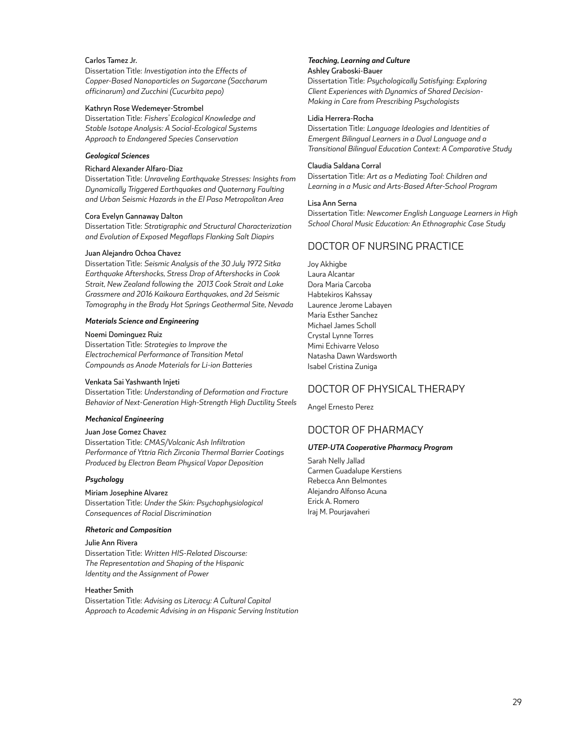**Carlos Tamez Jr.**
Dissertation Title: *Investigation into the Effects of Copper-Based Nanoparticles on Sugarcane (Saccharum officinarum) and Zucchini (Cucurbita pepo)*

**Kathryn Rose Wedemeyer-Strombel**
Dissertation Title: *Fishers' Ecological Knowledge and Stable Isotope Analysis: A Social-Ecological Systems Approach to Endangered Species Conservation*

***Geological Sciences***

**Richard Alexander Alfaro-Diaz**
Dissertation Title: *Unraveling Earthquake Stresses: Insights from Dynamically Triggered Earthquakes and Quaternary Faulting and Urban Seismic Hazards in the El Paso Metropolitan Area*

**Cora Evelyn Gannaway Dalton**
Dissertation Title: *Stratigraphic and Structural Characterization and Evolution of Exposed Megaflaps Flanking Salt Diapirs*

**Juan Alejandro Ochoa Chavez**
Dissertation Title: *Seismic Analysis of the 30 July 1972 Sitka Earthquake Aftershocks, Stress Drop of Aftershocks in Cook Strait, New Zealand following the 2013 Cook Strait and Lake Grassmere and 2016 Kaikoura Earthquakes, and 2d Seismic Tomography in the Brady Hot Springs Geothermal Site, Nevada*

***Materials Science and Engineering***

**Noemi Dominguez Ruiz**
Dissertation Title: *Strategies to Improve the Electrochemical Performance of Transition Metal Compounds as Anode Materials for Li-ion Batteries*

**Venkata Sai Yashwanth Injeti**
Dissertation Title: *Understanding of Deformation and Fracture Behavior of Next-Generation High-Strength High Ductility Steels*

***Mechanical Engineering***

**Juan Jose Gomez Chavez**
Dissertation Title: *CMAS/Volcanic Ash Infiltration Performance of Yttria Rich Zirconia Thermal Barrier Coatings Produced by Electron Beam Physical Vapor Deposition*

***Psychology***

**Miriam Josephine Alvarez**
Dissertation Title: *Under the Skin: Psychophysiological Consequences of Racial Discrimination*

***Rhetoric and Composition***

**Julie Ann Rivera**
Dissertation Title: *Written HIS-Related Discourse: The Representation and Shaping of the Hispanic Identity and the Assignment of Power*

**Heather Smith**
Dissertation Title: *Advising as Literacy: A Cultural Capital Approach to Academic Advising in an Hispanic Serving Institution*

***Teaching, Learning and Culture***

**Ashley Graboski-Bauer**
Dissertation Title: *Psychologically Satisfying: Exploring Client Experiences with Dynamics of Shared Decision-Making in Care from Prescribing Psychologists*

**Lidia Herrera-Rocha**
Dissertation Title: *Language Ideologies and Identities of Emergent Bilingual Learners in a Dual Language and a Transitional Bilingual Education Context: A Comparative Study*

**Claudia Saldana Corral**
Dissertation Title: *Art as a Mediating Tool: Children and Learning in a Music and Arts-Based After-School Program*

**Lisa Ann Serna**
Dissertation Title: *Newcomer English Language Learners in High School Choral Music Education: An Ethnographic Case Study*

## DOCTOR OF NURSING PRACTICE

Joy Akhigbe
Laura Alcantar
Dora Maria Carcoba
Habtekiros Kahssay
Laurence Jerome Labayen
Maria Esther Sanchez
Michael James Scholl
Crystal Lynne Torres
Mimi Echivarre Veloso
Natasha Dawn Wardsworth
Isabel Cristina Zuniga

## DOCTOR OF PHYSICAL THERAPY

Angel Ernesto Perez

## DOCTOR OF PHARMACY

***UTEP-UTA Cooperative Pharmacy Program***

Sarah Nelly Jallad
Carmen Guadalupe Kerstiens
Rebecca Ann Belmontes
Alejandro Alfonso Acuna
Erick A. Romero
Iraj M. Pourjavaheri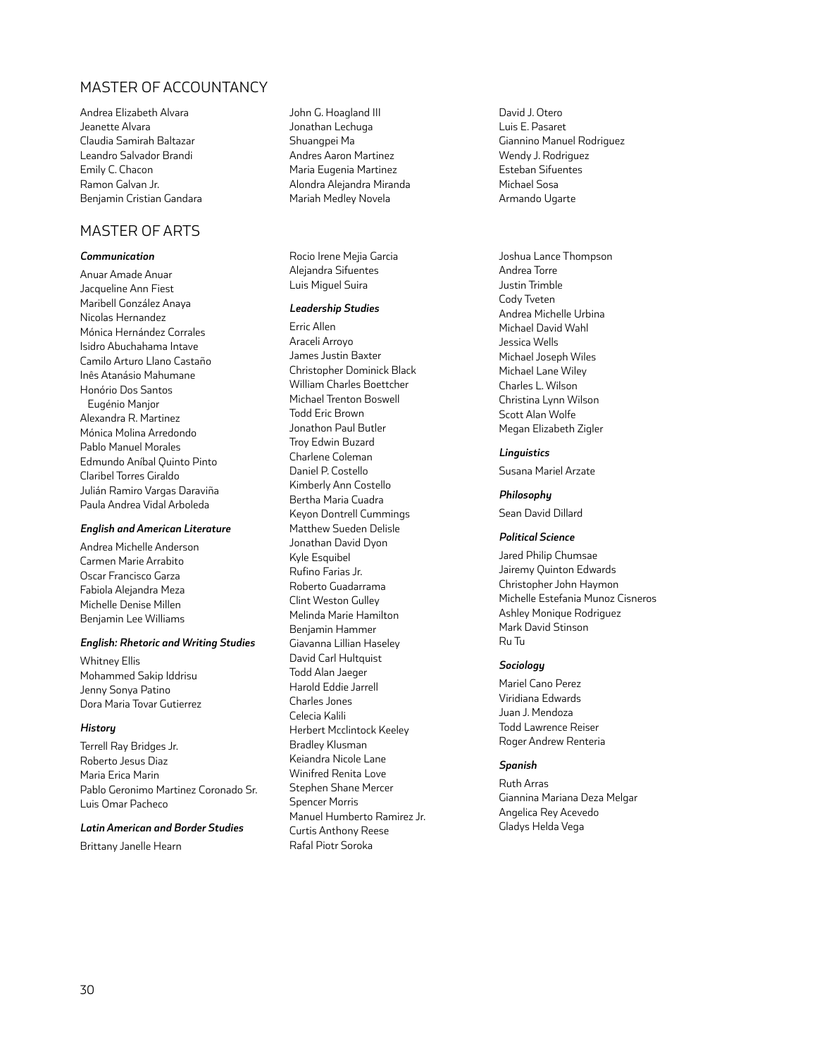## MASTER OF ACCOUNTANCY

Andrea Elizabeth Alvara
Jeanette Alvara
Claudia Samirah Baltazar
Leandro Salvador Brandi
Emily C. Chacon
Ramon Galvan Jr.
Benjamin Cristian Gandara
John G. Hoagland III
Jonathan Lechuga
Shuangpei Ma
Andres Aaron Martinez
Maria Eugenia Martinez
Alondra Alejandra Miranda
Mariah Medley Novela
David J. Otero
Luis E. Pasaret
Giannino Manuel Rodriguez
Wendy J. Rodriguez
Esteban Sifuentes
Michael Sosa
Armando Ugarte

## MASTER OF ARTS

### *Communication*

Anuar Amade Anuar
Jacqueline Ann Fiest
Maribell González Anaya
Nicolas Hernandez
Mónica Hernández Corrales
Isidro Abuchahama Intave
Camilo Arturo Llano Castaño
Inês Atanásio Mahumane
Honório Dos Santos Eugénio Manjor
Alexandra R. Martinez
Mónica Molina Arredondo
Pablo Manuel Morales
Edmundo Aníbal Quinto Pinto
Claribel Torres Giraldo
Julián Ramiro Vargas Daraviña
Paula Andrea Vidal Arboleda

### *English and American Literature*

Andrea Michelle Anderson
Carmen Marie Arrabito
Oscar Francisco Garza
Fabiola Alejandra Meza
Michelle Denise Millen
Benjamin Lee Williams

### *English: Rhetoric and Writing Studies*

Whitney Ellis
Mohammed Sakip Iddrisu
Jenny Sonya Patino
Dora Maria Tovar Gutierrez

### *History*

Terrell Ray Bridges Jr.
Roberto Jesus Diaz
Maria Erica Marin
Pablo Geronimo Martinez Coronado Sr.
Luis Omar Pacheco

### *Latin American and Border Studies*

Brittany Janelle Hearn
Rocio Irene Mejia Garcia
Alejandra Sifuentes
Luis Miguel Suira

### *Leadership Studies*

Erric Allen
Araceli Arroyo
James Justin Baxter
Christopher Dominick Black
William Charles Boettcher
Michael Trenton Boswell
Todd Eric Brown
Jonathon Paul Butler
Troy Edwin Buzard
Charlene Coleman
Daniel P. Costello
Kimberly Ann Costello
Bertha Maria Cuadra
Keyon Dontrell Cummings
Matthew Sueden Delisle
Jonathan David Dyon
Kyle Esquibel
Rufino Farias Jr.
Roberto Guadarrama
Clint Weston Gulley
Melinda Marie Hamilton
Benjamin Hammer
Giavanna Lillian Haseley
David Carl Hultquist
Todd Alan Jaeger
Harold Eddie Jarrell
Charles Jones
Celecia Kalili
Herbert Mcclintock Keeley
Bradley Klusman
Keiandra Nicole Lane
Winifred Renita Love
Stephen Shane Mercer
Spencer Morris
Manuel Humberto Ramirez Jr.
Curtis Anthony Reese
Rafal Piotr Soroka
Joshua Lance Thompson
Andrea Torre
Justin Trimble
Cody Tveten
Andrea Michelle Urbina
Michael David Wahl
Jessica Wells
Michael Joseph Wiles
Michael Lane Wiley
Charles L. Wilson
Christina Lynn Wilson
Scott Alan Wolfe
Megan Elizabeth Zigler

### *Linguistics*

Susana Mariel Arzate

### *Philosophy*

Sean David Dillard

### *Political Science*

Jared Philip Chumsae
Jairemy Quinton Edwards
Christopher John Haymon
Michelle Estefania Munoz Cisneros
Ashley Monique Rodriguez
Mark David Stinson
Ru Tu

### *Sociology*

Mariel Cano Perez
Viridiana Edwards
Juan J. Mendoza
Todd Lawrence Reiser
Roger Andrew Renteria

### *Spanish*

Ruth Arras
Giannina Mariana Deza Melgar
Angelica Rey Acevedo
Gladys Helda Vega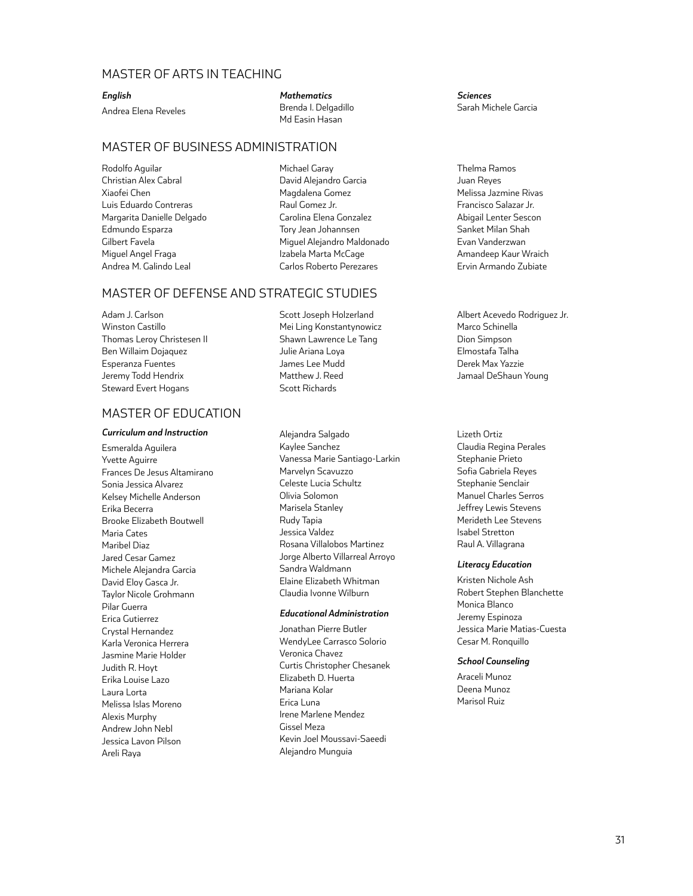## MASTER OF ARTS IN TEACHING

### *English*

Andrea Elena Reveles

### *Mathematics*

Brenda I. Delgadillo
Md Easin Hasan

### *Sciences*

Sarah Michele Garcia

## MASTER OF BUSINESS ADMINISTRATION

Rodolfo Aguilar
Christian Alex Cabral
Xiaofei Chen
Luis Eduardo Contreras
Margarita Danielle Delgado
Edmundo Esparza
Gilbert Favela
Miguel Angel Fraga
Andrea M. Galindo Leal
Michael Garay
David Alejandro Garcia
Magdalena Gomez
Raul Gomez Jr.
Carolina Elena Gonzalez
Tory Jean Johannsen
Miguel Alejandro Maldonado
Izabela Marta McCage
Carlos Roberto Perezares
Thelma Ramos
Juan Reyes
Melissa Jazmine Rivas
Francisco Salazar Jr.
Abigail Lenter Sescon
Sanket Milan Shah
Evan Vanderzwan
Amandeep Kaur Wraich
Ervin Armando Zubiate

## MASTER OF DEFENSE AND STRATEGIC STUDIES

Adam J. Carlson
Winston Castillo
Thomas Leroy Christesen II
Ben Willaim Dojaquez
Esperanza Fuentes
Jeremy Todd Hendrix
Steward Evert Hogans
Scott Joseph Holzerland
Mei Ling Konstantynowicz
Shawn Lawrence Le Tang
Julie Ariana Loya
James Lee Mudd
Matthew J. Reed
Scott Richards
Albert Acevedo Rodriguez Jr.
Marco Schinella
Dion Simpson
Elmostafa Talha
Derek Max Yazzie
Jamaal DeShaun Young

## MASTER OF EDUCATION

### *Curriculum and Instruction*

Esmeralda Aguilera
Yvette Aguirre
Frances De Jesus Altamirano
Sonia Jessica Alvarez
Kelsey Michelle Anderson
Erika Becerra
Brooke Elizabeth Boutwell
Maria Cates
Maribel Diaz
Jared Cesar Gamez
Michele Alejandra Garcia
David Eloy Gasca Jr.
Taylor Nicole Grohmann
Pilar Guerra
Erica Gutierrez
Crystal Hernandez
Karla Veronica Herrera
Jasmine Marie Holder
Judith R. Hoyt
Erika Louise Lazo
Laura Lorta
Melissa Islas Moreno
Alexis Murphy
Andrew John Nebl
Jessica Lavon Pilson
Areli Raya
Alejandra Salgado
Kaylee Sanchez
Vanessa Marie Santiago-Larkin
Marvelyn Scavuzzo
Celeste Lucia Schultz
Olivia Solomon
Marisela Stanley
Rudy Tapia
Jessica Valdez
Rosana Villalobos Martinez
Jorge Alberto Villarreal Arroyo
Sandra Waldmann
Elaine Elizabeth Whitman
Claudia Ivonne Wilburn
Lizeth Ortiz
Claudia Regina Perales
Stephanie Prieto
Sofia Gabriela Reyes
Stephanie Senclair
Manuel Charles Serros
Jeffrey Lewis Stevens
Merideth Lee Stevens
Isabel Stretton
Raul A. Villagrana

### *Educational Administration*

Jonathan Pierre Butler
WendyLee Carrasco Solorio
Veronica Chavez
Curtis Christopher Chesanek
Elizabeth D. Huerta
Mariana Kolar
Erica Luna
Irene Marlene Mendez
Gissel Meza
Kevin Joel Moussavi-Saeedi
Alejandro Munguia

### *Literacy Education*

Kristen Nichole Ash
Robert Stephen Blanchette
Monica Blanco
Jeremy Espinoza
Jessica Marie Matias-Cuesta
Cesar M. Ronquillo

### *School Counseling*

Araceli Munoz
Deena Munoz
Marisol Ruiz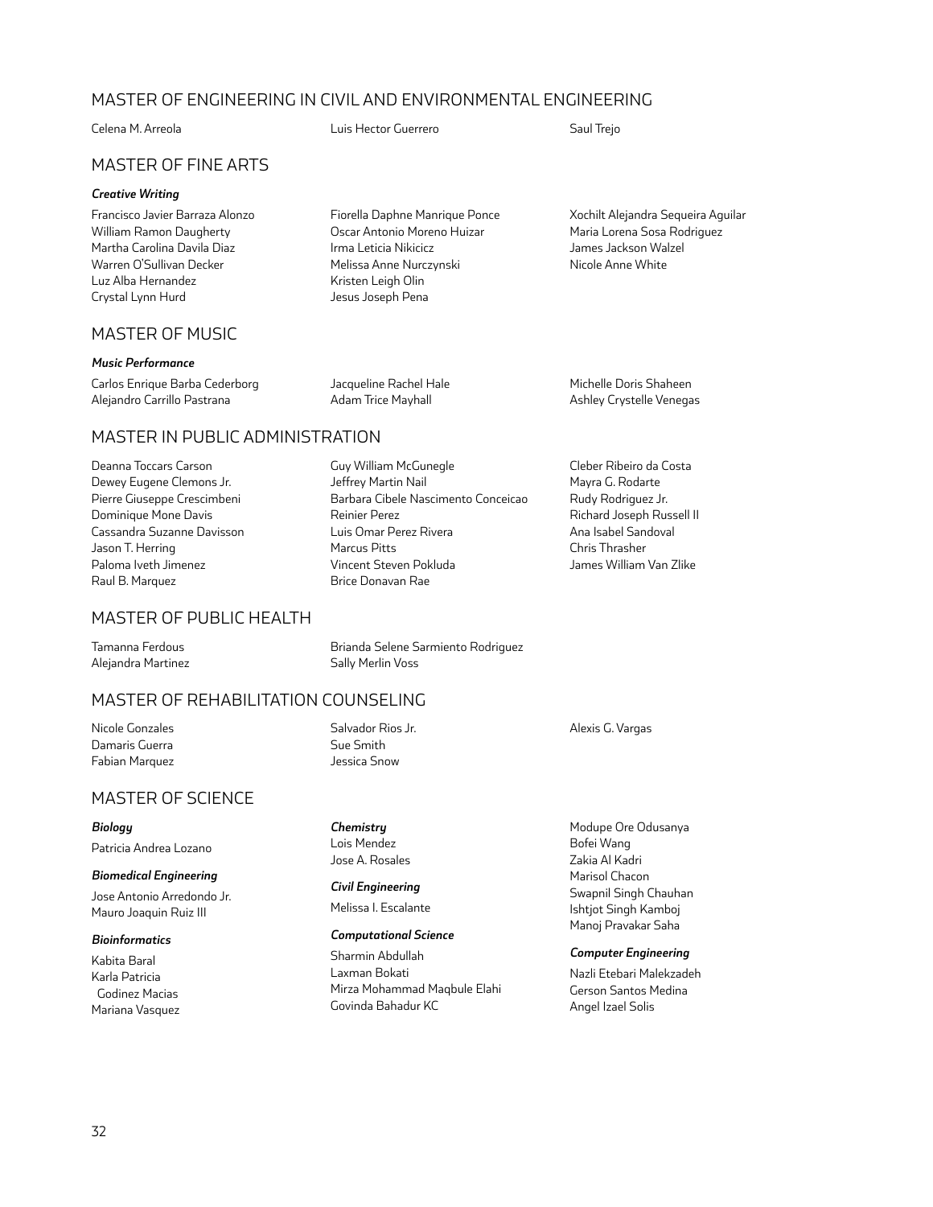## MASTER OF ENGINEERING IN CIVIL AND ENVIRONMENTAL ENGINEERING

Celena M. Arreola
Luis Hector Guerrero
Saul Trejo

## MASTER OF FINE ARTS

***Creative Writing***

Francisco Javier Barraza Alonzo
William Ramon Daugherty
Martha Carolina Davila Diaz
Warren O'Sullivan Decker
Luz Alba Hernandez
Crystal Lynn Hurd
Fiorella Daphne Manrique Ponce
Oscar Antonio Moreno Huizar
Irma Leticia Nikicicz
Melissa Anne Nurczynski
Kristen Leigh Olin
Jesus Joseph Pena
Xochilt Alejandra Sequeira Aguilar
Maria Lorena Sosa Rodriguez
James Jackson Walzel
Nicole Anne White

## MASTER OF MUSIC

***Music Performance***

Carlos Enrique Barba Cederborg
Alejandro Carrillo Pastrana
Jacqueline Rachel Hale
Adam Trice Mayhall
Michelle Doris Shaheen
Ashley Crystelle Venegas

## MASTER IN PUBLIC ADMINISTRATION

Deanna Toccars Carson
Dewey Eugene Clemons Jr.
Pierre Giuseppe Crescimbeni
Dominique Mone Davis
Cassandra Suzanne Davisson
Jason T. Herring
Paloma Iveth Jimenez
Raul B. Marquez
Guy William McGunegle
Jeffrey Martin Nail
Barbara Cibele Nascimento Conceicao
Reinier Perez
Luis Omar Perez Rivera
Marcus Pitts
Vincent Steven Pokluda
Brice Donavan Rae
Cleber Ribeiro da Costa
Mayra G. Rodarte
Rudy Rodriguez Jr.
Richard Joseph Russell II
Ana Isabel Sandoval
Chris Thrasher
James William Van Zlike

## MASTER OF PUBLIC HEALTH

Tamanna Ferdous
Alejandra Martinez
Brianda Selene Sarmiento Rodriguez
Sally Merlin Voss

## MASTER OF REHABILITATION COUNSELING

Nicole Gonzales
Damaris Guerra
Fabian Marquez
Salvador Rios Jr.
Sue Smith
Jessica Snow
Alexis G. Vargas

## MASTER OF SCIENCE

***Biology***

Patricia Andrea Lozano

***Biomedical Engineering***

Jose Antonio Arredondo Jr.
Mauro Joaquin Ruiz III

***Bioinformatics***

Kabita Baral
Karla Patricia Godinez Macias
Mariana Vasquez

***Chemistry***

Lois Mendez
Jose A. Rosales

***Civil Engineering***

Melissa I. Escalante

***Computational Science***

Sharmin Abdullah
Laxman Bokati
Mirza Mohammad Maqbule Elahi
Govinda Bahadur KC
Modupe Ore Odusanya
Bofei Wang
Zakia Al Kadri
Marisol Chacon
Swapnil Singh Chauhan
Ishtjot Singh Kamboj
Manoj Pravakar Saha

***Computer Engineering***

Nazli Etebari Malekzadeh
Gerson Santos Medina
Angel Izael Solis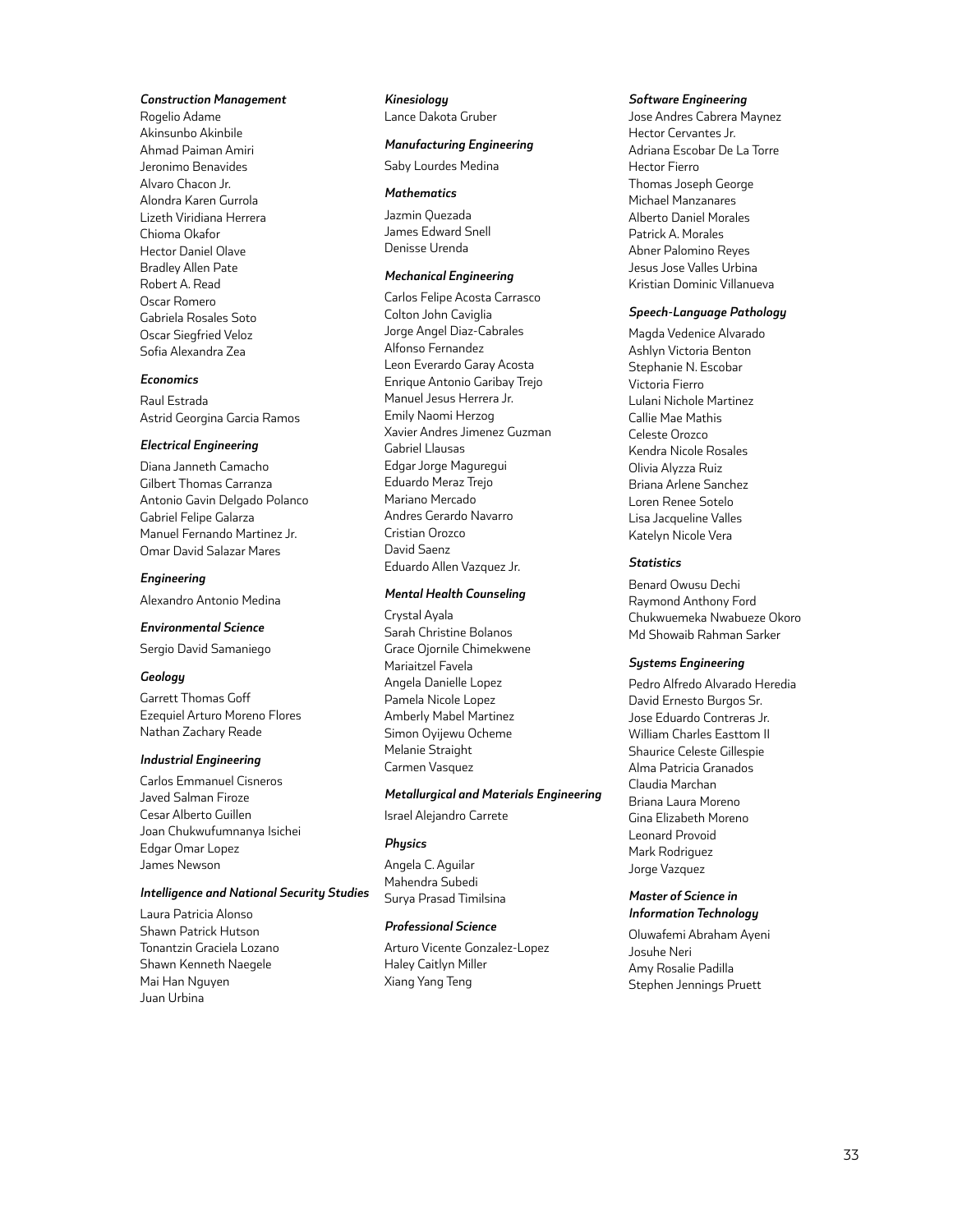*Construction Management*

Rogelio Adame
Akinsunbo Akinbile
Ahmad Paiman Amiri
Jeronimo Benavides
Alvaro Chacon Jr.
Alondra Karen Gurrola
Lizeth Viridiana Herrera
Chioma Okafor
Hector Daniel Olave
Bradley Allen Pate
Robert A. Read
Oscar Romero
Gabriela Rosales Soto
Oscar Siegfried Veloz
Sofia Alexandra Zea

*Economics*

Raul Estrada
Astrid Georgina Garcia Ramos

*Electrical Engineering*

Diana Janneth Camacho
Gilbert Thomas Carranza
Antonio Gavin Delgado Polanco
Gabriel Felipe Galarza
Manuel Fernando Martinez Jr.
Omar David Salazar Mares

*Engineering*

Alexandro Antonio Medina

*Environmental Science*

Sergio David Samaniego

*Geology*

Garrett Thomas Goff
Ezequiel Arturo Moreno Flores
Nathan Zachary Reade

*Industrial Engineering*

Carlos Emmanuel Cisneros
Javed Salman Firoze
Cesar Alberto Guillen
Joan Chukwufumnanya Isichei
Edgar Omar Lopez
James Newson

*Intelligence and National Security Studies*

Laura Patricia Alonso
Shawn Patrick Hutson
Tonantzin Graciela Lozano
Shawn Kenneth Naegele
Mai Han Nguyen
Juan Urbina

*Kinesiology*

Lance Dakota Gruber

*Manufacturing Engineering*

Saby Lourdes Medina

*Mathematics*

Jazmin Quezada
James Edward Snell
Denisse Urenda

*Mechanical Engineering*

Carlos Felipe Acosta Carrasco
Colton John Caviglia
Jorge Angel Diaz-Cabrales
Alfonso Fernandez
Leon Everardo Garay Acosta
Enrique Antonio Garibay Trejo
Manuel Jesus Herrera Jr.
Emily Naomi Herzog
Xavier Andres Jimenez Guzman
Gabriel Llausas
Edgar Jorge Maguregui
Eduardo Meraz Trejo
Mariano Mercado
Andres Gerardo Navarro
Cristian Orozco
David Saenz
Eduardo Allen Vazquez Jr.

*Mental Health Counseling*

Crystal Ayala
Sarah Christine Bolanos
Grace Ojornile Chimekwene
Mariaitzel Favela
Angela Danielle Lopez
Pamela Nicole Lopez
Amberly Mabel Martinez
Simon Oyijewu Ocheme
Melanie Straight
Carmen Vasquez

*Metallurgical and Materials Engineering*

Israel Alejandro Carrete

*Physics*

Angela C. Aguilar
Mahendra Subedi
Surya Prasad Timilsina

*Professional Science*

Arturo Vicente Gonzalez-Lopez
Haley Caitlyn Miller
Xiang Yang Teng

*Software Engineering*

Jose Andres Cabrera Maynez
Hector Cervantes Jr.
Adriana Escobar De La Torre
Hector Fierro
Thomas Joseph George
Michael Manzanares
Alberto Daniel Morales
Patrick A. Morales
Abner Palomino Reyes
Jesus Jose Valles Urbina
Kristian Dominic Villanueva

*Speech-Language Pathology*

Magda Vedenice Alvarado
Ashlyn Victoria Benton
Stephanie N. Escobar
Victoria Fierro
Lulani Nichole Martinez
Callie Mae Mathis
Celeste Orozco
Kendra Nicole Rosales
Olivia Alyzza Ruiz
Briana Arlene Sanchez
Loren Renee Sotelo
Lisa Jacqueline Valles
Katelyn Nicole Vera

*Statistics*

Benard Owusu Dechi
Raymond Anthony Ford
Chukwuemeka Nwabueze Okoro
Md Showaib Rahman Sarker

*Systems Engineering*

Pedro Alfredo Alvarado Heredia
David Ernesto Burgos Sr.
Jose Eduardo Contreras Jr.
William Charles Easttom II
Shaurice Celeste Gillespie
Alma Patricia Granados
Claudia Marchan
Briana Laura Moreno
Gina Elizabeth Moreno
Leonard Provoid
Mark Rodriguez
Jorge Vazquez

*Master of Science in Information Technology*

Oluwafemi Abraham Ayeni
Josuhe Neri
Amy Rosalie Padilla
Stephen Jennings Pruett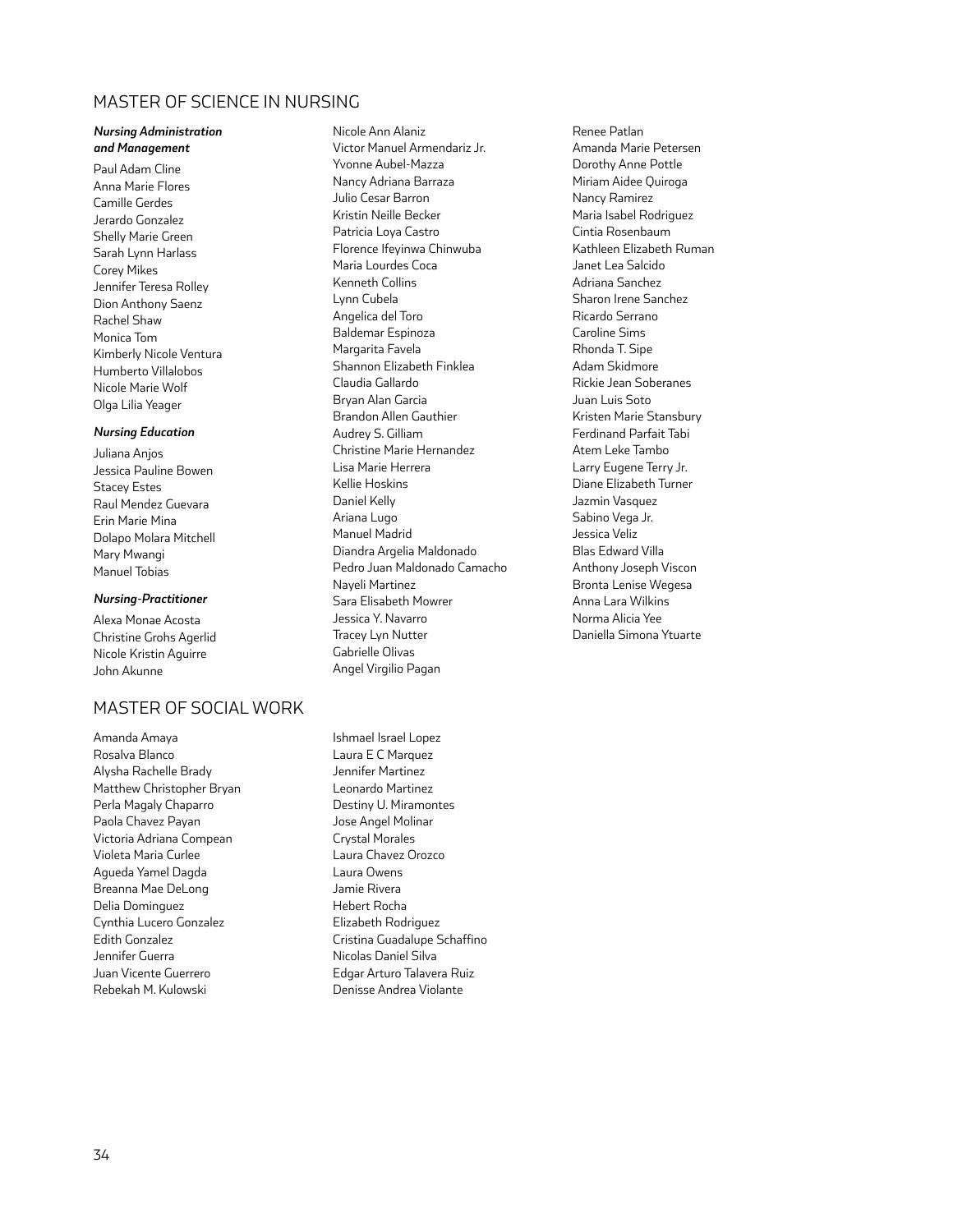## MASTER OF SCIENCE IN NURSING

***Nursing Administration and Management***

Paul Adam Cline
Anna Marie Flores
Camille Gerdes
Jerardo Gonzalez
Shelly Marie Green
Sarah Lynn Harlass
Corey Mikes
Jennifer Teresa Rolley
Dion Anthony Saenz
Rachel Shaw
Monica Tom
Kimberly Nicole Ventura
Humberto Villalobos
Nicole Marie Wolf
Olga Lilia Yeager

***Nursing Education***

Juliana Anjos
Jessica Pauline Bowen
Stacey Estes
Raul Mendez Guevara
Erin Marie Mina
Dolapo Molara Mitchell
Mary Mwangi
Manuel Tobias

***Nursing-Practitioner***

Alexa Monae Acosta
Christine Grohs Agerlid
Nicole Kristin Aguirre
John Akunne
Nicole Ann Alaniz
Victor Manuel Armendariz Jr.
Yvonne Aubel-Mazza
Nancy Adriana Barraza
Julio Cesar Barron
Kristin Neille Becker
Patricia Loya Castro
Florence Ifeyinwa Chinwuba
Maria Lourdes Coca
Kenneth Collins
Lynn Cubela
Angelica del Toro
Baldemar Espinoza
Margarita Favela
Shannon Elizabeth Finklea
Claudia Gallardo
Bryan Alan Garcia
Brandon Allen Gauthier
Audrey S. Gilliam
Christine Marie Hernandez
Lisa Marie Herrera
Kellie Hoskins
Daniel Kelly
Ariana Lugo
Manuel Madrid
Diandra Argelia Maldonado
Pedro Juan Maldonado Camacho
Nayeli Martinez
Sara Elisabeth Mowrer
Jessica Y. Navarro
Tracey Lyn Nutter
Gabrielle Olivas
Angel Virgilio Pagan
Renee Patlan
Amanda Marie Petersen
Dorothy Anne Pottle
Miriam Aidee Quiroga
Nancy Ramirez
Maria Isabel Rodriguez
Cintia Rosenbaum
Kathleen Elizabeth Ruman
Janet Lea Salcido
Adriana Sanchez
Sharon Irene Sanchez
Ricardo Serrano
Caroline Sims
Rhonda T. Sipe
Adam Skidmore
Rickie Jean Soberanes
Juan Luis Soto
Kristen Marie Stansbury
Ferdinand Parfait Tabi
Atem Leke Tambo
Larry Eugene Terry Jr.
Diane Elizabeth Turner
Jazmin Vasquez
Sabino Vega Jr.
Jessica Veliz
Blas Edward Villa
Anthony Joseph Viscon
Bronta Lenise Wegesa
Anna Lara Wilkins
Norma Alicia Yee
Daniella Simona Ytuarte

## MASTER OF SOCIAL WORK

Amanda Amaya
Rosalva Blanco
Alysha Rachelle Brady
Matthew Christopher Bryan
Perla Magaly Chaparro
Paola Chavez Payan
Victoria Adriana Compean
Violeta Maria Curlee
Agueda Yamel Dagda
Breanna Mae DeLong
Delia Dominguez
Cynthia Lucero Gonzalez
Edith Gonzalez
Jennifer Guerra
Juan Vicente Guerrero
Rebekah M. Kulowski
Ishmael Israel Lopez
Laura E C Marquez
Jennifer Martinez
Leonardo Martinez
Destiny U. Miramontes
Jose Angel Molinar
Crystal Morales
Laura Chavez Orozco
Laura Owens
Jamie Rivera
Hebert Rocha
Elizabeth Rodriguez
Cristina Guadalupe Schaffino
Nicolas Daniel Silva
Edgar Arturo Talavera Ruiz
Denisse Andrea Violante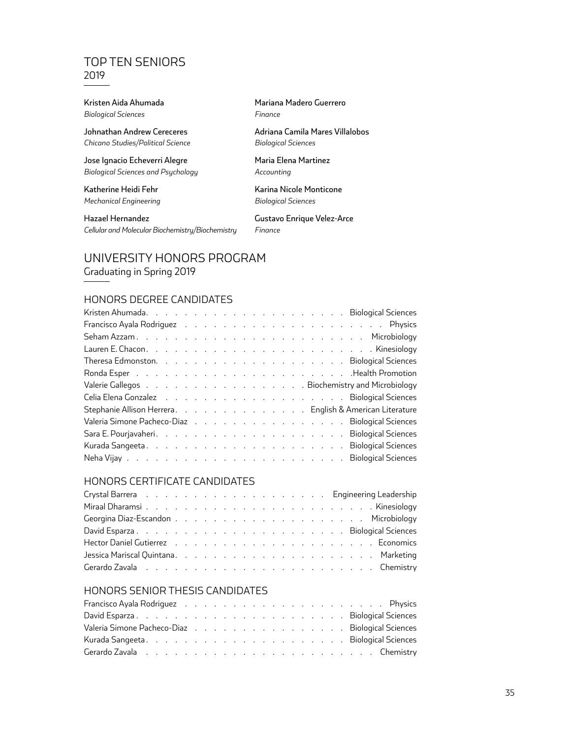# TOP TEN SENIORS
2019

**Kristen Aida Ahumada**
*Biological Sciences*

**Johnathan Andrew Cereceres**
*Chicano Studies/Political Science*

**Jose Ignacio Echeverri Alegre**
*Biological Sciences and Psychology*

**Katherine Heidi Fehr**
*Mechanical Engineering*

**Hazael Hernandez**
*Cellular and Molecular Biochemistry/Biochemistry*

**Mariana Madero Guerrero**
*Finance*

**Adriana Camila Mares Villalobos**
*Biological Sciences*

**Maria Elena Martinez**
*Accounting*

**Karina Nicole Monticone**
*Biological Sciences*

**Gustavo Enrique Velez-Arce**
*Finance*

# UNIVERSITY HONORS PROGRAM
Graduating in Spring 2019

## HONORS DEGREE CANDIDATES

| Name | Major |
|---|---|
| Kristen Ahumada | Biological Sciences |
| Francisco Ayala Rodriguez | Physics |
| Seham Azzam | Microbiology |
| Lauren E. Chacon | Kinesiology |
| Theresa Edmonston | Biological Sciences |
| Ronda Esper | Health Promotion |
| Valerie Gallegos | Biochemistry and Microbiology |
| Celia Elena Gonzalez | Biological Sciences |
| Stephanie Allison Herrera | English & American Literature |
| Valeria Simone Pacheco-Diaz | Biological Sciences |
| Sara E. Pourjavaheri | Biological Sciences |
| Kurada Sangeeta | Biological Sciences |
| Neha Vijay | Biological Sciences |

## HONORS CERTIFICATE CANDIDATES

| Name | Major |
|---|---|
| Crystal Barrera | Engineering Leadership |
| Miraal Dharamsi | Kinesiology |
| Georgina Diaz-Escandon | Microbiology |
| David Esparza | Biological Sciences |
| Hector Daniel Gutierrez | Economics |
| Jessica Mariscal Quintana | Marketing |
| Gerardo Zavala | Chemistry |

## HONORS SENIOR THESIS CANDIDATES

| Name | Major |
|---|---|
| Francisco Ayala Rodriguez | Physics |
| David Esparza | Biological Sciences |
| Valeria Simone Pacheco-Diaz | Biological Sciences |
| Kurada Sangeeta | Biological Sciences |
| Gerardo Zavala | Chemistry |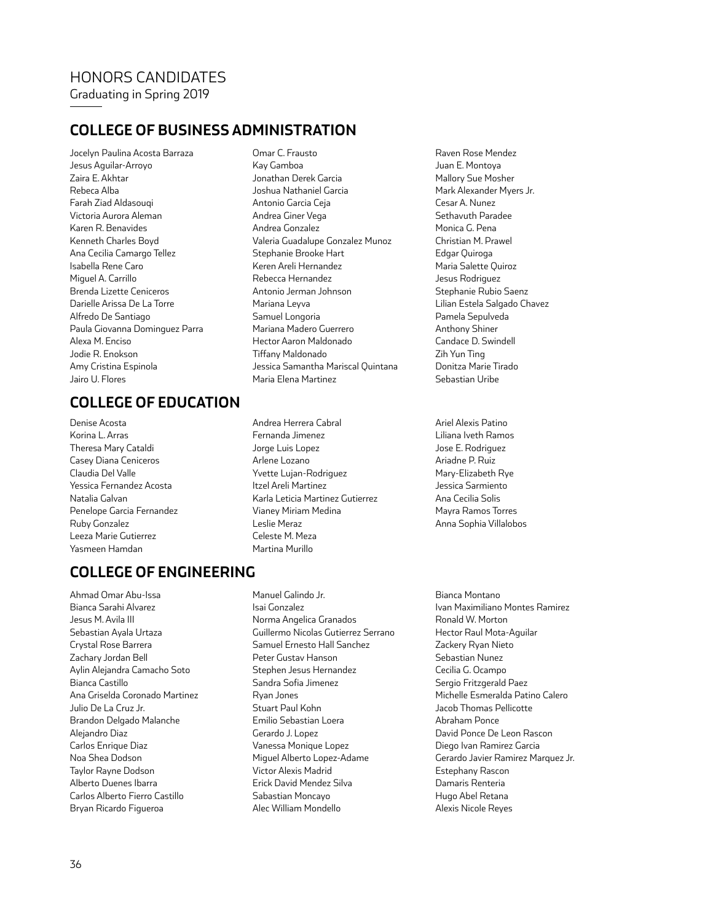# HONORS CANDIDATES

Graduating in Spring 2019

## COLLEGE OF BUSINESS ADMINISTRATION

Jocelyn Paulina Acosta Barraza
Jesus Aguilar-Arroyo
Zaira E. Akhtar
Rebeca Alba
Farah Ziad Aldasouqi
Victoria Aurora Aleman
Karen R. Benavides
Kenneth Charles Boyd
Ana Cecilia Camargo Tellez
Isabella Rene Caro
Miguel A. Carrillo
Brenda Lizette Ceniceros
Darielle Arissa De La Torre
Alfredo De Santiago
Paula Giovanna Dominguez Parra
Alexa M. Enciso
Jodie R. Enokson
Amy Cristina Espinola
Jairo U. Flores
Omar C. Frausto
Kay Gamboa
Jonathan Derek Garcia
Joshua Nathaniel Garcia
Antonio Garcia Ceja
Andrea Giner Vega
Andrea Gonzalez
Valeria Guadalupe Gonzalez Munoz
Stephanie Brooke Hart
Keren Areli Hernandez
Rebecca Hernandez
Antonio Jerman Johnson
Mariana Leyva
Samuel Longoria
Mariana Madero Guerrero
Hector Aaron Maldonado
Tiffany Maldonado
Jessica Samantha Mariscal Quintana
Maria Elena Martinez
Raven Rose Mendez
Juan E. Montoya
Mallory Sue Mosher
Mark Alexander Myers Jr.
Cesar A. Nunez
Sethavuth Paradee
Monica G. Pena
Christian M. Prawel
Edgar Quiroga
Maria Salette Quiroz
Jesus Rodriguez
Stephanie Rubio Saenz
Lilian Estela Salgado Chavez
Pamela Sepulveda
Anthony Shiner
Candace D. Swindell
Zih Yun Ting
Donitza Marie Tirado
Sebastian Uribe

## COLLEGE OF EDUCATION

Denise Acosta
Korina L. Arras
Theresa Mary Cataldi
Casey Diana Ceniceros
Claudia Del Valle
Yessica Fernandez Acosta
Natalia Galvan
Penelope Garcia Fernandez
Ruby Gonzalez
Leeza Marie Gutierrez
Yasmeen Hamdan
Andrea Herrera Cabral
Fernanda Jimenez
Jorge Luis Lopez
Arlene Lozano
Yvette Lujan-Rodriguez
Itzel Areli Martinez
Karla Leticia Martinez Gutierrez
Vianey Miriam Medina
Leslie Meraz
Celeste M. Meza
Martina Murillo
Ariel Alexis Patino
Liliana Iveth Ramos
Jose E. Rodriguez
Ariadne P. Ruiz
Mary-Elizabeth Rye
Jessica Sarmiento
Ana Cecilia Solis
Mayra Ramos Torres
Anna Sophia Villalobos

## COLLEGE OF ENGINEERING

Ahmad Omar Abu-Issa
Bianca Sarahi Alvarez
Jesus M. Avila III
Sebastian Ayala Urtaza
Crystal Rose Barrera
Zachary Jordan Bell
Aylin Alejandra Camacho Soto
Bianca Castillo
Ana Griselda Coronado Martinez
Julio De La Cruz Jr.
Brandon Delgado Malanche
Alejandro Diaz
Carlos Enrique Diaz
Noa Shea Dodson
Taylor Rayne Dodson
Alberto Duenes Ibarra
Carlos Alberto Fierro Castillo
Bryan Ricardo Figueroa
Manuel Galindo Jr.
Isai Gonzalez
Norma Angelica Granados
Guillermo Nicolas Gutierrez Serrano
Samuel Ernesto Hall Sanchez
Peter Gustav Hanson
Stephen Jesus Hernandez
Sandra Sofia Jimenez
Ryan Jones
Stuart Paul Kohn
Emilio Sebastian Loera
Gerardo J. Lopez
Vanessa Monique Lopez
Miguel Alberto Lopez-Adame
Victor Alexis Madrid
Erick David Mendez Silva
Sabastian Moncayo
Alec William Mondello
Bianca Montano
Ivan Maximiliano Montes Ramirez
Ronald W. Morton
Hector Raul Mota-Aguilar
Zackery Ryan Nieto
Sebastian Nunez
Cecilia G. Ocampo
Sergio Fritzgerald Paez
Michelle Esmeralda Patino Calero
Jacob Thomas Pellicotte
Abraham Ponce
David Ponce De Leon Rascon
Diego Ivan Ramirez Garcia
Gerardo Javier Ramirez Marquez Jr.
Estephany Rascon
Damaris Renteria
Hugo Abel Retana
Alexis Nicole Reyes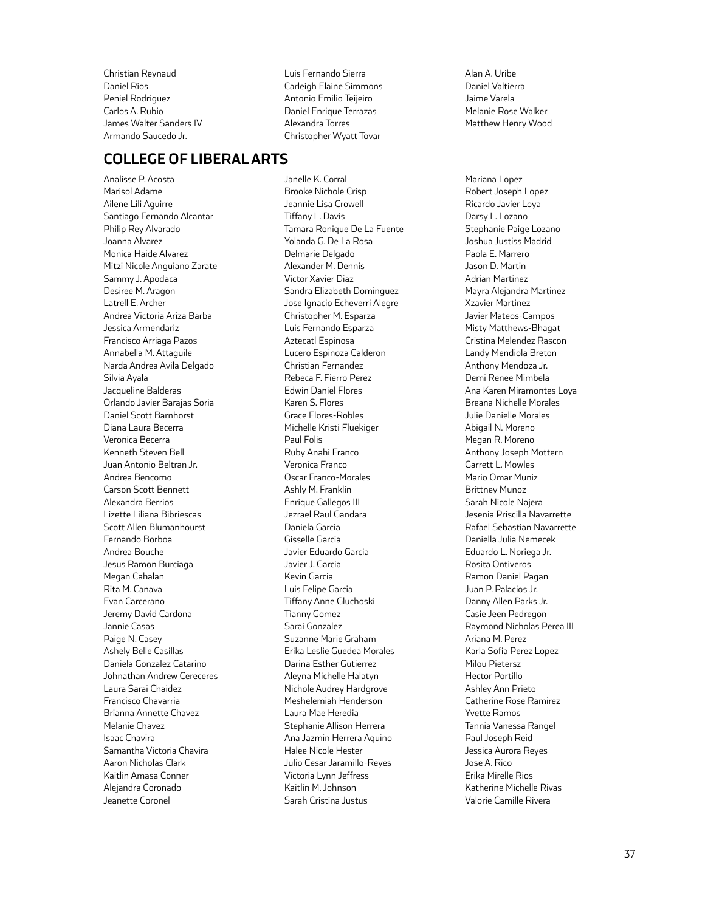Christian Reynaud
Daniel Rios
Peniel Rodriguez
Carlos A. Rubio
James Walter Sanders IV
Armando Saucedo Jr.
Luis Fernando Sierra
Carleigh Elaine Simmons
Antonio Emilio Teijeiro
Daniel Enrique Terrazas
Alexandra Torres
Christopher Wyatt Tovar
Alan A. Uribe
Daniel Valtierra
Jaime Varela
Melanie Rose Walker
Matthew Henry Wood

## COLLEGE OF LIBERAL ARTS

Analisse P. Acosta
Marisol Adame
Ailene Lili Aguirre
Santiago Fernando Alcantar
Philip Rey Alvarado
Joanna Alvarez
Monica Haide Alvarez
Mitzi Nicole Anguiano Zarate
Sammy J. Apodaca
Desiree M. Aragon
Latrell E. Archer
Andrea Victoria Ariza Barba
Jessica Armendariz
Francisco Arriaga Pazos
Annabella M. Attaguile
Narda Andrea Avila Delgado
Silvia Ayala
Jacqueline Balderas
Orlando Javier Barajas Soria
Daniel Scott Barnhorst
Diana Laura Becerra
Veronica Becerra
Kenneth Steven Bell
Juan Antonio Beltran Jr.
Andrea Bencomo
Carson Scott Bennett
Alexandra Berrios
Lizette Liliana Bibriescas
Scott Allen Blumanhourst
Fernando Borboa
Andrea Bouche
Jesus Ramon Burciaga
Megan Cahalan
Rita M. Canava
Evan Carcerano
Jeremy David Cardona
Jannie Casas
Paige N. Casey
Ashely Belle Casillas
Daniela Gonzalez Catarino
Johnathan Andrew Cereceres
Laura Sarai Chaidez
Francisco Chavarria
Brianna Annette Chavez
Melanie Chavez
Isaac Chavira
Samantha Victoria Chavira
Aaron Nicholas Clark
Kaitlin Amasa Conner
Alejandra Coronado
Jeanette Coronel
Janelle K. Corral
Brooke Nichole Crisp
Jeannie Lisa Crowell
Tiffany L. Davis
Tamara Ronique De La Fuente
Yolanda G. De La Rosa
Delmarie Delgado
Alexander M. Dennis
Victor Xavier Diaz
Sandra Elizabeth Dominguez
Jose Ignacio Echeverri Alegre
Christopher M. Esparza
Luis Fernando Esparza
Aztecatl Espinosa
Lucero Espinoza Calderon
Christian Fernandez
Rebeca F. Fierro Perez
Edwin Daniel Flores
Karen S. Flores
Grace Flores-Robles
Michelle Kristi Fluekiger
Paul Folis
Ruby Anahi Franco
Veronica Franco
Oscar Franco-Morales
Ashly M. Franklin
Enrique Gallegos III
Jezrael Raul Gandara
Daniela Garcia
Gisselle Garcia
Javier Eduardo Garcia
Javier J. Garcia
Kevin Garcia
Luis Felipe Garcia
Tiffany Anne Gluchoski
Tianny Gomez
Sarai Gonzalez
Suzanne Marie Graham
Erika Leslie Guedea Morales
Darina Esther Gutierrez
Aleyna Michelle Halatyn
Nichole Audrey Hardgrove
Meshelemiah Henderson
Laura Mae Heredia
Stephanie Allison Herrera
Ana Jazmin Herrera Aquino
Halee Nicole Hester
Julio Cesar Jaramillo-Reyes
Victoria Lynn Jeffress
Kaitlin M. Johnson
Sarah Cristina Justus
Mariana Lopez
Robert Joseph Lopez
Ricardo Javier Loya
Darsy L. Lozano
Stephanie Paige Lozano
Joshua Justiss Madrid
Paola E. Marrero
Jason D. Martin
Adrian Martinez
Mayra Alejandra Martinez
Xzavier Martinez
Javier Mateos-Campos
Misty Matthews-Bhagat
Cristina Melendez Rascon
Landy Mendiola Breton
Anthony Mendoza Jr.
Demi Renee Mimbela
Ana Karen Miramontes Loya
Breana Nichelle Morales
Julie Danielle Morales
Abigail N. Moreno
Megan R. Moreno
Anthony Joseph Mottern
Garrett L. Mowles
Mario Omar Muniz
Brittney Munoz
Sarah Nicole Najera
Jesenia Priscilla Navarrette
Rafael Sebastian Navarrette
Daniella Julia Nemecek
Eduardo L. Noriega Jr.
Rosita Ontiveros
Ramon Daniel Pagan
Juan P. Palacios Jr.
Danny Allen Parks Jr.
Casie Jeen Pedregon
Raymond Nicholas Perea III
Ariana M. Perez
Karla Sofia Perez Lopez
Milou Pietersz
Hector Portillo
Ashley Ann Prieto
Catherine Rose Ramirez
Yvette Ramos
Tannia Vanessa Rangel
Paul Joseph Reid
Jessica Aurora Reyes
Jose A. Rico
Erika Mirelle Rios
Katherine Michelle Rivas
Valorie Camille Rivera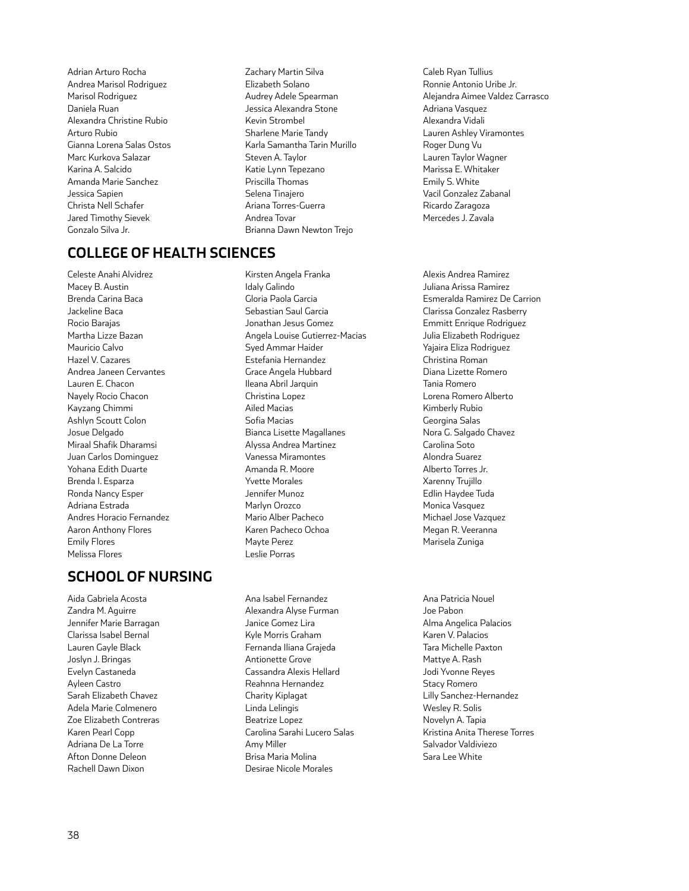Adrian Arturo Rocha
Andrea Marisol Rodriguez
Marisol Rodriguez
Daniela Ruan
Alexandra Christine Rubio
Arturo Rubio
Gianna Lorena Salas Ostos
Marc Kurkova Salazar
Karina A. Salcido
Amanda Marie Sanchez
Jessica Sapien
Christa Nell Schafer
Jared Timothy Sievek
Gonzalo Silva Jr.
Zachary Martin Silva
Elizabeth Solano
Audrey Adele Spearman
Jessica Alexandra Stone
Kevin Strombel
Sharlene Marie Tandy
Karla Samantha Tarin Murillo
Steven A. Taylor
Katie Lynn Tepezano
Priscilla Thomas
Selena Tinajero
Ariana Torres-Guerra
Andrea Tovar
Brianna Dawn Newton Trejo
Caleb Ryan Tullius
Ronnie Antonio Uribe Jr.
Alejandra Aimee Valdez Carrasco
Adriana Vasquez
Alexandra Vidali
Lauren Ashley Viramontes
Roger Dung Vu
Lauren Taylor Wagner
Marissa E. Whitaker
Emily S. White
Vacil Gonzalez Zabanal
Ricardo Zaragoza
Mercedes J. Zavala

## COLLEGE OF HEALTH SCIENCES

Celeste Anahi Alvidrez
Macey B. Austin
Brenda Carina Baca
Jackeline Baca
Rocio Barajas
Martha Lizze Bazan
Mauricio Calvo
Hazel V. Cazares
Andrea Janeen Cervantes
Lauren E. Chacon
Nayely Rocio Chacon
Kayzang Chimmi
Ashlyn Scoutt Colon
Josue Delgado
Miraal Shafik Dharamsi
Juan Carlos Dominguez
Yohana Edith Duarte
Brenda I. Esparza
Ronda Nancy Esper
Adriana Estrada
Andres Horacio Fernandez
Aaron Anthony Flores
Emily Flores
Melissa Flores
Kirsten Angela Franka
Idaly Galindo
Gloria Paola Garcia
Sebastian Saul Garcia
Jonathan Jesus Gomez
Angela Louise Gutierrez-Macias
Syed Ammar Haider
Estefania Hernandez
Grace Angela Hubbard
Ileana Abril Jarquin
Christina Lopez
Ailed Macias
Sofia Macias
Bianca Lisette Magallanes
Alyssa Andrea Martinez
Vanessa Miramontes
Amanda R. Moore
Yvette Morales
Jennifer Munoz
Marlyn Orozco
Mario Alber Pacheco
Karen Pacheco Ochoa
Mayte Perez
Leslie Porras
Alexis Andrea Ramirez
Juliana Arissa Ramirez
Esmeralda Ramirez De Carrion
Clarissa Gonzalez Rasberry
Emmitt Enrique Rodriguez
Julia Elizabeth Rodriguez
Yajaira Eliza Rodriguez
Christina Roman
Diana Lizette Romero
Tania Romero
Lorena Romero Alberto
Kimberly Rubio
Georgina Salas
Nora G. Salgado Chavez
Carolina Soto
Alondra Suarez
Alberto Torres Jr.
Xarenny Trujillo
Edlin Haydee Tuda
Monica Vasquez
Michael Jose Vazquez
Megan R. Veeranna
Marisela Zuniga

## SCHOOL OF NURSING

Aida Gabriela Acosta
Zandra M. Aguirre
Jennifer Marie Barragan
Clarissa Isabel Bernal
Lauren Gayle Black
Joslyn J. Bringas
Evelyn Castaneda
Ayleen Castro
Sarah Elizabeth Chavez
Adela Marie Colmenero
Zoe Elizabeth Contreras
Karen Pearl Copp
Adriana De La Torre
Afton Donne Deleon
Rachell Dawn Dixon
Ana Isabel Fernandez
Alexandra Alyse Furman
Janice Gomez Lira
Kyle Morris Graham
Fernanda Iliana Grajeda
Antionette Grove
Cassandra Alexis Hellard
Reahnna Hernandez
Charity Kiplagat
Linda Lelingis
Beatrize Lopez
Carolina Sarahi Lucero Salas
Amy Miller
Brisa Maria Molina
Desirae Nicole Morales
Ana Patricia Nouel
Joe Pabon
Alma Angelica Palacios
Karen V. Palacios
Tara Michelle Paxton
Mattye A. Rash
Jodi Yvonne Reyes
Stacy Romero
Lilly Sanchez-Hernandez
Wesley R. Solis
Novelyn A. Tapia
Kristina Anita Therese Torres
Salvador Valdiviezo
Sara Lee White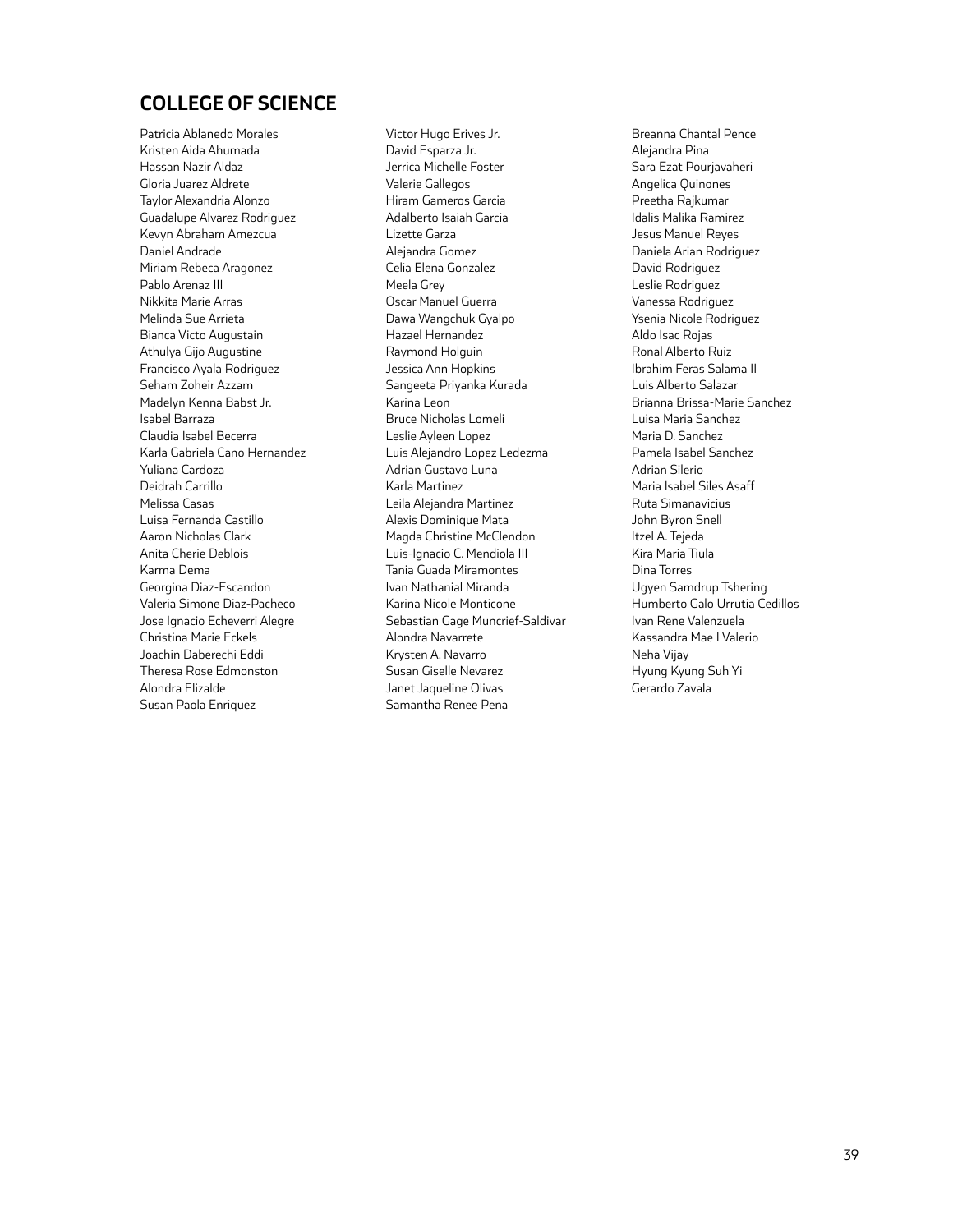## COLLEGE OF SCIENCE

Patricia Ablanedo Morales
Kristen Aida Ahumada
Hassan Nazir Aldaz
Gloria Juarez Aldrete
Taylor Alexandria Alonzo
Guadalupe Alvarez Rodriguez
Kevyn Abraham Amezcua
Daniel Andrade
Miriam Rebeca Aragonez
Pablo Arenaz III
Nikkita Marie Arras
Melinda Sue Arrieta
Bianca Victo Augustain
Athulya Gijo Augustine
Francisco Ayala Rodriguez
Seham Zoheir Azzam
Madelyn Kenna Babst Jr.
Isabel Barraza
Claudia Isabel Becerra
Karla Gabriela Cano Hernandez
Yuliana Cardoza
Deidrah Carrillo
Melissa Casas
Luisa Fernanda Castillo
Aaron Nicholas Clark
Anita Cherie Deblois
Karma Dema
Georgina Diaz-Escandon
Valeria Simone Diaz-Pacheco
Jose Ignacio Echeverri Alegre
Christina Marie Eckels
Joachin Daberechi Eddi
Theresa Rose Edmonston
Alondra Elizalde
Susan Paola Enriquez
Victor Hugo Erives Jr.
David Esparza Jr.
Jerrica Michelle Foster
Valerie Gallegos
Hiram Gameros Garcia
Adalberto Isaiah Garcia
Lizette Garza
Alejandra Gomez
Celia Elena Gonzalez
Meela Grey
Oscar Manuel Guerra
Dawa Wangchuk Gyalpo
Hazael Hernandez
Raymond Holguin
Jessica Ann Hopkins
Sangeeta Priyanka Kurada
Karina Leon
Bruce Nicholas Lomeli
Leslie Ayleen Lopez
Luis Alejandro Lopez Ledezma
Adrian Gustavo Luna
Karla Martinez
Leila Alejandra Martinez
Alexis Dominique Mata
Magda Christine McClendon
Luis-Ignacio C. Mendiola III
Tania Guada Miramontes
Ivan Nathanial Miranda
Karina Nicole Monticone
Sebastian Gage Muncrief-Saldivar
Alondra Navarrete
Krysten A. Navarro
Susan Giselle Nevarez
Janet Jaqueline Olivas
Samantha Renee Pena
Breanna Chantal Pence
Alejandra Pina
Sara Ezat Pourjavaheri
Angelica Quinones
Preetha Rajkumar
Idalis Malika Ramirez
Jesus Manuel Reyes
Daniela Arian Rodriguez
David Rodriguez
Leslie Rodriguez
Vanessa Rodriguez
Ysenia Nicole Rodriguez
Aldo Isac Rojas
Ronal Alberto Ruiz
Ibrahim Feras Salama II
Luis Alberto Salazar
Brianna Brissa-Marie Sanchez
Luisa Maria Sanchez
Maria D. Sanchez
Pamela Isabel Sanchez
Adrian Silerio
Maria Isabel Siles Asaff
Ruta Simanavicius
John Byron Snell
Itzel A. Tejeda
Kira Maria Tiula
Dina Torres
Ugyen Samdrup Tshering
Humberto Galo Urrutia Cedillos
Ivan Rene Valenzuela
Kassandra Mae I Valerio
Neha Vijay
Hyung Kyung Suh Yi
Gerardo Zavala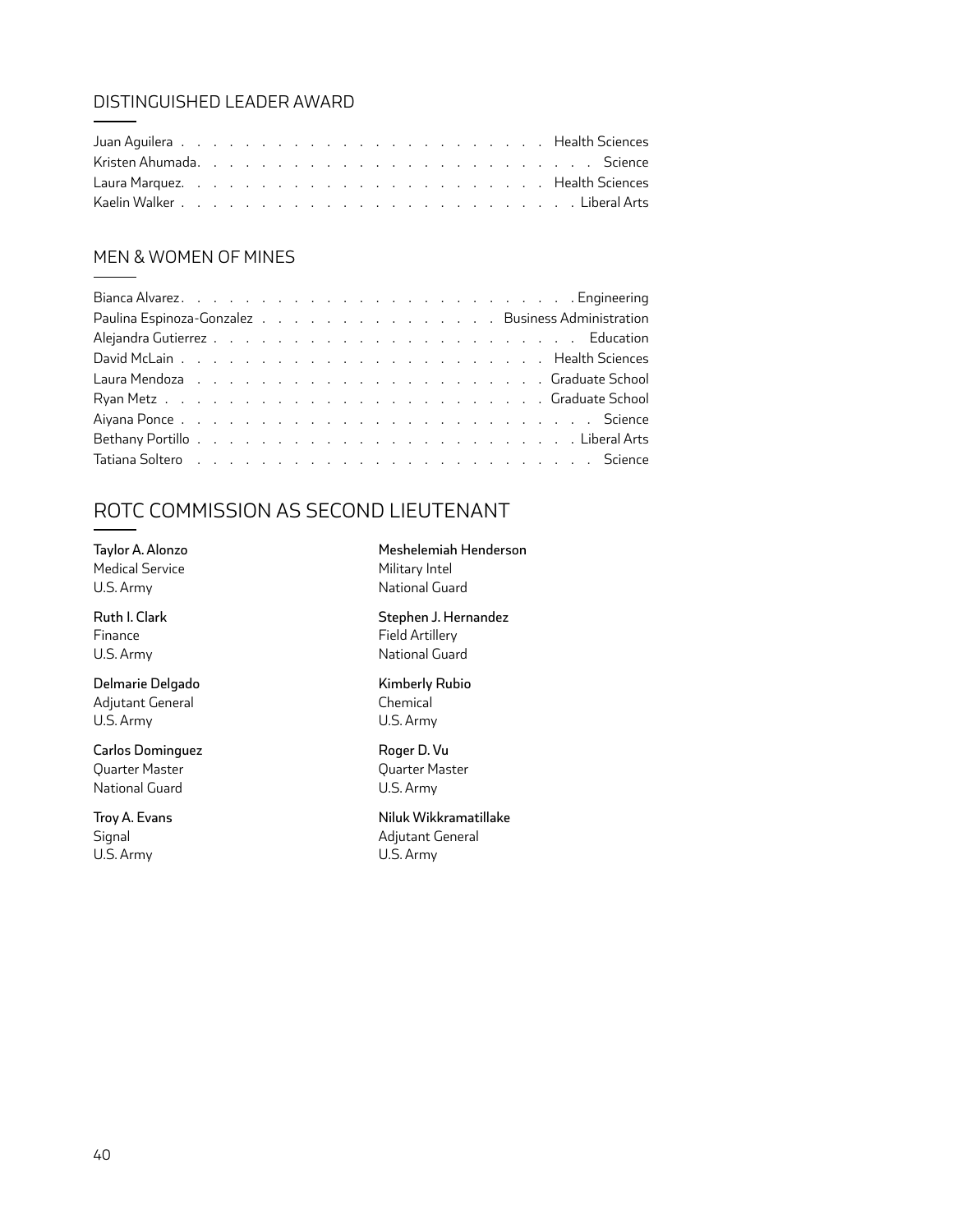## DISTINGUISHED LEADER AWARD

| Name | College |
|---|---|
| Juan Aguilera | Health Sciences |
| Kristen Ahumada | Science |
| Laura Marquez | Health Sciences |
| Kaelin Walker | Liberal Arts |

## MEN & WOMEN OF MINES

| Name | College |
|---|---|
| Bianca Alvarez | Engineering |
| Paulina Espinoza-Gonzalez | Business Administration |
| Alejandra Gutierrez | Education |
| David McLain | Health Sciences |
| Laura Mendoza | Graduate School |
| Ryan Metz | Graduate School |
| Aiyana Ponce | Science |
| Bethany Portillo | Liberal Arts |
| Tatiana Soltero | Science |

# ROTC COMMISSION AS SECOND LIEUTENANT

**Taylor A. Alonzo**
Medical Service
U.S. Army

**Ruth I. Clark**
Finance
U.S. Army

**Delmarie Delgado**
Adjutant General
U.S. Army

**Carlos Dominguez**
Quarter Master
National Guard

**Troy A. Evans**
Signal
U.S. Army

**Meshelemiah Henderson**
Military Intel
National Guard

**Stephen J. Hernandez**
Field Artillery
National Guard

**Kimberly Rubio**
Chemical
U.S. Army

**Roger D. Vu**
Quarter Master
U.S. Army

**Niluk Wikkramatillake**
Adjutant General
U.S. Army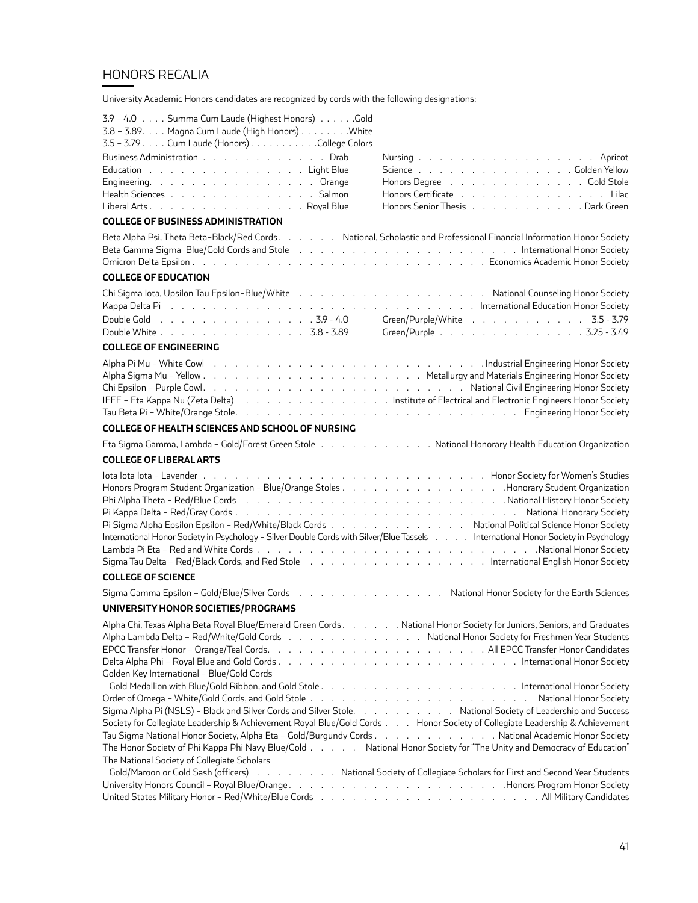## HONORS REGALIA

University Academic Honors candidates are recognized by cords with the following designations:

| GPA | Honor | Color |
|---|---|---|
| 3.9 – 4.0 | Summa Cum Laude (Highest Honors) | Gold |
| 3.8 – 3.89 | Magna Cum Laude (High Honors) | White |
| 3.5 – 3.79 | Cum Laude (Honors) | College Colors |

| College/Program | Color |
|---|---|
| Business Administration | Drab |
| Education | Light Blue |
| Engineering | Orange |
| Health Sciences | Salmon |
| Liberal Arts | Royal Blue |
| Nursing | Apricot |
| Science | Golden Yellow |
| Honors Degree | Gold Stole |
| Honors Certificate | Lilac |
| Honors Senior Thesis | Dark Green |

### COLLEGE OF BUSINESS ADMINISTRATION

| Regalia | Society |
|---|---|
| Beta Alpha Psi, Theta Beta–Black/Red Cords | National, Scholastic and Professional Financial Information Honor Society |
| Beta Gamma Sigma–Blue/Gold Cords and Stole | International Honor Society |
| Omicron Delta Epsilon | Economics Academic Honor Society |

### COLLEGE OF EDUCATION

| Regalia | Society |
|---|---|
| Chi Sigma Iota, Upsilon Tau Epsilon–Blue/White | National Counseling Honor Society |
| Kappa Delta Pi | International Education Honor Society |

| Cords | GPA |
|---|---|
| Double Gold | 3.9 - 4.0 |
| Double White | 3.8 - 3.89 |
| Green/Purple/White | 3.5 - 3.79 |
| Green/Purple | 3.25 - 3.49 |

### COLLEGE OF ENGINEERING

| Regalia | Society |
|---|---|
| Alpha Pi Mu – White Cowl | Industrial Engineering Honor Society |
| Alpha Sigma Mu – Yellow | Metallurgy and Materials Engineering Honor Society |
| Chi Epsilon – Purple Cowl | National Civil Engineering Honor Society |
| IEEE – Eta Kappa Nu (Zeta Delta) | Institute of Electrical and Electronic Engineers Honor Society |
| Tau Beta Pi – White/Orange Stole | Engineering Honor Society |

### COLLEGE OF HEALTH SCIENCES AND SCHOOL OF NURSING

| Regalia | Society |
|---|---|
| Eta Sigma Gamma, Lambda – Gold/Forest Green Stole | National Honorary Health Education Organization |

### COLLEGE OF LIBERAL ARTS

| Regalia | Society |
|---|---|
| Iota Iota Iota – Lavender | Honor Society for Women's Studies |
| Honors Program Student Organization – Blue/Orange Stoles | Honorary Student Organization |
| Phi Alpha Theta – Red/Blue Cords | National History Honor Society |
| Pi Kappa Delta – Red/Gray Cords | National Honorary Society |
| Pi Sigma Alpha Epsilon Epsilon – Red/White/Black Cords | National Political Science Honor Society |
| International Honor Society in Psychology – Silver Double Cords with Silver/Blue Tassels | International Honor Society in Psychology |
| Lambda Pi Eta – Red and White Cords | National Honor Society |
| Sigma Tau Delta – Red/Black Cords, and Red Stole | International English Honor Society |

### COLLEGE OF SCIENCE

| Regalia | Society |
|---|---|
| Sigma Gamma Epsilon – Gold/Blue/Silver Cords | National Honor Society for the Earth Sciences |

### UNIVERSITY HONOR SOCIETIES/PROGRAMS

| Regalia | Society |
|---|---|
| Alpha Chi, Texas Alpha Beta Royal Blue/Emerald Green Cords | National Honor Society for Juniors, Seniors, and Graduates |
| Alpha Lambda Delta – Red/White/Gold Cords | National Honor Society for Freshmen Year Students |
| EPCC Transfer Honor – Orange/Teal Cords | All EPCC Transfer Honor Candidates |
| Delta Alpha Phi – Royal Blue and Gold Cords | International Honor Society |
| Golden Key International – Blue/Gold Cords<br>Gold Medallion with Blue/Gold Ribbon, and Gold Stole | International Honor Society |
| Order of Omega – White/Gold Cords, and Gold Stole | National Honor Society |
| Sigma Alpha Pi (NSLS) – Black and Silver Cords and Silver Stole | National Society of Leadership and Success |
| Society for Collegiate Leadership & Achievement Royal Blue/Gold Cords | Honor Society of Collegiate Leadership & Achievement |
| Tau Sigma National Honor Society, Alpha Eta – Gold/Burgundy Cords | National Academic Honor Society |
| The Honor Society of Phi Kappa Phi Navy Blue/Gold | National Honor Society for "The Unity and Democracy of Education" |
| The National Society of Collegiate Scholars<br>Gold/Maroon or Gold Sash (officers) | National Society of Collegiate Scholars for First and Second Year Students |
| University Honors Council – Royal Blue/Orange | Honors Program Honor Society |
| United States Military Honor – Red/White/Blue Cords | All Military Candidates |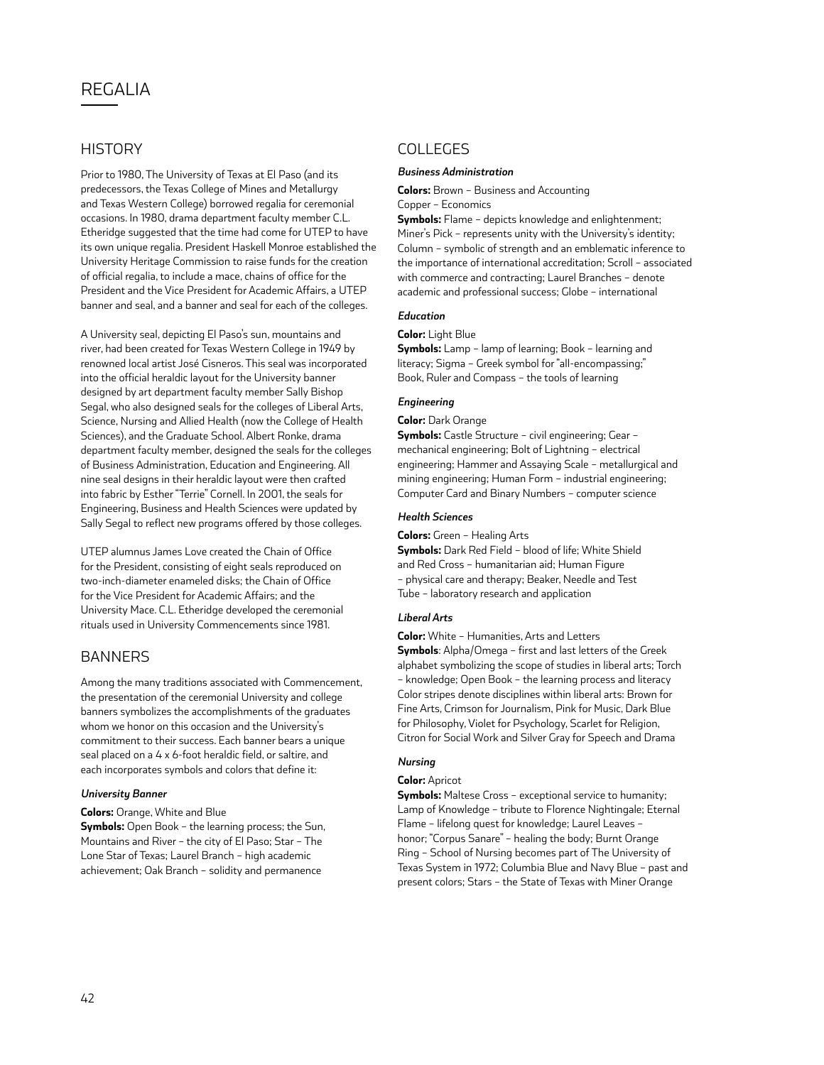# REGALIA

## HISTORY

Prior to 1980, The University of Texas at El Paso (and its predecessors, the Texas College of Mines and Metallurgy and Texas Western College) borrowed regalia for ceremonial occasions. In 1980, drama department faculty member C.L. Etheridge suggested that the time had come for UTEP to have its own unique regalia. President Haskell Monroe established the University Heritage Commission to raise funds for the creation of official regalia, to include a mace, chains of office for the President and the Vice President for Academic Affairs, a UTEP banner and seal, and a banner and seal for each of the colleges.

A University seal, depicting El Paso's sun, mountains and river, had been created for Texas Western College in 1949 by renowned local artist José Cisneros. This seal was incorporated into the official heraldic layout for the University banner designed by art department faculty member Sally Bishop Segal, who also designed seals for the colleges of Liberal Arts, Science, Nursing and Allied Health (now the College of Health Sciences), and the Graduate School. Albert Ronke, drama department faculty member, designed the seals for the colleges of Business Administration, Education and Engineering. All nine seal designs in their heraldic layout were then crafted into fabric by Esther "Terrie" Cornell. In 2001, the seals for Engineering, Business and Health Sciences were updated by Sally Segal to reflect new programs offered by those colleges.

UTEP alumnus James Love created the Chain of Office for the President, consisting of eight seals reproduced on two-inch-diameter enameled disks; the Chain of Office for the Vice President for Academic Affairs; and the University Mace. C.L. Etheridge developed the ceremonial rituals used in University Commencements since 1981.

## BANNERS

Among the many traditions associated with Commencement, the presentation of the ceremonial University and college banners symbolizes the accomplishments of the graduates whom we honor on this occasion and the University's commitment to their success. Each banner bears a unique seal placed on a 4 x 6-foot heraldic field, or saltire, and each incorporates symbols and colors that define it:

### *University Banner*

**Colors:** Orange, White and Blue
**Symbols:** Open Book – the learning process; the Sun, Mountains and River – the city of El Paso; Star – The Lone Star of Texas; Laurel Branch – high academic achievement; Oak Branch – solidity and permanence

## COLLEGES

### *Business Administration*

**Colors:** Brown – Business and Accounting
Copper – Economics
**Symbols:** Flame – depicts knowledge and enlightenment; Miner's Pick – represents unity with the University's identity; Column – symbolic of strength and an emblematic inference to the importance of international accreditation; Scroll – associated with commerce and contracting; Laurel Branches – denote academic and professional success; Globe – international

### *Education*

**Color:** Light Blue
**Symbols:** Lamp – lamp of learning; Book – learning and literacy; Sigma – Greek symbol for "all-encompassing;" Book, Ruler and Compass – the tools of learning

### *Engineering*

**Color:** Dark Orange
**Symbols:** Castle Structure – civil engineering; Gear – mechanical engineering; Bolt of Lightning – electrical engineering; Hammer and Assaying Scale – metallurgical and mining engineering; Human Form – industrial engineering; Computer Card and Binary Numbers – computer science

### *Health Sciences*

**Colors:** Green – Healing Arts
**Symbols:** Dark Red Field – blood of life; White Shield and Red Cross – humanitarian aid; Human Figure – physical care and therapy; Beaker, Needle and Test Tube – laboratory research and application

### *Liberal Arts*

**Color:** White – Humanities, Arts and Letters
**Symbols**: Alpha/Omega – first and last letters of the Greek alphabet symbolizing the scope of studies in liberal arts; Torch – knowledge; Open Book – the learning process and literacy Color stripes denote disciplines within liberal arts: Brown for Fine Arts, Crimson for Journalism, Pink for Music, Dark Blue for Philosophy, Violet for Psychology, Scarlet for Religion, Citron for Social Work and Silver Gray for Speech and Drama

### *Nursing*

**Color:** Apricot
**Symbols:** Maltese Cross – exceptional service to humanity; Lamp of Knowledge – tribute to Florence Nightingale; Eternal Flame – lifelong quest for knowledge; Laurel Leaves – honor; "Corpus Sanare" – healing the body; Burnt Orange Ring – School of Nursing becomes part of The University of Texas System in 1972; Columbia Blue and Navy Blue – past and present colors; Stars – the State of Texas with Miner Orange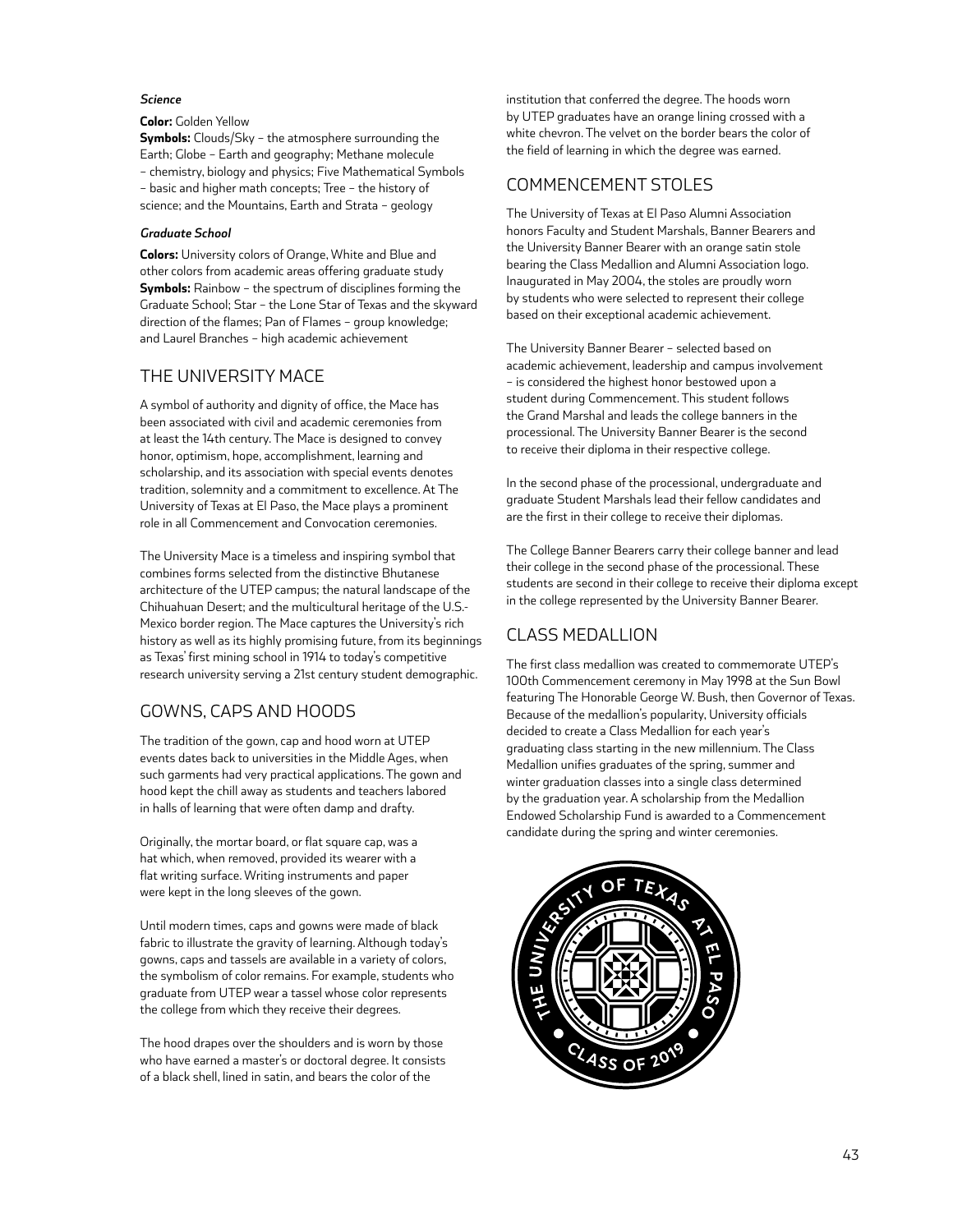### *Science*

**Color:** Golden Yellow
**Symbols:** Clouds/Sky – the atmosphere surrounding the Earth; Globe – Earth and geography; Methane molecule – chemistry, biology and physics; Five Mathematical Symbols – basic and higher math concepts; Tree – the history of science; and the Mountains, Earth and Strata – geology

### *Graduate School*

**Colors:** University colors of Orange, White and Blue and other colors from academic areas offering graduate study
**Symbols:** Rainbow – the spectrum of disciplines forming the Graduate School; Star – the Lone Star of Texas and the skyward direction of the flames; Pan of Flames – group knowledge; and Laurel Branches – high academic achievement

## THE UNIVERSITY MACE

A symbol of authority and dignity of office, the Mace has been associated with civil and academic ceremonies from at least the 14th century. The Mace is designed to convey honor, optimism, hope, accomplishment, learning and scholarship, and its association with special events denotes tradition, solemnity and a commitment to excellence. At The University of Texas at El Paso, the Mace plays a prominent role in all Commencement and Convocation ceremonies.

The University Mace is a timeless and inspiring symbol that combines forms selected from the distinctive Bhutanese architecture of the UTEP campus; the natural landscape of the Chihuahuan Desert; and the multicultural heritage of the U.S.-Mexico border region. The Mace captures the University's rich history as well as its highly promising future, from its beginnings as Texas' first mining school in 1914 to today's competitive research university serving a 21st century student demographic.

## GOWNS, CAPS AND HOODS

The tradition of the gown, cap and hood worn at UTEP events dates back to universities in the Middle Ages, when such garments had very practical applications. The gown and hood kept the chill away as students and teachers labored in halls of learning that were often damp and drafty.

Originally, the mortar board, or flat square cap, was a hat which, when removed, provided its wearer with a flat writing surface. Writing instruments and paper were kept in the long sleeves of the gown.

Until modern times, caps and gowns were made of black fabric to illustrate the gravity of learning. Although today's gowns, caps and tassels are available in a variety of colors, the symbolism of color remains. For example, students who graduate from UTEP wear a tassel whose color represents the college from which they receive their degrees.

The hood drapes over the shoulders and is worn by those who have earned a master's or doctoral degree. It consists of a black shell, lined in satin, and bears the color of the institution that conferred the degree. The hoods worn by UTEP graduates have an orange lining crossed with a white chevron. The velvet on the border bears the color of the field of learning in which the degree was earned.

## COMMENCEMENT STOLES

The University of Texas at El Paso Alumni Association honors Faculty and Student Marshals, Banner Bearers and the University Banner Bearer with an orange satin stole bearing the Class Medallion and Alumni Association logo. Inaugurated in May 2004, the stoles are proudly worn by students who were selected to represent their college based on their exceptional academic achievement.

The University Banner Bearer – selected based on academic achievement, leadership and campus involvement – is considered the highest honor bestowed upon a student during Commencement. This student follows the Grand Marshal and leads the college banners in the processional. The University Banner Bearer is the second to receive their diploma in their respective college.

In the second phase of the processional, undergraduate and graduate Student Marshals lead their fellow candidates and are the first in their college to receive their diplomas.

The College Banner Bearers carry their college banner and lead their college in the second phase of the processional. These students are second in their college to receive their diploma except in the college represented by the University Banner Bearer.

## CLASS MEDALLION

The first class medallion was created to commemorate UTEP's 100th Commencement ceremony in May 1998 at the Sun Bowl featuring The Honorable George W. Bush, then Governor of Texas. Because of the medallion's popularity, University officials decided to create a Class Medallion for each year's graduating class starting in the new millennium. The Class Medallion unifies graduates of the spring, summer and winter graduation classes into a single class determined by the graduation year. A scholarship from the Medallion Endowed Scholarship Fund is awarded to a Commencement candidate during the spring and winter ceremonies.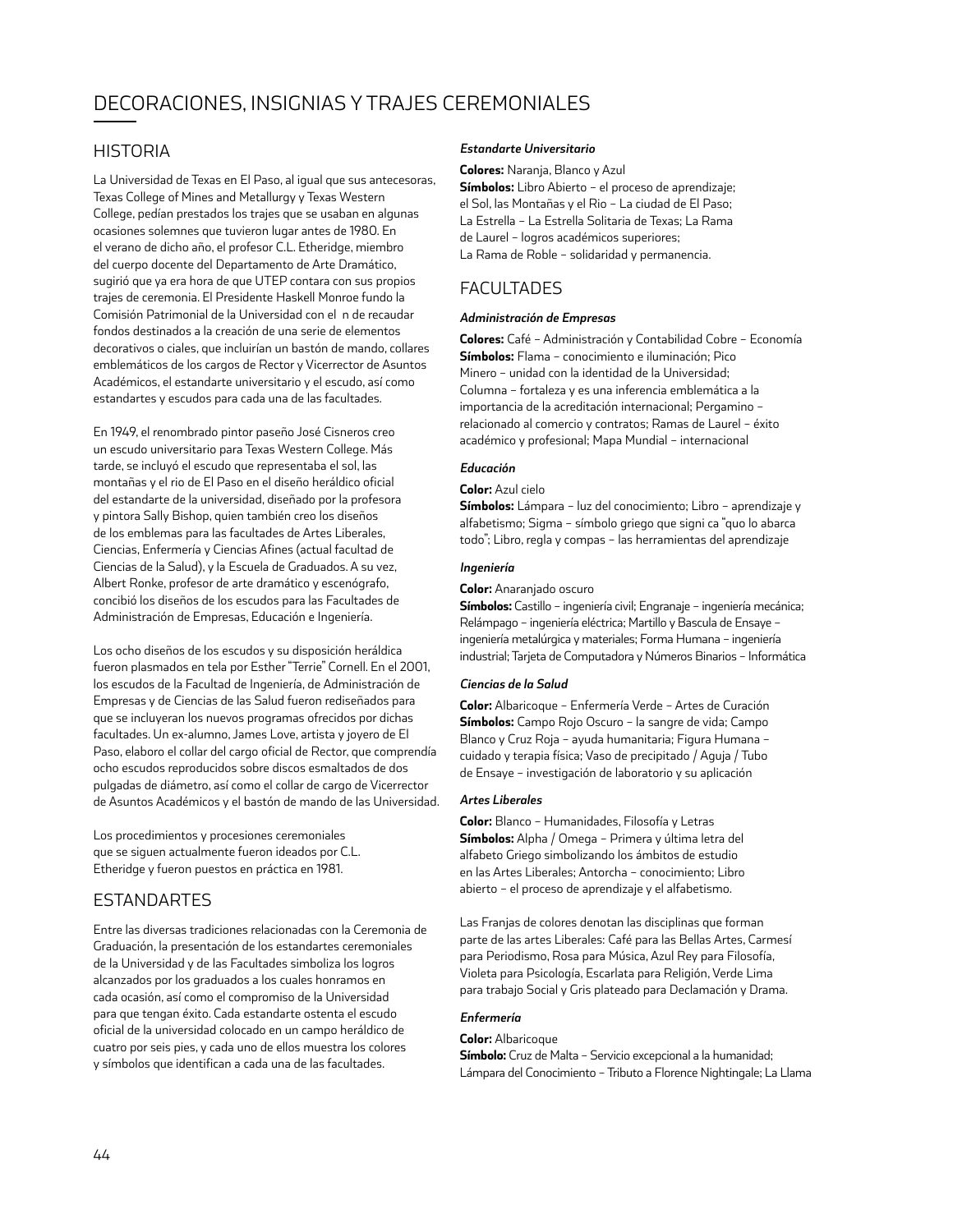# DECORACIONES, INSIGNIAS Y TRAJES CEREMONIALES

## HISTORIA

La Universidad de Texas en El Paso, al igual que sus antecesoras, Texas College of Mines and Metallurgy y Texas Western College, pedían prestados los trajes que se usaban en algunas ocasiones solemnes que tuvieron lugar antes de 1980. En el verano de dicho año, el profesor C.L. Etheridge, miembro del cuerpo docente del Departamento de Arte Dramático, sugirió que ya era hora de que UTEP contara con sus propios trajes de ceremonia. El Presidente Haskell Monroe fundo la Comisión Patrimonial de la Universidad con el n de recaudar fondos destinados a la creación de una serie de elementos decorativos o ciales, que incluirían un bastón de mando, collares emblemáticos de los cargos de Rector y Vicerrector de Asuntos Académicos, el estandarte universitario y el escudo, así como estandartes y escudos para cada una de las facultades.

En 1949, el renombrado pintor paseño José Cisneros creo un escudo universitario para Texas Western College. Más tarde, se incluyó el escudo que representaba el sol, las montañas y el rio de El Paso en el diseño heráldico oficial del estandarte de la universidad, diseñado por la profesora y pintora Sally Bishop, quien también creo los diseños de los emblemas para las facultades de Artes Liberales, Ciencias, Enfermería y Ciencias Afines (actual facultad de Ciencias de la Salud), y la Escuela de Graduados. A su vez, Albert Ronke, profesor de arte dramático y escenógrafo, concibió los diseños de los escudos para las Facultades de Administración de Empresas, Educación e Ingeniería.

Los ocho diseños de los escudos y su disposición heráldica fueron plasmados en tela por Esther "Terrie" Cornell. En el 2001, los escudos de la Facultad de Ingeniería, de Administración de Empresas y de Ciencias de las Salud fueron rediseñados para que se incluyeran los nuevos programas ofrecidos por dichas facultades. Un ex-alumno, James Love, artista y joyero de El Paso, elaboro el collar del cargo oficial de Rector, que comprendía ocho escudos reproducidos sobre discos esmaltados de dos pulgadas de diámetro, así como el collar de cargo de Vicerrector de Asuntos Académicos y el bastón de mando de las Universidad.

Los procedimientos y procesiones ceremoniales que se siguen actualmente fueron ideados por C.L. Etheridge y fueron puestos en práctica en 1981.

## ESTANDARTES

Entre las diversas tradiciones relacionadas con la Ceremonia de Graduación, la presentación de los estandartes ceremoniales de la Universidad y de las Facultades simboliza los logros alcanzados por los graduados a los cuales honramos en cada ocasión, así como el compromiso de la Universidad para que tengan éxito. Cada estandarte ostenta el escudo oficial de la universidad colocado en un campo heráldico de cuatro por seis pies, y cada uno de ellos muestra los colores y símbolos que identifican a cada una de las facultades.

#### *Estandarte Universitario*

**Colores:** Naranja, Blanco y Azul
**Símbolos:** Libro Abierto – el proceso de aprendizaje; el Sol, las Montañas y el Rio – La ciudad de El Paso; La Estrella – La Estrella Solitaria de Texas; La Rama de Laurel – logros académicos superiores; La Rama de Roble – solidaridad y permanencia.

## FACULTADES

#### *Administración de Empresas*

**Colores:** Café – Administración y Contabilidad Cobre – Economía
**Símbolos:** Flama – conocimiento e iluminación; Pico Minero – unidad con la identidad de la Universidad; Columna – fortaleza y es una inferencia emblemática a la importancia de la acreditación internacional; Pergamino – relacionado al comercio y contratos; Ramas de Laurel – éxito académico y profesional; Mapa Mundial – internacional

#### *Educación*

**Color:** Azul cielo
**Símbolos:** Lámpara – luz del conocimiento; Libro – aprendizaje y alfabetismo; Sigma – símbolo griego que signi ca "quo lo abarca todo"; Libro, regla y compas – las herramientas del aprendizaje

#### *Ingeniería*

**Color:** Anaranjado oscuro
**Símbolos:** Castillo – ingeniería civil; Engranaje – ingeniería mecánica; Relámpago – ingeniería eléctrica; Martillo y Bascula de Ensaye – ingeniería metalúrgica y materiales; Forma Humana – ingeniería industrial; Tarjeta de Computadora y Números Binarios – Informática

#### *Ciencias de la Salud*

**Color:** Albaricoque – Enfermería Verde – Artes de Curación
**Símbolos:** Campo Rojo Oscuro – la sangre de vida; Campo Blanco y Cruz Roja – ayuda humanitaria; Figura Humana – cuidado y terapia física; Vaso de precipitado / Aguja / Tubo de Ensaye – investigación de laboratorio y su aplicación

#### *Artes Liberales*

**Color:** Blanco – Humanidades, Filosofía y Letras
**Símbolos:** Alpha / Omega – Primera y última letra del alfabeto Griego simbolizando los ámbitos de estudio en las Artes Liberales; Antorcha – conocimiento; Libro abierto – el proceso de aprendizaje y el alfabetismo.

Las Franjas de colores denotan las disciplinas que forman parte de las artes Liberales: Café para las Bellas Artes, Carmesí para Periodismo, Rosa para Música, Azul Rey para Filosofía, Violeta para Psicología, Escarlata para Religión, Verde Lima para trabajo Social y Gris plateado para Declamación y Drama.

#### *Enfermería*

**Color:** Albaricoque
**Símbolo:** Cruz de Malta – Servicio excepcional a la humanidad; Lámpara del Conocimiento – Tributo a Florence Nightingale; La Llama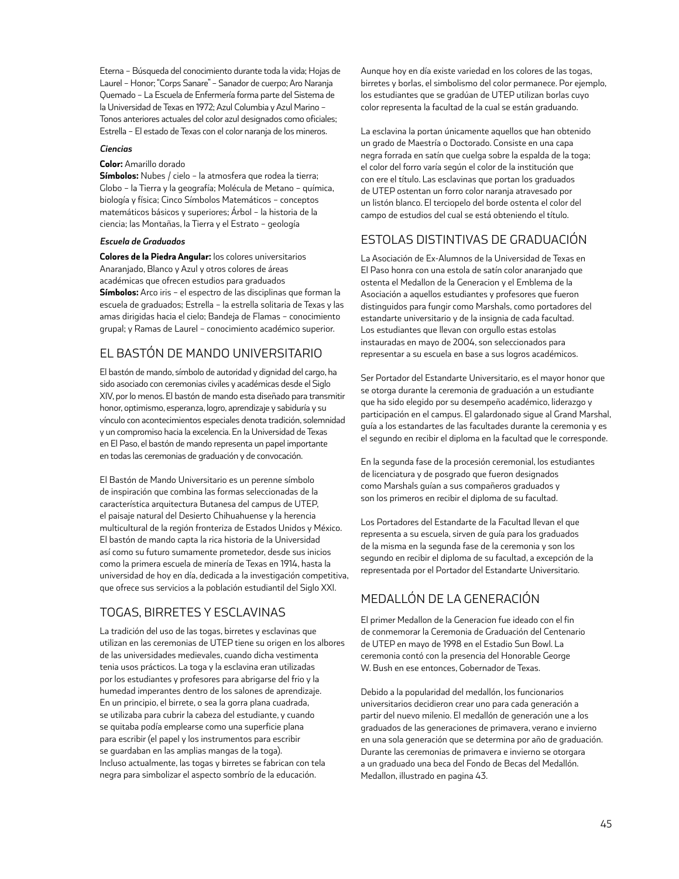Eterna – Búsqueda del conocimiento durante toda la vida; Hojas de Laurel – Honor; "Corps Sanare" – Sanador de cuerpo; Aro Naranja Quemado – La Escuela de Enfermería forma parte del Sistema de la Universidad de Texas en 1972; Azul Columbia y Azul Marino – Tonos anteriores actuales del color azul designados como oficiales; Estrella – El estado de Texas con el color naranja de los mineros.

***Ciencias***

**Color:** Amarillo dorado
**Símbolos:** Nubes / cielo – la atmosfera que rodea la tierra; Globo – la Tierra y la geografía; Molécula de Metano – química, biología y física; Cinco Símbolos Matemáticos – conceptos matemáticos básicos y superiores; Árbol – la historia de la ciencia; las Montañas, la Tierra y el Estrato – geología

***Escuela de Graduados***

**Colores de la Piedra Angular:** los colores universitarios Anaranjado, Blanco y Azul y otros colores de áreas académicas que ofrecen estudios para graduados
**Símbolos:** Arco iris – el espectro de las disciplinas que forman la escuela de graduados; Estrella – la estrella solitaria de Texas y las amas dirigidas hacia el cielo; Bandeja de Flamas – conocimiento grupal; y Ramas de Laurel – conocimiento académico superior.

## EL BASTÓN DE MANDO UNIVERSITARIO

El bastón de mando, símbolo de autoridad y dignidad del cargo, ha sido asociado con ceremonias civiles y académicas desde el Siglo XIV, por lo menos. El bastón de mando esta diseñado para transmitir honor, optimismo, esperanza, logro, aprendizaje y sabiduría y su vínculo con acontecimientos especiales denota tradición, solemnidad y un compromiso hacia la excelencia. En la Universidad de Texas en El Paso, el bastón de mando representa un papel importante en todas las ceremonias de graduación y de convocación.

El Bastón de Mando Universitario es un perenne símbolo de inspiración que combina las formas seleccionadas de la característica arquitectura Butanesa del campus de UTEP, el paisaje natural del Desierto Chihuahuense y la herencia multicultural de la región fronteriza de Estados Unidos y México. El bastón de mando capta la rica historia de la Universidad así como su futuro sumamente prometedor, desde sus inicios como la primera escuela de minería de Texas en 1914, hasta la universidad de hoy en día, dedicada a la investigación competitiva, que ofrece sus servicios a la población estudiantil del Siglo XXI.

## TOGAS, BIRRETES Y ESCLAVINAS

La tradición del uso de las togas, birretes y esclavinas que utilizan en las ceremonias de UTEP tiene su origen en los albores de las universidades medievales, cuando dicha vestimenta tenia usos prácticos. La toga y la esclavina eran utilizadas por los estudiantes y profesores para abrigarse del frio y la humedad imperantes dentro de los salones de aprendizaje. En un principio, el birrete, o sea la gorra plana cuadrada, se utilizaba para cubrir la cabeza del estudiante, y cuando se quitaba podía emplearse como una superficie plana para escribir (el papel y los instrumentos para escribir se guardaban en las amplias mangas de la toga). Incluso actualmente, las togas y birretes se fabrican con tela negra para simbolizar el aspecto sombrío de la educación.

Aunque hoy en día existe variedad en los colores de las togas, birretes y borlas, el simbolismo del color permanece. Por ejemplo, los estudiantes que se gradúan de UTEP utilizan borlas cuyo color representa la facultad de la cual se están graduando.

La esclavina la portan únicamente aquellos que han obtenido un grado de Maestría o Doctorado. Consiste en una capa negra forrada en satín que cuelga sobre la espalda de la toga; el color del forro varía según el color de la institución que con ere el título. Las esclavinas que portan los graduados de UTEP ostentan un forro color naranja atravesado por un listón blanco. El terciopelo del borde ostenta el color del campo de estudios del cual se está obteniendo el título.

## ESTOLAS DISTINTIVAS DE GRADUACIÓN

La Asociación de Ex-Alumnos de la Universidad de Texas en El Paso honra con una estola de satín color anaranjado que ostenta el Medallon de la Generacion y el Emblema de la Asociación a aquellos estudiantes y profesores que fueron distinguidos para fungir como Marshals, como portadores del estandarte universitario y de la insignia de cada facultad. Los estudiantes que llevan con orgullo estas estolas instauradas en mayo de 2004, son seleccionados para representar a su escuela en base a sus logros académicos.

Ser Portador del Estandarte Universitario, es el mayor honor que se otorga durante la ceremonia de graduación a un estudiante que ha sido elegido por su desempeño académico, liderazgo y participación en el campus. El galardonado sigue al Grand Marshal, guía a los estandartes de las facultades durante la ceremonia y es el segundo en recibir el diploma en la facultad que le corresponde.

En la segunda fase de la procesión ceremonial, los estudiantes de licenciatura y de posgrado que fueron designados como Marshals guían a sus compañeros graduados y son los primeros en recibir el diploma de su facultad.

Los Portadores del Estandarte de la Facultad llevan el que representa a su escuela, sirven de guía para los graduados de la misma en la segunda fase de la ceremonia y son los segundo en recibir el diploma de su facultad, a excepción de la representada por el Portador del Estandarte Universitario.

## MEDALLÓN DE LA GENERACIÓN

El primer Medallon de la Generacion fue ideado con el fin de conmemorar la Ceremonia de Graduación del Centenario de UTEP en mayo de 1998 en el Estadio Sun Bowl. La ceremonia contó con la presencia del Honorable George W. Bush en ese entonces, Gobernador de Texas.

Debido a la popularidad del medallón, los funcionarios universitarios decidieron crear uno para cada generación a partir del nuevo milenio. El medallón de generación une a los graduados de las generaciones de primavera, verano e invierno en una sola generación que se determina por año de graduación. Durante las ceremonias de primavera e invierno se otorgara a un graduado una beca del Fondo de Becas del Medallón. Medallon, illustrado en pagina 43.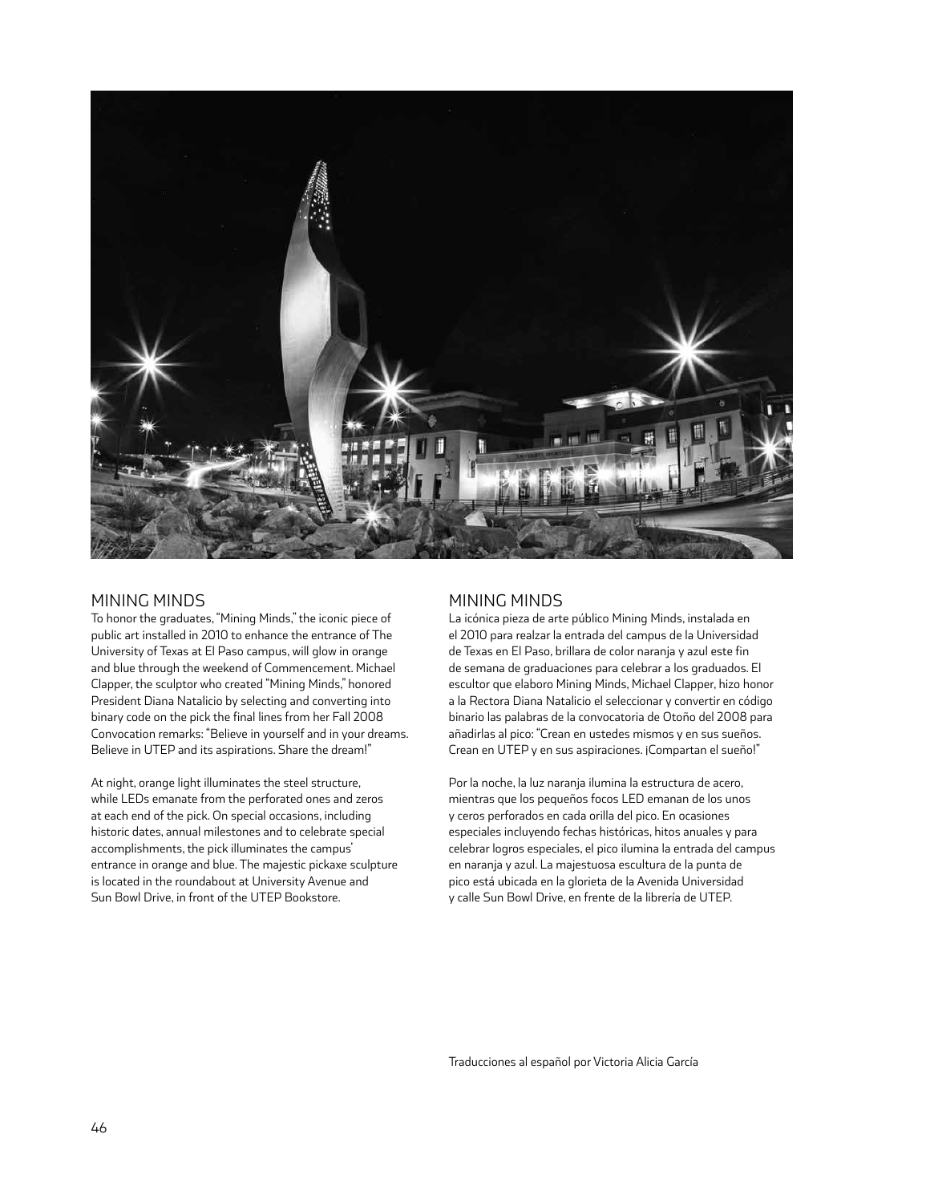## MINING MINDS

To honor the graduates, "Mining Minds," the iconic piece of public art installed in 2010 to enhance the entrance of The University of Texas at El Paso campus, will glow in orange and blue through the weekend of Commencement. Michael Clapper, the sculptor who created "Mining Minds," honored President Diana Natalicio by selecting and converting into binary code on the pick the final lines from her Fall 2008 Convocation remarks: "Believe in yourself and in your dreams. Believe in UTEP and its aspirations. Share the dream!"

At night, orange light illuminates the steel structure, while LEDs emanate from the perforated ones and zeros at each end of the pick. On special occasions, including historic dates, annual milestones and to celebrate special accomplishments, the pick illuminates the campus' entrance in orange and blue. The majestic pickaxe sculpture is located in the roundabout at University Avenue and Sun Bowl Drive, in front of the UTEP Bookstore.

## MINING MINDS

La icónica pieza de arte público Mining Minds, instalada en el 2010 para realzar la entrada del campus de la Universidad de Texas en El Paso, brillara de color naranja y azul este fin de semana de graduaciones para celebrar a los graduados. El escultor que elaboro Mining Minds, Michael Clapper, hizo honor a la Rectora Diana Natalicio el seleccionar y convertir en código binario las palabras de la convocatoria de Otoño del 2008 para añadirlas al pico: "Crean en ustedes mismos y en sus sueños. Crean en UTEP y en sus aspiraciones. ¡Compartan el sueño!"

Por la noche, la luz naranja ilumina la estructura de acero, mientras que los pequeños focos LED emanan de los unos y ceros perforados en cada orilla del pico. En ocasiones especiales incluyendo fechas históricas, hitos anuales y para celebrar logros especiales, el pico ilumina la entrada del campus en naranja y azul. La majestuosa escultura de la punta de pico está ubicada en la glorieta de la Avenida Universidad y calle Sun Bowl Drive, en frente de la librería de UTEP.

Traducciones al español por Victoria Alicia García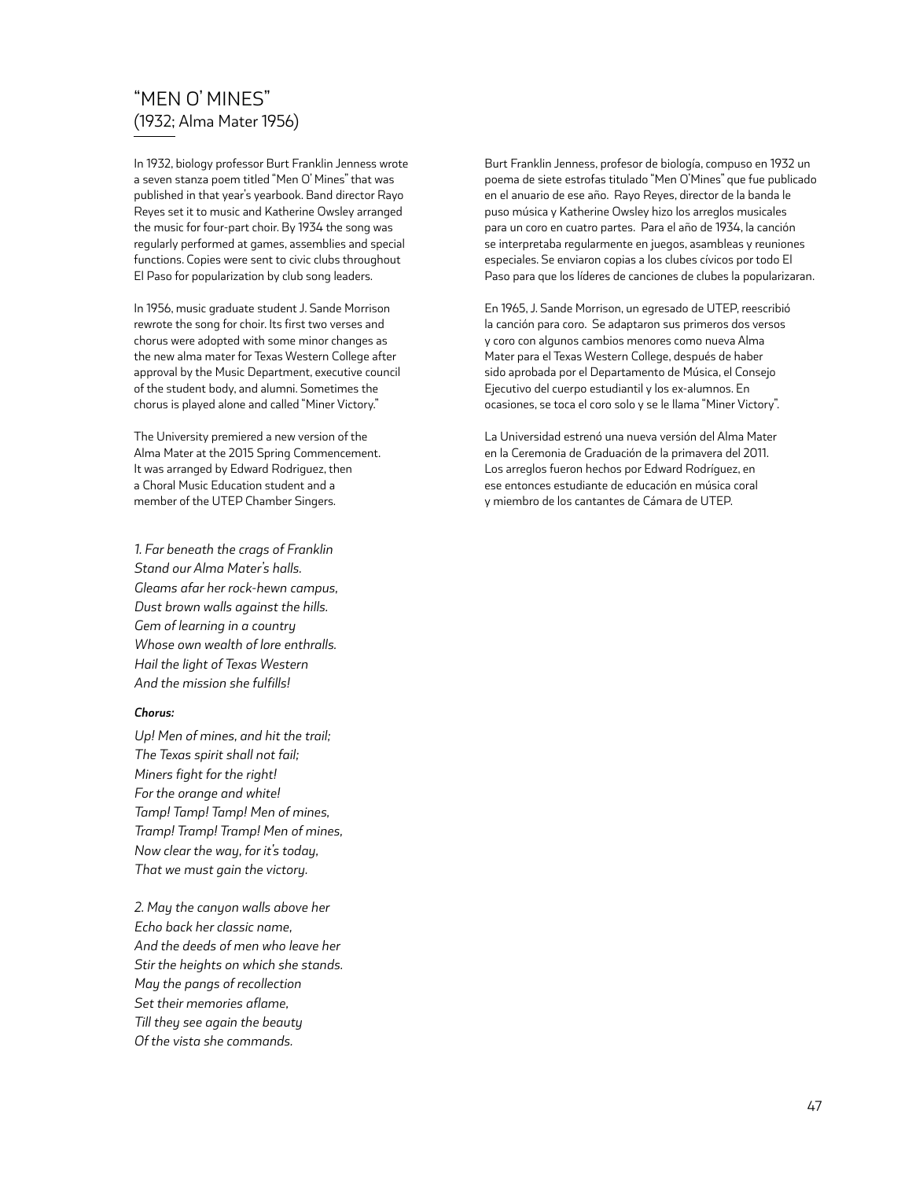## "MEN O' MINES"
(1932; Alma Mater 1956)

In 1932, biology professor Burt Franklin Jenness wrote a seven stanza poem titled "Men O' Mines" that was published in that year's yearbook. Band director Rayo Reyes set it to music and Katherine Owsley arranged the music for four-part choir. By 1934 the song was regularly performed at games, assemblies and special functions. Copies were sent to civic clubs throughout El Paso for popularization by club song leaders.

In 1956, music graduate student J. Sande Morrison rewrote the song for choir. Its first two verses and chorus were adopted with some minor changes as the new alma mater for Texas Western College after approval by the Music Department, executive council of the student body, and alumni. Sometimes the chorus is played alone and called "Miner Victory."

The University premiered a new version of the Alma Mater at the 2015 Spring Commencement. It was arranged by Edward Rodriguez, then a Choral Music Education student and a member of the UTEP Chamber Singers.

*1. Far beneath the crags of Franklin*
*Stand our Alma Mater's halls.*
*Gleams afar her rock-hewn campus,*
*Dust brown walls against the hills.*
*Gem of learning in a country*
*Whose own wealth of lore enthralls.*
*Hail the light of Texas Western*
*And the mission she fulfills!*

***Chorus:***

*Up! Men of mines, and hit the trail;*
*The Texas spirit shall not fail;*
*Miners fight for the right!*
*For the orange and white!*
*Tamp! Tamp! Tamp! Men of mines,*
*Tramp! Tramp! Tramp! Men of mines,*
*Now clear the way, for it's today,*
*That we must gain the victory.*

*2. May the canyon walls above her*
*Echo back her classic name,*
*And the deeds of men who leave her*
*Stir the heights on which she stands.*
*May the pangs of recollection*
*Set their memories aflame,*
*Till they see again the beauty*
*Of the vista she commands.*

Burt Franklin Jenness, profesor de biología, compuso en 1932 un poema de siete estrofas titulado "Men O'Mines" que fue publicado en el anuario de ese año. Rayo Reyes, director de la banda le puso música y Katherine Owsley hizo los arreglos musicales para un coro en cuatro partes. Para el año de 1934, la canción se interpretaba regularmente en juegos, asambleas y reuniones especiales. Se enviaron copias a los clubes cívicos por todo El Paso para que los líderes de canciones de clubes la popularizaran.

En 1965, J. Sande Morrison, un egresado de UTEP, reescribió la canción para coro. Se adaptaron sus primeros dos versos y coro con algunos cambios menores como nueva Alma Mater para el Texas Western College, después de haber sido aprobada por el Departamento de Música, el Consejo Ejecutivo del cuerpo estudiantil y los ex-alumnos. En ocasiones, se toca el coro solo y se le llama "Miner Victory".

La Universidad estrenó una nueva versión del Alma Mater en la Ceremonia de Graduación de la primavera del 2011. Los arreglos fueron hechos por Edward Rodríguez, en ese entonces estudiante de educación en música coral y miembro de los cantantes de Cámara de UTEP.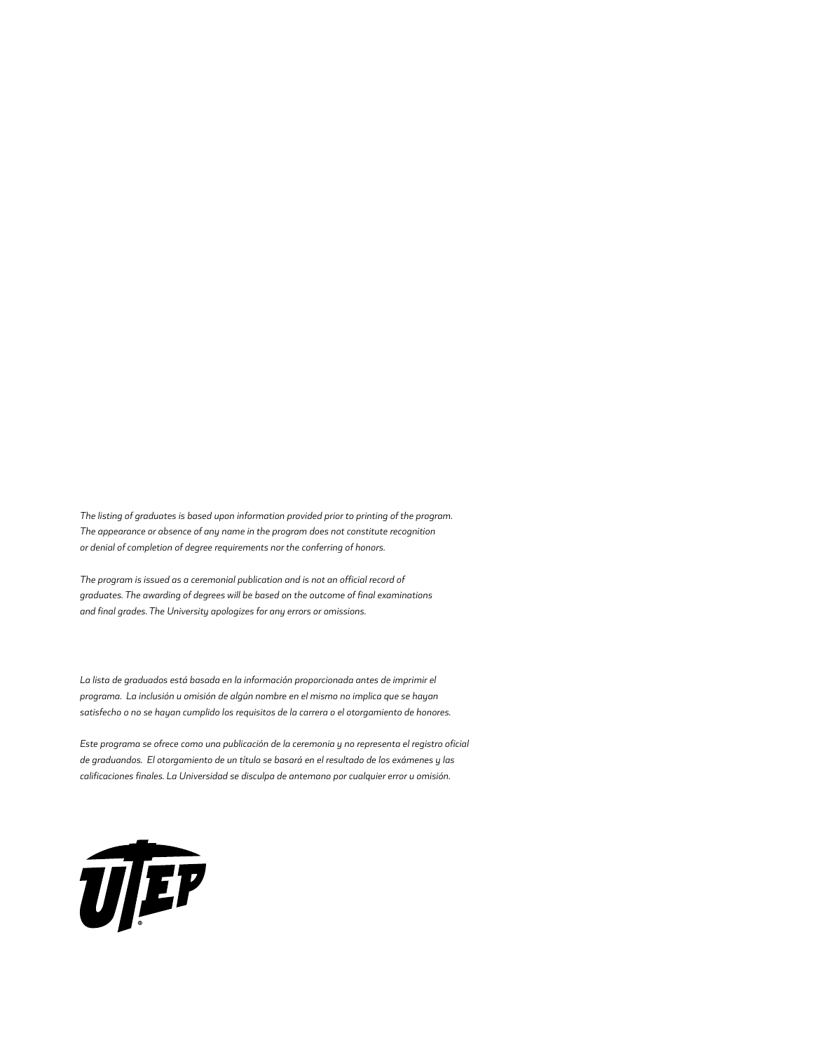*The listing of graduates is based upon information provided prior to printing of the program. The appearance or absence of any name in the program does not constitute recognition or denial of completion of degree requirements nor the conferring of honors.*

*The program is issued as a ceremonial publication and is not an official record of graduates. The awarding of degrees will be based on the outcome of final examinations and final grades. The University apologizes for any errors or omissions.*

*La lista de graduados está basada en la información proporcionada antes de imprimir el programa. La inclusión u omisión de algún nombre en el mismo no implica que se hayan satisfecho o no se hayan cumplido los requisitos de la carrera o el otorgamiento de honores.*

*Este programa se ofrece como una publicación de la ceremonia y no representa el registro oficial de graduandos. El otorgamiento de un título se basará en el resultado de los exámenes y las calificaciones finales. La Universidad se disculpa de antemano por cualquier error u omisión.*

UTEP®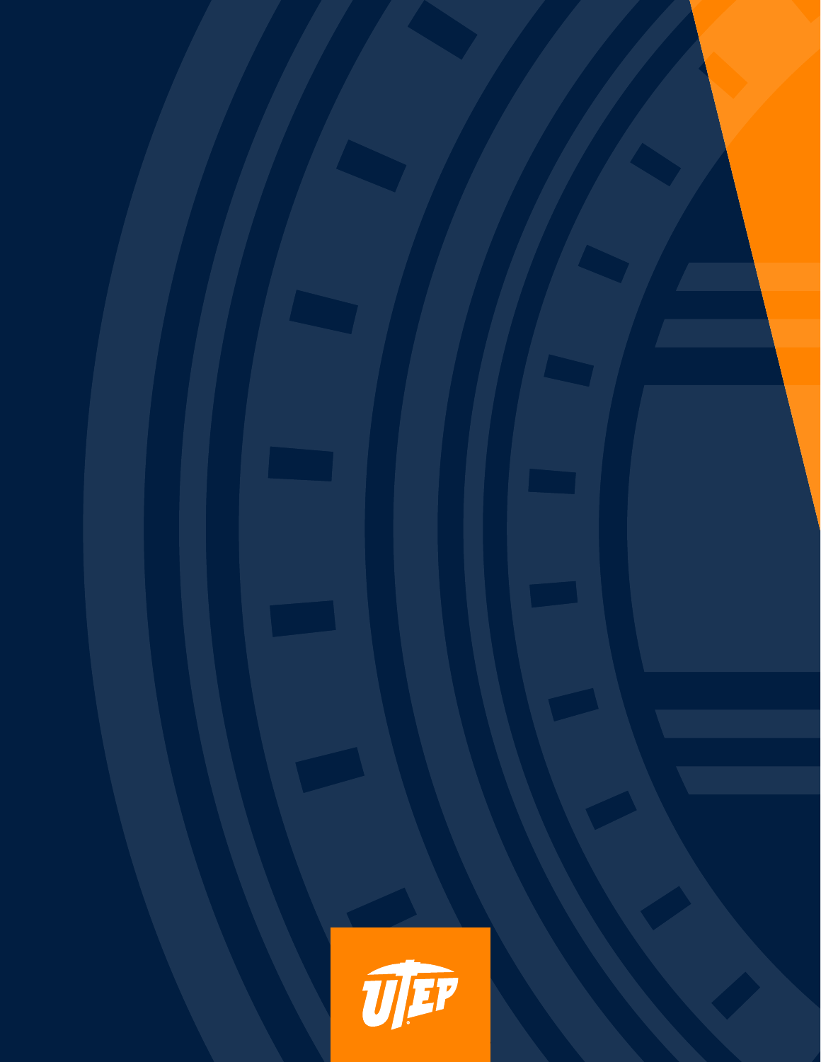UTEP